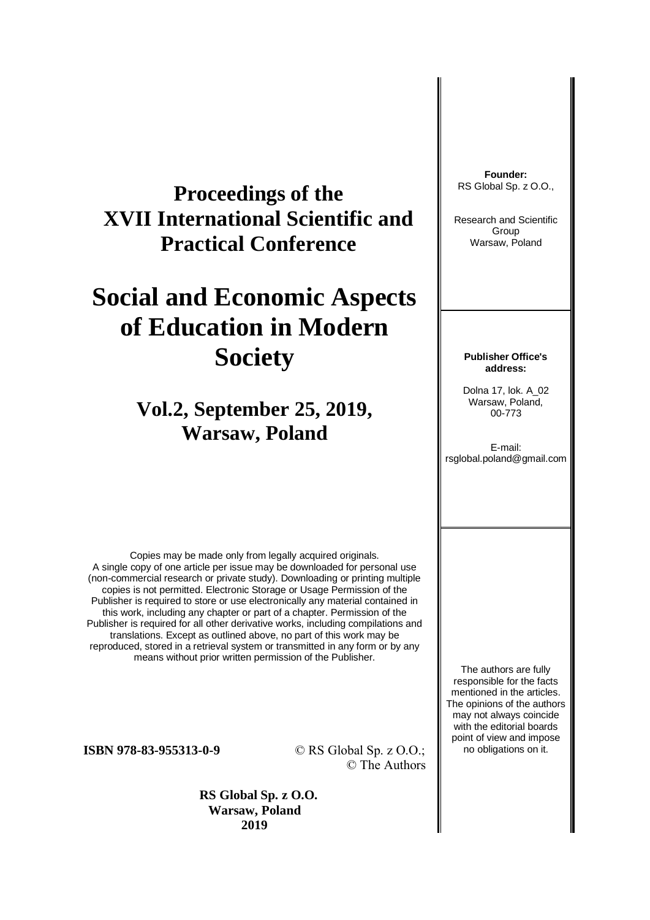# Proceedings of the XVII International Scientific and Practical Conference

# Social and Economic Aspects of Education in Modern Society

## Vol.2, September 25, 2019, Warsaw, Poland

**Founder:**
RS Global Sp. z O.O.,

Research and Scientific Group
Warsaw, Poland

**Publisher Office's address:**

Dolna 17, lok. A_02
Warsaw, Poland,
00-773

E-mail:
rsglobal.poland@gmail.com

Copies may be made only from legally acquired originals. A single copy of one article per issue may be downloaded for personal use (non-commercial research or private study). Downloading or printing multiple copies is not permitted. Electronic Storage or Usage Permission of the Publisher is required to store or use electronically any material contained in this work, including any chapter or part of a chapter. Permission of the Publisher is required for all other derivative works, including compilations and translations. Except as outlined above, no part of this work may be reproduced, stored in a retrieval system or transmitted in any form or by any means without prior written permission of the Publisher.

The authors are fully responsible for the facts mentioned in the articles. The opinions of the authors may not always coincide with the editorial boards point of view and impose no obligations on it.

**ISBN 978-83-955313-0-9**

© RS Global Sp. z O.O.;
© The Authors

**RS Global Sp. z O.O.**
**Warsaw, Poland**
**2019**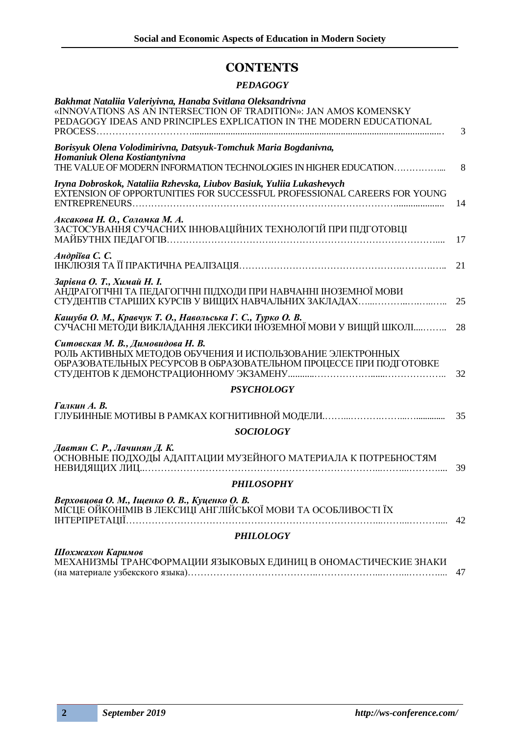# CONTENTS

## *PEDAGOGY*

| | |
|---|---|
| ***Bakhmat Nataliia Valeriyivna, Hanaba Svitlana Oleksandrivna***<br>«INNOVATIONS AS AN INTERSECTION OF TRADITION»: JAN AMOS KOMENSKY PEDAGOGY IDEAS AND PRINCIPLES EXPLICATION IN THE MODERN EDUCATIONAL PROCESS | 3 |
| ***Borisyuk Olena Volodimirivna, Datsyuk-Tomchuk Maria Bogdanivna, Homaniuk Olena Kostiantynivna***<br>THE VALUE OF MODERN INFORMATION TECHNOLOGIES IN HIGHER EDUCATION | 8 |
| ***Iryna Dobroskok, Nataliia Rzhevska, Liubov Basiuk, Yuliia Lukashevych***<br>EXTENSION OF OPPORTUNITIES FOR SUCCESSFUL PROFESSIONAL CAREERS FOR YOUNG ENTREPRENEURS | 14 |
| ***Аксакова Н. О., Соломка М. А.***<br>ЗАСТОСУВАННЯ СУЧАСНИХ ІННОВАЦІЙНИХ ТЕХНОЛОГІЙ ПРИ ПІДГОТОВЦІ МАЙБУТНІХ ПЕДАГОГІВ | 17 |
| ***Андріїва С. С.***<br>ІНКЛЮЗІЯ ТА ЇЇ ПРАКТИЧНА РЕАЛІЗАЦІЯ | 21 |
| ***Зарівна О. Т., Химай Н. І.***<br>АНДРАГОГІЧНІ ТА ПЕДАГОГІЧНІ ПІДХОДИ ПРИ НАВЧАННІ ІНОЗЕМНОЇ МОВИ СТУДЕНТІВ СТАРШИХ КУРСІВ У ВИЩИХ НАВЧАЛЬНИХ ЗАКЛАДАХ | 25 |
| ***Кашуба О. М., Кравчук Т. О., Навольська Г. С., Турко О. В.***<br>СУЧАСНІ МЕТОДИ ВИКЛАДАННЯ ЛЕКСИКИ ІНОЗЕМНОЇ МОВИ У ВИЩІЙ ШКОЛІ | 28 |
| ***Ситовская М. В., Димовидова Н. В.***<br>РОЛЬ АКТИВНЫХ МЕТОДОВ ОБУЧЕНИЯ И ИСПОЛЬЗОВАНИЕ ЭЛЕКТРОННЫХ ОБРАЗОВАТЕЛЬНЫХ РЕСУРСОВ В ОБРАЗОВАТЕЛЬНОМ ПРОЦЕССЕ ПРИ ПОДГОТОВКЕ СТУДЕНТОВ К ДЕМОНСТРАЦИОННОМУ ЭКЗАМЕНУ | 32 |

## *PSYCHOLOGY*

| | |
|---|---|
| ***Галкин А. В.***<br>ГЛУБИННЫЕ МОТИВЫ В РАМКАХ КОГНИТИВНОЙ МОДЕЛИ | 35 |

## *SOCIOLOGY*

| | |
|---|---|
| ***Давтян С. Р., Лачинян Д. К.***<br>ОСНОВНЫЕ ПОДХОДЫ АДАПТАЦИИ МУЗЕЙНОГО МАТЕРИАЛА К ПОТРЕБНОСТЯМ НЕВИДЯЩИХ ЛИЦ | 39 |

## *PHILOSOPHY*

| | |
|---|---|
| ***Верховцова О. М., Іщенко О. В., Куценко О. В.***<br>МІСЦЕ ОЙКОНІМІВ В ЛЕКСИЦІ АНГЛІЙСЬКОЇ МОВИ ТА ОСОБЛИВОСТІ ЇХ ІНТЕРПРЕТАЦІЇ | 42 |

## *PHILOLOGY*

| | |
|---|---|
| ***Шохжахон Каримов***<br>МЕХАНИЗМЫ ТРАНСФОРМАЦИИ ЯЗЫКОВЫХ ЕДИНИЦ В ОНОМАСТИЧЕСКИЕ ЗНАКИ (на материале узбекского языка) | 47 |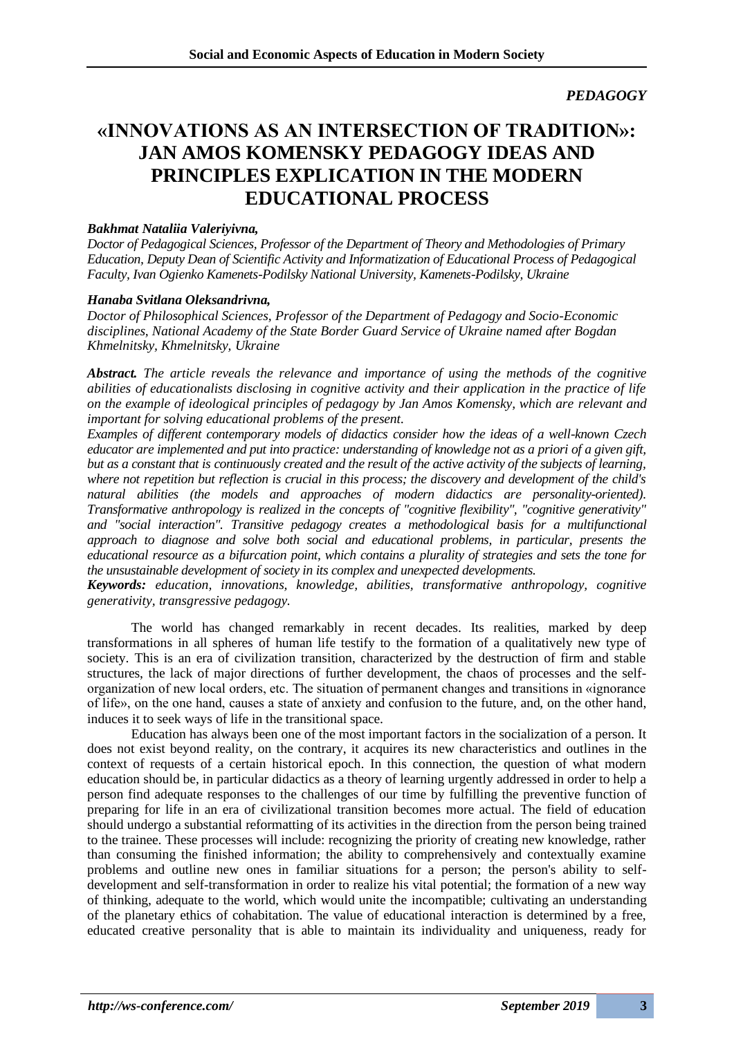*PEDAGOGY*

# «INNOVATIONS AS AN INTERSECTION OF TRADITION»: JAN AMOS KOMENSKY PEDAGOGY IDEAS AND PRINCIPLES EXPLICATION IN THE MODERN EDUCATIONAL PROCESS

***Bakhmat Nataliia Valeriyivna,***
*Doctor of Pedagogical Sciences, Professor of the Department of Theory and Methodologies of Primary Education, Deputy Dean of Scientific Activity and Informatization of Educational Process of Pedagogical Faculty, Ivan Ogienko Kamenets-Podilsky National University, Kamenets-Podilsky, Ukraine*

***Hanaba Svitlana Oleksandrivna,***
*Doctor of Philosophical Sciences, Professor of the Department of Pedagogy and Socio-Economic disciplines, National Academy of the State Border Guard Service of Ukraine named after Bogdan Khmelnitsky, Khmelnitsky, Ukraine*

***Abstract.*** *The article reveals the relevance and importance of using the methods of the cognitive abilities of educationalists disclosing in cognitive activity and their application in the practice of life on the example of ideological principles of pedagogy by Jan Amos Komensky, which are relevant and important for solving educational problems of the present.*

*Examples of different contemporary models of didactics consider how the ideas of a well-known Czech educator are implemented and put into practice: understanding of knowledge not as a priori of a given gift, but as a constant that is continuously created and the result of the active activity of the subjects of learning, where not repetition but reflection is crucial in this process; the discovery and development of the child's natural abilities (the models and approaches of modern didactics are personality-oriented). Transformative anthropology is realized in the concepts of "cognitive flexibility", "cognitive generativity" and "social interaction". Transitive pedagogy creates a methodological basis for a multifunctional approach to diagnose and solve both social and educational problems, in particular, presents the educational resource as a bifurcation point, which contains a plurality of strategies and sets the tone for the unsustainable development of society in its complex and unexpected developments.*

***Keywords:*** *education, innovations, knowledge, abilities, transformative anthropology, cognitive generativity, transgressive pedagogy.*

The world has changed remarkably in recent decades. Its realities, marked by deep transformations in all spheres of human life testify to the formation of a qualitatively new type of society. This is an era of civilization transition, characterized by the destruction of firm and stable structures, the lack of major directions of further development, the chaos of processes and the self-organization of new local orders, etc. The situation of permanent changes and transitions in «ignorance of life», on the one hand, causes a state of anxiety and confusion to the future, and, on the other hand, induces it to seek ways of life in the transitional space.

Education has always been one of the most important factors in the socialization of a person. It does not exist beyond reality, on the contrary, it acquires its new characteristics and outlines in the context of requests of a certain historical epoch. In this connection, the question of what modern education should be, in particular didactics as a theory of learning urgently addressed in order to help a person find adequate responses to the challenges of our time by fulfilling the preventive function of preparing for life in an era of civilizational transition becomes more actual. The field of education should undergo a substantial reformatting of its activities in the direction from the person being trained to the trainee. These processes will include: recognizing the priority of creating new knowledge, rather than consuming the finished information; the ability to comprehensively and contextually examine problems and outline new ones in familiar situations for a person; the person's ability to self-development and self-transformation in order to realize his vital potential; the formation of a new way of thinking, adequate to the world, which would unite the incompatible; cultivating an understanding of the planetary ethics of cohabitation. The value of educational interaction is determined by a free, educated creative personality that is able to maintain its individuality and uniqueness, ready for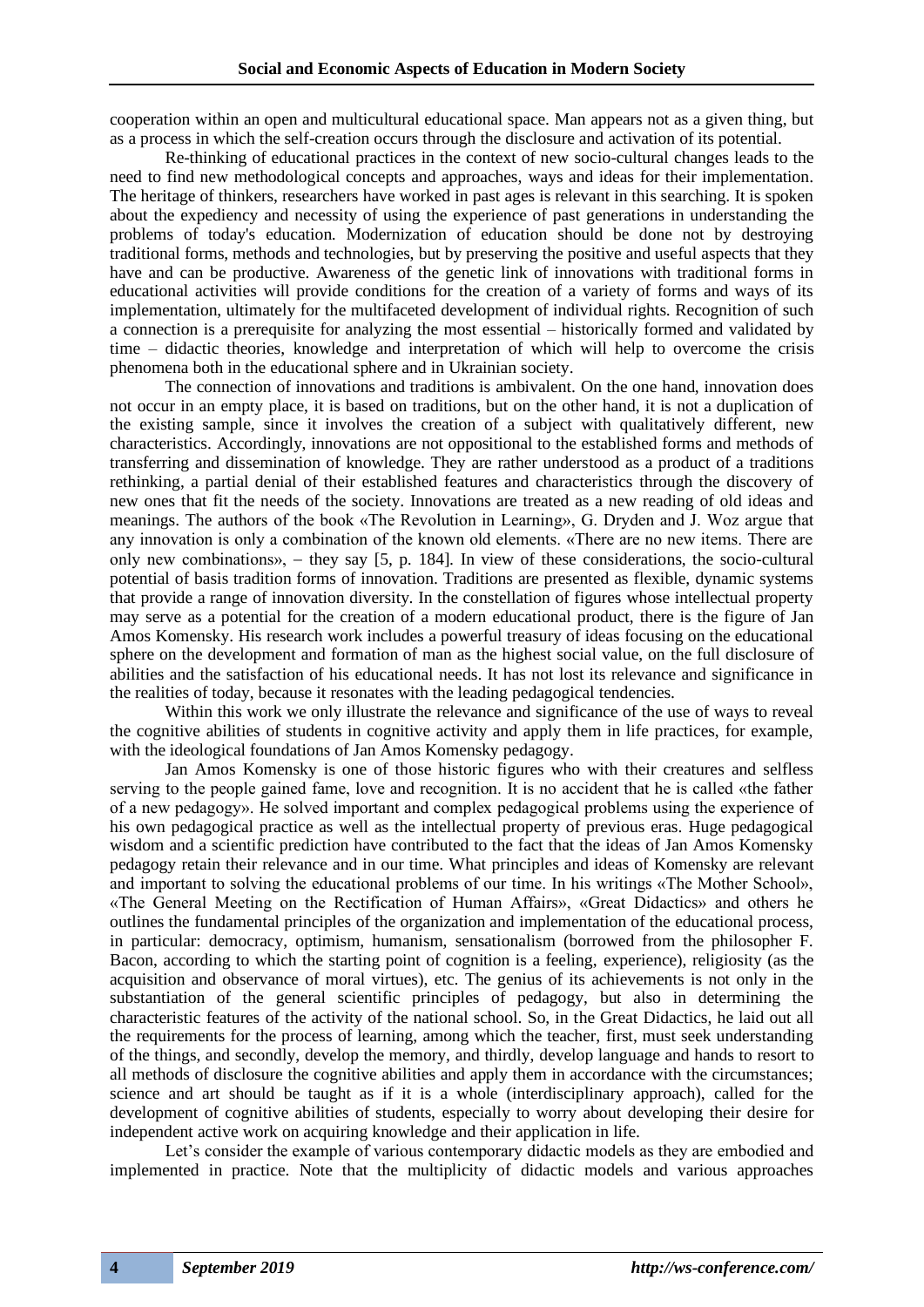cooperation within an open and multicultural educational space. Man appears not as a given thing, but as a process in which the self-creation occurs through the disclosure and activation of its potential.

Re-thinking of educational practices in the context of new socio-cultural changes leads to the need to find new methodological concepts and approaches, ways and ideas for their implementation. The heritage of thinkers, researchers have worked in past ages is relevant in this searching. It is spoken about the expediency and necessity of using the experience of past generations in understanding the problems of today's education. Modernization of education should be done not by destroying traditional forms, methods and technologies, but by preserving the positive and useful aspects that they have and can be productive. Awareness of the genetic link of innovations with traditional forms in educational activities will provide conditions for the creation of a variety of forms and ways of its implementation, ultimately for the multifaceted development of individual rights. Recognition of such a connection is a prerequisite for analyzing the most essential – historically formed and validated by time – didactic theories, knowledge and interpretation of which will help to overcome the crisis phenomena both in the educational sphere and in Ukrainian society.

The connection of innovations and traditions is ambivalent. On the one hand, innovation does not occur in an empty place, it is based on traditions, but on the other hand, it is not a duplication of the existing sample, since it involves the creation of a subject with qualitatively different, new characteristics. Accordingly, innovations are not oppositional to the established forms and methods of transferring and dissemination of knowledge. They are rather understood as a product of a traditions rethinking, a partial denial of their established features and characteristics through the discovery of new ones that fit the needs of the society. Innovations are treated as a new reading of old ideas and meanings. The authors of the book «The Revolution in Learning», G. Dryden and J. Woz argue that any innovation is only a combination of the known old elements. «There are no new items. There are only new combinations», – they say [5, p. 184]. In view of these considerations, the socio-cultural potential of basis tradition forms of innovation. Traditions are presented as flexible, dynamic systems that provide a range of innovation diversity. In the constellation of figures whose intellectual property may serve as a potential for the creation of a modern educational product, there is the figure of Jan Amos Komensky. His research work includes a powerful treasury of ideas focusing on the educational sphere on the development and formation of man as the highest social value, on the full disclosure of abilities and the satisfaction of his educational needs. It has not lost its relevance and significance in the realities of today, because it resonates with the leading pedagogical tendencies.

Within this work we only illustrate the relevance and significance of the use of ways to reveal the cognitive abilities of students in cognitive activity and apply them in life practices, for example, with the ideological foundations of Jan Amos Komensky pedagogy.

Jan Amos Komensky is one of those historic figures who with their creatures and selfless serving to the people gained fame, love and recognition. It is no accident that he is called «the father of a new pedagogy». He solved important and complex pedagogical problems using the experience of his own pedagogical practice as well as the intellectual property of previous eras. Huge pedagogical wisdom and a scientific prediction have contributed to the fact that the ideas of Jan Amos Komensky pedagogy retain their relevance and in our time. What principles and ideas of Komensky are relevant and important to solving the educational problems of our time. In his writings «The Mother School», «The General Meeting on the Rectification of Human Affairs», «Great Didactics» and others he outlines the fundamental principles of the organization and implementation of the educational process, in particular: democracy, optimism, humanism, sensationalism (borrowed from the philosopher F. Bacon, according to which the starting point of cognition is a feeling, experience), religiosity (as the acquisition and observance of moral virtues), etc. The genius of its achievements is not only in the substantiation of the general scientific principles of pedagogy, but also in determining the characteristic features of the activity of the national school. So, in the Great Didactics, he laid out all the requirements for the process of learning, among which the teacher, first, must seek understanding of the things, and secondly, develop the memory, and thirdly, develop language and hands to resort to all methods of disclosure the cognitive abilities and apply them in accordance with the circumstances; science and art should be taught as if it is a whole (interdisciplinary approach), called for the development of cognitive abilities of students, especially to worry about developing their desire for independent active work on acquiring knowledge and their application in life.

Let's consider the example of various contemporary didactic models as they are embodied and implemented in practice. Note that the multiplicity of didactic models and various approaches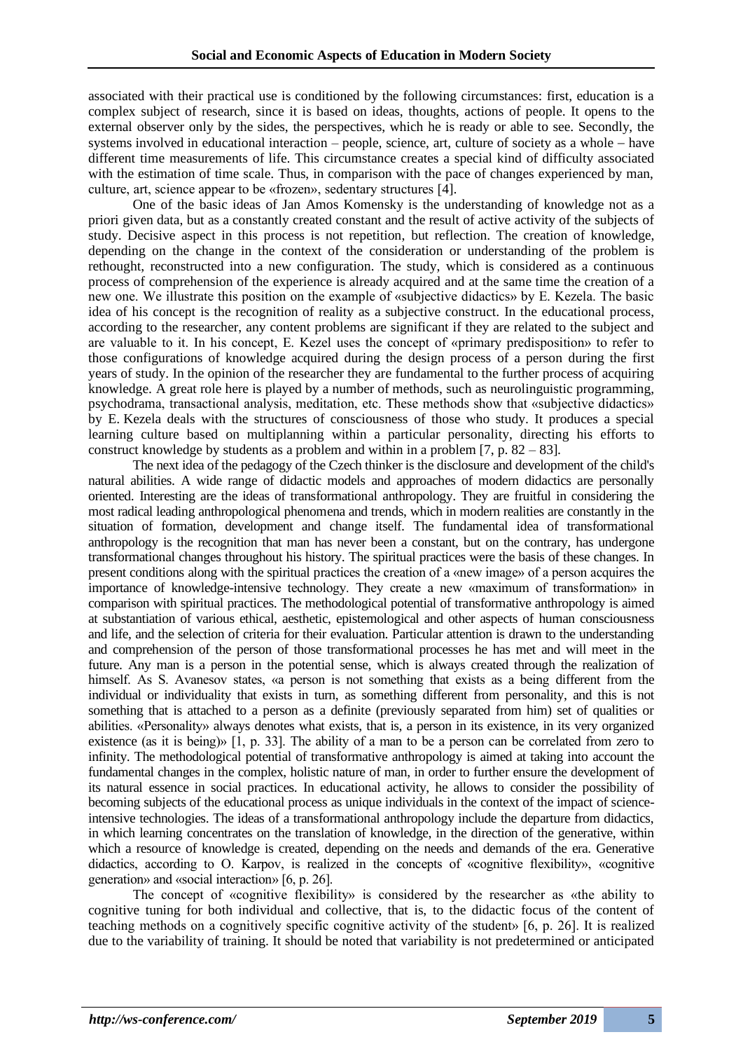associated with their practical use is conditioned by the following circumstances: first, education is a complex subject of research, since it is based on ideas, thoughts, actions of people. It opens to the external observer only by the sides, the perspectives, which he is ready or able to see. Secondly, the systems involved in educational interaction – people, science, art, culture of society as a whole – have different time measurements of life. This circumstance creates a special kind of difficulty associated with the estimation of time scale. Thus, in comparison with the pace of changes experienced by man, culture, art, science appear to be «frozen», sedentary structures [4].

One of the basic ideas of Jan Amos Komensky is the understanding of knowledge not as a priori given data, but as a constantly created constant and the result of active activity of the subjects of study. Decisive aspect in this process is not repetition, but reflection. The creation of knowledge, depending on the change in the context of the consideration or understanding of the problem is rethought, reconstructed into a new configuration. The study, which is considered as a continuous process of comprehension of the experience is already acquired and at the same time the creation of a new one. We illustrate this position on the example of «subjective didactics» by E. Kezela. The basic idea of his concept is the recognition of reality as a subjective construct. In the educational process, according to the researcher, any content problems are significant if they are related to the subject and are valuable to it. In his concept, E. Kezel uses the concept of «primary predisposition» to refer to those configurations of knowledge acquired during the design process of a person during the first years of study. In the opinion of the researcher they are fundamental to the further process of acquiring knowledge. A great role here is played by a number of methods, such as neurolinguistic programming, psychodrama, transactional analysis, meditation, etc. These methods show that «subjective didactics» by E. Kezela deals with the structures of consciousness of those who study. It produces a special learning culture based on multiplanning within a particular personality, directing his efforts to construct knowledge by students as a problem and within in a problem [7, p. 82 – 83].

The next idea of the pedagogy of the Czech thinker is the disclosure and development of the child's natural abilities. A wide range of didactic models and approaches of modern didactics are personally oriented. Interesting are the ideas of transformational anthropology. They are fruitful in considering the most radical leading anthropological phenomena and trends, which in modern realities are constantly in the situation of formation, development and change itself. The fundamental idea of transformational anthropology is the recognition that man has never been a constant, but on the contrary, has undergone transformational changes throughout his history. The spiritual practices were the basis of these changes. In present conditions along with the spiritual practices the creation of a «new image» of a person acquires the importance of knowledge-intensive technology. They create a new «maximum of transformation» in comparison with spiritual practices. The methodological potential of transformative anthropology is aimed at substantiation of various ethical, aesthetic, epistemological and other aspects of human consciousness and life, and the selection of criteria for their evaluation. Particular attention is drawn to the understanding and comprehension of the person of those transformational processes he has met and will meet in the future. Any man is a person in the potential sense, which is always created through the realization of himself. As S. Avanesov states, «a person is not something that exists as a being different from the individual or individuality that exists in turn, as something different from personality, and this is not something that is attached to a person as a definite (previously separated from him) set of qualities or abilities. «Personality» always denotes what exists, that is, a person in its existence, in its very organized existence (as it is being)» [1, p. 33]. The ability of a man to be a person can be correlated from zero to infinity. The methodological potential of transformative anthropology is aimed at taking into account the fundamental changes in the complex, holistic nature of man, in order to further ensure the development of its natural essence in social practices. In educational activity, he allows to consider the possibility of becoming subjects of the educational process as unique individuals in the context of the impact of science-intensive technologies. The ideas of a transformational anthropology include the departure from didactics, in which learning concentrates on the translation of knowledge, in the direction of the generative, within which a resource of knowledge is created, depending on the needs and demands of the era. Generative didactics, according to O. Karpov, is realized in the concepts of «cognitive flexibility», «cognitive generation» and «social interaction» [6, p. 26].

The concept of «cognitive flexibility» is considered by the researcher as «the ability to cognitive tuning for both individual and collective, that is, to the didactic focus of the content of teaching methods on a cognitively specific cognitive activity of the student» [6, p. 26]. It is realized due to the variability of training. It should be noted that variability is not predetermined or anticipated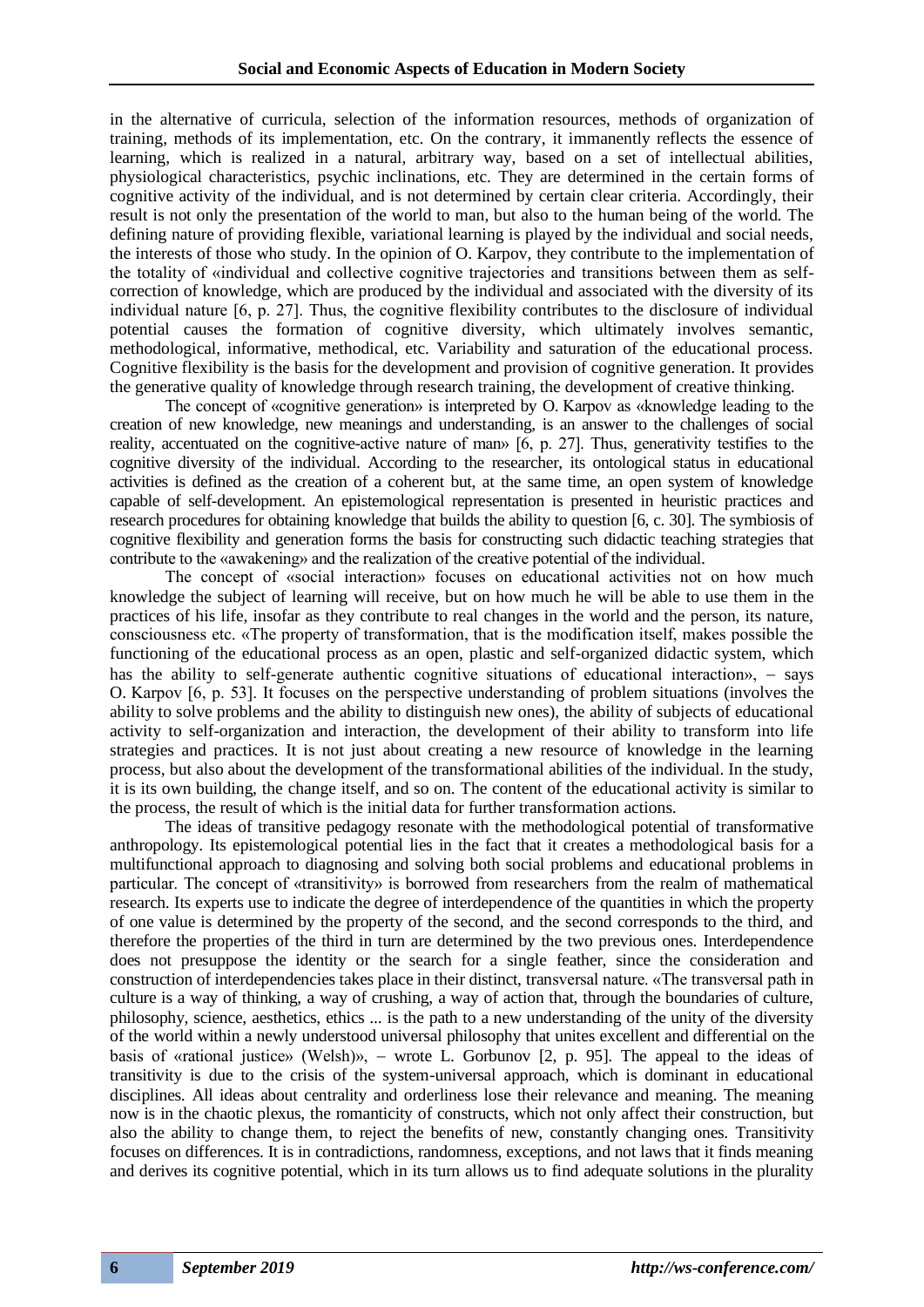in the alternative of curricula, selection of the information resources, methods of organization of training, methods of its implementation, etc. On the contrary, it immanently reflects the essence of learning, which is realized in a natural, arbitrary way, based on a set of intellectual abilities, physiological characteristics, psychic inclinations, etc. They are determined in the certain forms of cognitive activity of the individual, and is not determined by certain clear criteria. Accordingly, their result is not only the presentation of the world to man, but also to the human being of the world. The defining nature of providing flexible, variational learning is played by the individual and social needs, the interests of those who study. In the opinion of O. Karpov, they contribute to the implementation of the totality of «individual and collective cognitive trajectories and transitions between them as self-correction of knowledge, which are produced by the individual and associated with the diversity of its individual nature [6, p. 27]. Thus, the cognitive flexibility contributes to the disclosure of individual potential causes the formation of cognitive diversity, which ultimately involves semantic, methodological, informative, methodical, etc. Variability and saturation of the educational process. Cognitive flexibility is the basis for the development and provision of cognitive generation. It provides the generative quality of knowledge through research training, the development of creative thinking.

The concept of «cognitive generation» is interpreted by O. Karpov as «knowledge leading to the creation of new knowledge, new meanings and understanding, is an answer to the challenges of social reality, accentuated on the cognitive-active nature of man» [6, p. 27]. Thus, generativity testifies to the cognitive diversity of the individual. According to the researcher, its ontological status in educational activities is defined as the creation of a coherent but, at the same time, an open system of knowledge capable of self-development. An epistemological representation is presented in heuristic practices and research procedures for obtaining knowledge that builds the ability to question [6, c. 30]. The symbiosis of cognitive flexibility and generation forms the basis for constructing such didactic teaching strategies that contribute to the «awakening» and the realization of the creative potential of the individual.

The concept of «social interaction» focuses on educational activities not on how much knowledge the subject of learning will receive, but on how much he will be able to use them in the practices of his life, insofar as they contribute to real changes in the world and the person, its nature, consciousness etc. «The property of transformation, that is the modification itself, makes possible the functioning of the educational process as an open, plastic and self-organized didactic system, which has the ability to self-generate authentic cognitive situations of educational interaction», – says O. Karpov [6, p. 53]. It focuses on the perspective understanding of problem situations (involves the ability to solve problems and the ability to distinguish new ones), the ability of subjects of educational activity to self-organization and interaction, the development of their ability to transform into life strategies and practices. It is not just about creating a new resource of knowledge in the learning process, but also about the development of the transformational abilities of the individual. In the study, it is its own building, the change itself, and so on. The content of the educational activity is similar to the process, the result of which is the initial data for further transformation actions.

The ideas of transitive pedagogy resonate with the methodological potential of transformative anthropology. Its epistemological potential lies in the fact that it creates a methodological basis for a multifunctional approach to diagnosing and solving both social problems and educational problems in particular. The concept of «transitivity» is borrowed from researchers from the realm of mathematical research. Its experts use to indicate the degree of interdependence of the quantities in which the property of one value is determined by the property of the second, and the second corresponds to the third, and therefore the properties of the third in turn are determined by the two previous ones. Interdependence does not presuppose the identity or the search for a single feather, since the consideration and construction of interdependencies takes place in their distinct, transversal nature. «The transversal path in culture is a way of thinking, a way of crushing, a way of action that, through the boundaries of culture, philosophy, science, aesthetics, ethics ... is the path to a new understanding of the unity of the diversity of the world within a newly understood universal philosophy that unites excellent and differential on the basis of «rational justice» (Welsh)», – wrote L. Gorbunov [2, p. 95]. The appeal to the ideas of transitivity is due to the crisis of the system-universal approach, which is dominant in educational disciplines. All ideas about centrality and orderliness lose their relevance and meaning. The meaning now is in the chaotic plexus, the romanticity of constructs, which not only affect their construction, but also the ability to change them, to reject the benefits of new, constantly changing ones. Transitivity focuses on differences. It is in contradictions, randomness, exceptions, and not laws that it finds meaning and derives its cognitive potential, which in its turn allows us to find adequate solutions in the plurality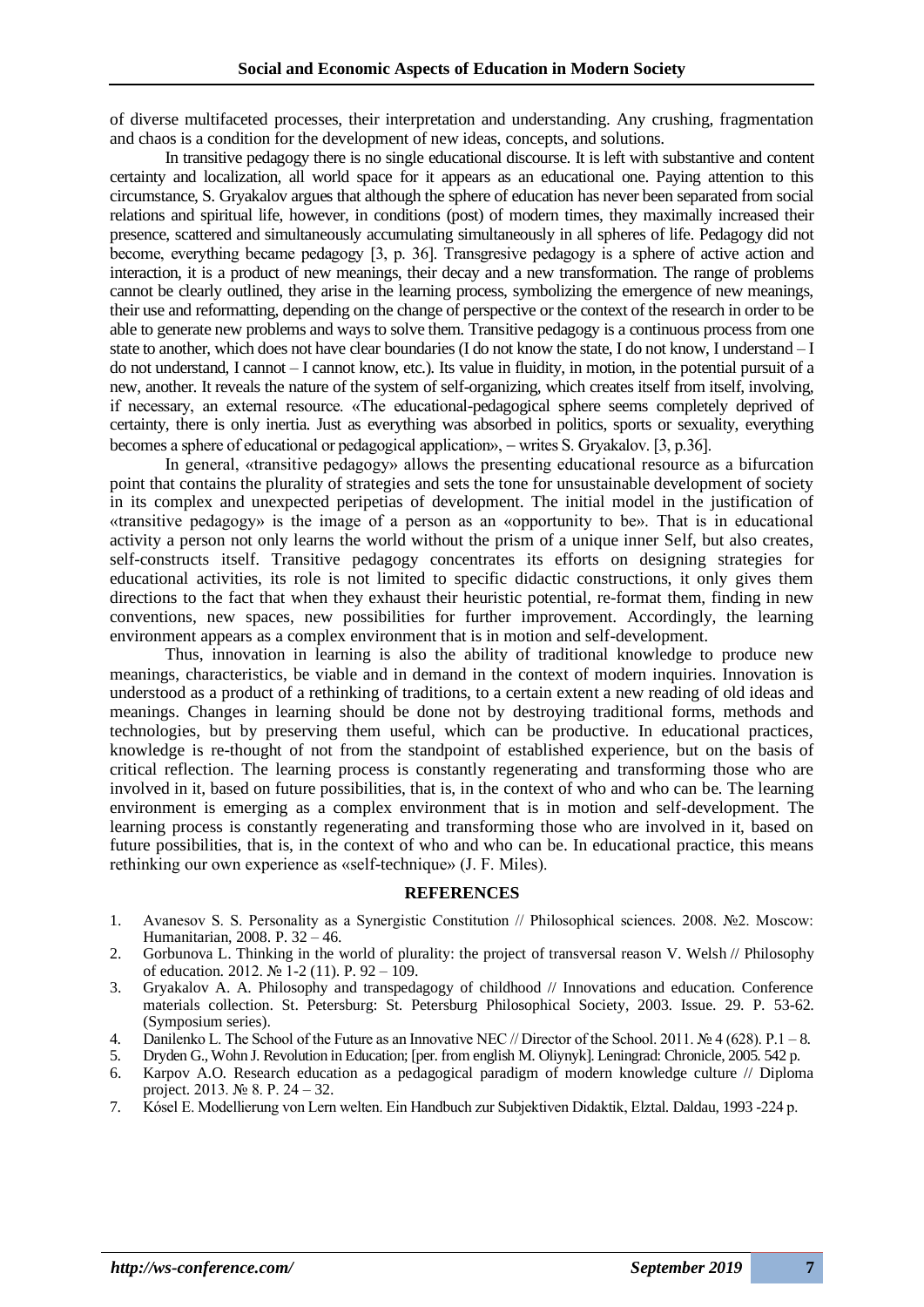of diverse multifaceted processes, their interpretation and understanding. Any crushing, fragmentation and chaos is a condition for the development of new ideas, concepts, and solutions.

In transitive pedagogy there is no single educational discourse. It is left with substantive and content certainty and localization, all world space for it appears as an educational one. Paying attention to this circumstance, S. Gryakalov argues that although the sphere of education has never been separated from social relations and spiritual life, however, in conditions (post) of modern times, they maximally increased their presence, scattered and simultaneously accumulating simultaneously in all spheres of life. Pedagogy did not become, everything became pedagogy [3, p. 36]. Transgresive pedagogy is a sphere of active action and interaction, it is a product of new meanings, their decay and a new transformation. The range of problems cannot be clearly outlined, they arise in the learning process, symbolizing the emergence of new meanings, their use and reformatting, depending on the change of perspective or the context of the research in order to be able to generate new problems and ways to solve them. Transitive pedagogy is a continuous process from one state to another, which does not have clear boundaries (I do not know the state, I do not know, I understand – I do not understand, I cannot – I cannot know, etc.). Its value in fluidity, in motion, in the potential pursuit of a new, another. It reveals the nature of the system of self-organizing, which creates itself from itself, involving, if necessary, an external resource. «The educational-pedagogical sphere seems completely deprived of certainty, there is only inertia. Just as everything was absorbed in politics, sports or sexuality, everything becomes a sphere of educational or pedagogical application», – writes S. Gryakalov. [3, p.36].

In general, «transitive pedagogy» allows the presenting educational resource as a bifurcation point that contains the plurality of strategies and sets the tone for unsustainable development of society in its complex and unexpected peripetias of development. The initial model in the justification of «transitive pedagogy» is the image of a person as an «opportunity to be». That is in educational activity a person not only learns the world without the prism of a unique inner Self, but also creates, self-constructs itself. Transitive pedagogy concentrates its efforts on designing strategies for educational activities, its role is not limited to specific didactic constructions, it only gives them directions to the fact that when they exhaust their heuristic potential, re-format them, finding in new conventions, new spaces, new possibilities for further improvement. Accordingly, the learning environment appears as a complex environment that is in motion and self-development.

Thus, innovation in learning is also the ability of traditional knowledge to produce new meanings, characteristics, be viable and in demand in the context of modern inquiries. Innovation is understood as a product of a rethinking of traditions, to a certain extent a new reading of old ideas and meanings. Changes in learning should be done not by destroying traditional forms, methods and technologies, but by preserving them useful, which can be productive. In educational practices, knowledge is re-thought of not from the standpoint of established experience, but on the basis of critical reflection. The learning process is constantly regenerating and transforming those who are involved in it, based on future possibilities, that is, in the context of who and who can be. The learning environment is emerging as a complex environment that is in motion and self-development. The learning process is constantly regenerating and transforming those who are involved in it, based on future possibilities, that is, in the context of who and who can be. In educational practice, this means rethinking our own experience as «self-technique» (J. F. Miles).

## REFERENCES

1. Avanesov S. S. Personality as a Synergistic Constitution // Philosophical sciences. 2008. №2. Moscow: Humanitarian, 2008. P. 32 – 46.
2. Gorbunova L. Thinking in the world of plurality: the project of transversal reason V. Welsh // Philosophy of education. 2012. № 1-2 (11). P. 92 – 109.
3. Gryakalov A. A. Philosophy and transpedagogy of childhood // Innovations and education. Conference materials collection. St. Petersburg: St. Petersburg Philosophical Society, 2003. Issue. 29. P. 53-62. (Symposium series).
4. Danilenko L. The School of the Future as an Innovative NEC // Director of the School. 2011. № 4 (628). P.1 – 8.
5. Dryden G., Wohn J. Revolution in Education; [per. from english M. Oliynyk]. Leningrad: Chronicle, 2005. 542 p.
6. Karpov A.O. Research education as a pedagogical paradigm of modern knowledge culture // Diploma project. 2013. № 8. P. 24 – 32.
7. Kósel E. Modellierung von Lern welten. Ein Handbuch zur Subjektiven Didaktik, Elztal. Daldau, 1993 -224 p.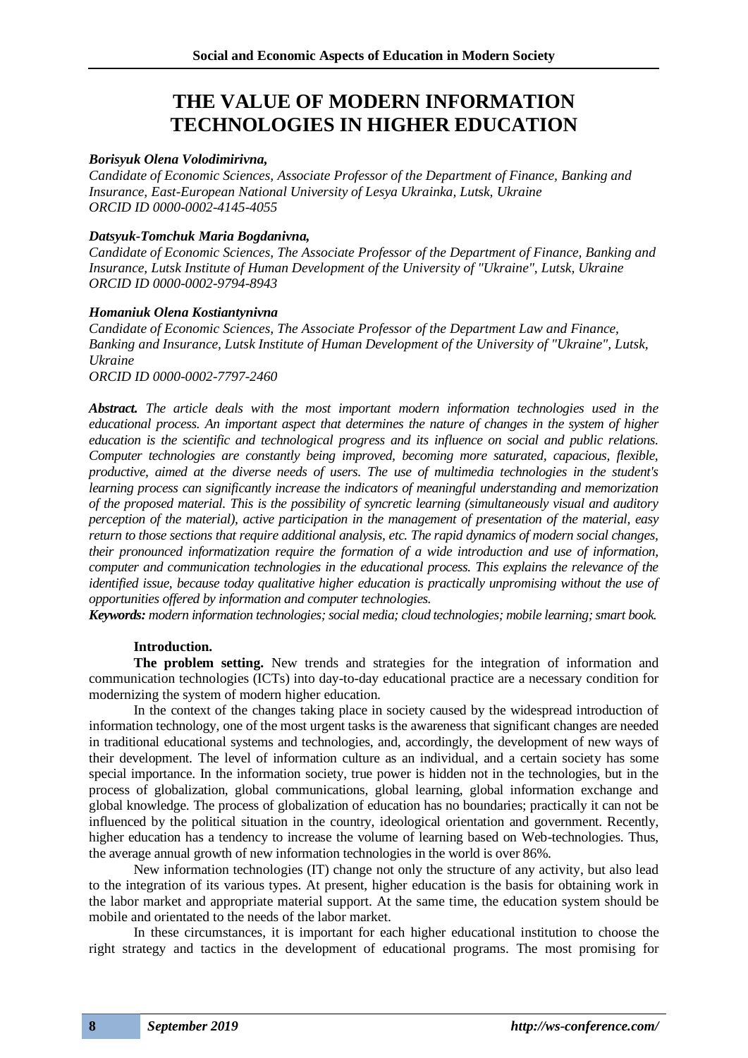# THE VALUE OF MODERN INFORMATION TECHNOLOGIES IN HIGHER EDUCATION

***Borisyuk Olena Volodimirivna,***
*Candidate of Economic Sciences, Associate Professor of the Department of Finance, Banking and Insurance, East-European National University of Lesya Ukrainka, Lutsk, Ukraine*
*ORCID ID 0000-0002-4145-4055*

***Datsyuk-Tomchuk Maria Bogdanivna,***
*Candidate of Economic Sciences, The Associate Professor of the Department of Finance, Banking and Insurance, Lutsk Institute of Human Development of the University of "Ukraine", Lutsk, Ukraine*
*ORCID ID 0000-0002-9794-8943*

***Homaniuk Olena Kostiantynivna***
*Candidate of Economic Sciences, The Associate Professor of the Department Law and Finance, Banking and Insurance, Lutsk Institute of Human Development of the University of "Ukraine", Lutsk, Ukraine*
*ORCID ID 0000-0002-7797-2460*

***Abstract.*** *The article deals with the most important modern information technologies used in the educational process. An important aspect that determines the nature of changes in the system of higher education is the scientific and technological progress and its influence on social and public relations. Computer technologies are constantly being improved, becoming more saturated, capacious, flexible, productive, aimed at the diverse needs of users. The use of multimedia technologies in the student's learning process can significantly increase the indicators of meaningful understanding and memorization of the proposed material. This is the possibility of syncretic learning (simultaneously visual and auditory perception of the material), active participation in the management of presentation of the material, easy return to those sections that require additional analysis, etc. The rapid dynamics of modern social changes, their pronounced informatization require the formation of a wide introduction and use of information, computer and communication technologies in the educational process. This explains the relevance of the identified issue, because today qualitative higher education is practically unpromising without the use of opportunities offered by information and computer technologies.*

***Keywords:*** *modern information technologies; social media; cloud technologies; mobile learning; smart book.*

**Introduction.**

**The problem setting.** New trends and strategies for the integration of information and communication technologies (ICTs) into day-to-day educational practice are a necessary condition for modernizing the system of modern higher education.

In the context of the changes taking place in society caused by the widespread introduction of information technology, one of the most urgent tasks is the awareness that significant changes are needed in traditional educational systems and technologies, and, accordingly, the development of new ways of their development. The level of information culture as an individual, and a certain society has some special importance. In the information society, true power is hidden not in the technologies, but in the process of globalization, global communications, global learning, global information exchange and global knowledge. The process of globalization of education has no boundaries; practically it can not be influenced by the political situation in the country, ideological orientation and government. Recently, higher education has a tendency to increase the volume of learning based on Web-technologies. Thus, the average annual growth of new information technologies in the world is over 86%.

New information technologies (IT) change not only the structure of any activity, but also lead to the integration of its various types. At present, higher education is the basis for obtaining work in the labor market and appropriate material support. At the same time, the education system should be mobile and orientated to the needs of the labor market.

In these circumstances, it is important for each higher educational institution to choose the right strategy and tactics in the development of educational programs. The most promising for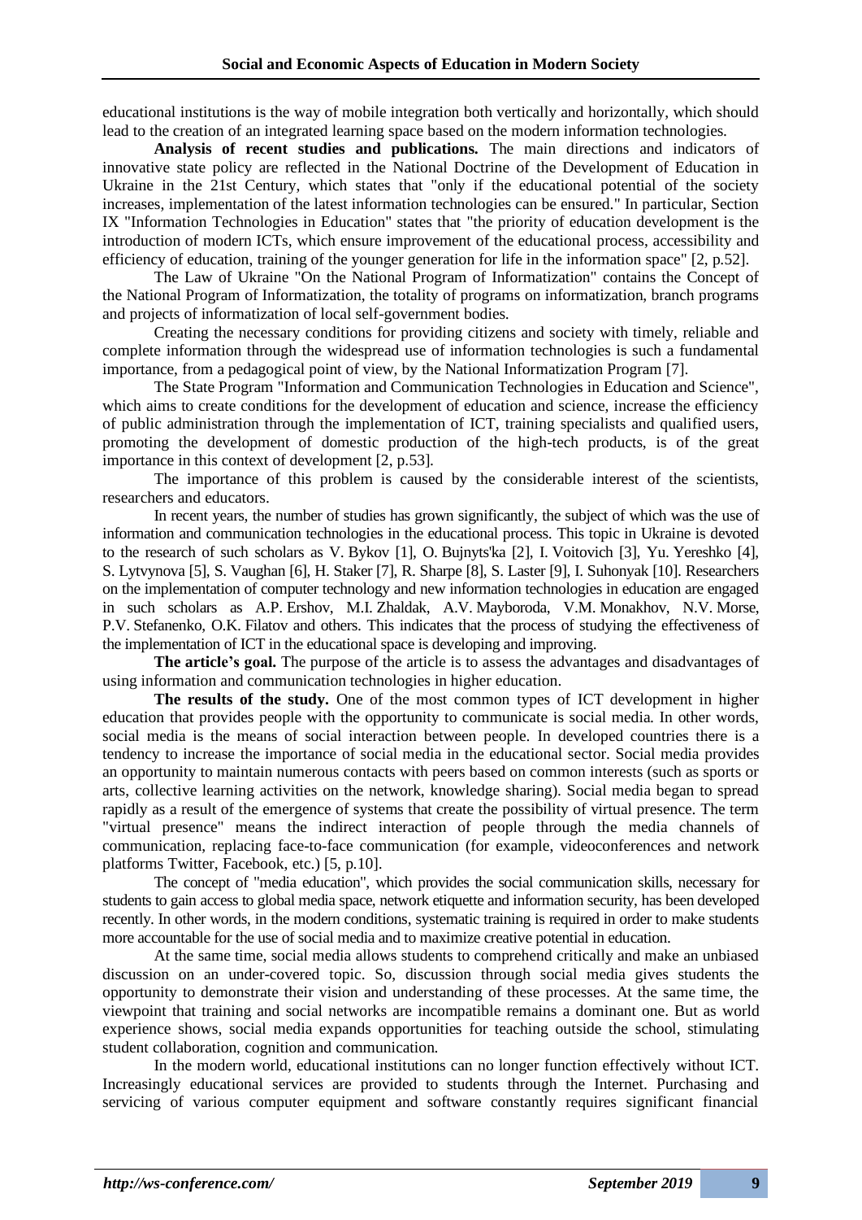educational institutions is the way of mobile integration both vertically and horizontally, which should lead to the creation of an integrated learning space based on the modern information technologies.

**Analysis of recent studies and publications.** The main directions and indicators of innovative state policy are reflected in the National Doctrine of the Development of Education in Ukraine in the 21st Century, which states that "only if the educational potential of the society increases, implementation of the latest information technologies can be ensured." In particular, Section IX "Information Technologies in Education" states that "the priority of education development is the introduction of modern ICTs, which ensure improvement of the educational process, accessibility and efficiency of education, training of the younger generation for life in the information space" [2, p.52].

The Law of Ukraine "On the National Program of Informatization" contains the Concept of the National Program of Informatization, the totality of programs on informatization, branch programs and projects of informatization of local self-government bodies.

Creating the necessary conditions for providing citizens and society with timely, reliable and complete information through the widespread use of information technologies is such a fundamental importance, from a pedagogical point of view, by the National Informatization Program [7].

The State Program "Information and Communication Technologies in Education and Science", which aims to create conditions for the development of education and science, increase the efficiency of public administration through the implementation of ICT, training specialists and qualified users, promoting the development of domestic production of the high-tech products, is of the great importance in this context of development [2, p.53].

The importance of this problem is caused by the considerable interest of the scientists, researchers and educators.

In recent years, the number of studies has grown significantly, the subject of which was the use of information and communication technologies in the educational process. This topic in Ukraine is devoted to the research of such scholars as V. Bykov [1], O. Bujnyts'ka [2], I. Voitovich [3], Yu. Yereshko [4], S. Lytvynova [5], S. Vaughan [6], H. Staker [7], R. Sharpe [8], S. Laster [9], I. Suhonyak [10]. Researchers on the implementation of computer technology and new information technologies in education are engaged in such scholars as A.P. Ershov, M.I. Zhaldak, A.V. Mayboroda, V.M. Monakhov, N.V. Morse, P.V. Stefanenko, O.K. Filatov and others. This indicates that the process of studying the effectiveness of the implementation of ICT in the educational space is developing and improving.

**The article's goal.** The purpose of the article is to assess the advantages and disadvantages of using information and communication technologies in higher education.

**The results of the study.** One of the most common types of ICT development in higher education that provides people with the opportunity to communicate is social media. In other words, social media is the means of social interaction between people. In developed countries there is a tendency to increase the importance of social media in the educational sector. Social media provides an opportunity to maintain numerous contacts with peers based on common interests (such as sports or arts, collective learning activities on the network, knowledge sharing). Social media began to spread rapidly as a result of the emergence of systems that create the possibility of virtual presence. The term "virtual presence" means the indirect interaction of people through the media channels of communication, replacing face-to-face communication (for example, videoconferences and network platforms Twitter, Facebook, etc.) [5, p.10].

The concept of "media education", which provides the social communication skills, necessary for students to gain access to global media space, network etiquette and information security, has been developed recently. In other words, in the modern conditions, systematic training is required in order to make students more accountable for the use of social media and to maximize creative potential in education.

At the same time, social media allows students to comprehend critically and make an unbiased discussion on an under-covered topic. So, discussion through social media gives students the opportunity to demonstrate their vision and understanding of these processes. At the same time, the viewpoint that training and social networks are incompatible remains a dominant one. But as world experience shows, social media expands opportunities for teaching outside the school, stimulating student collaboration, cognition and communication.

In the modern world, educational institutions can no longer function effectively without ICT. Increasingly educational services are provided to students through the Internet. Purchasing and servicing of various computer equipment and software constantly requires significant financial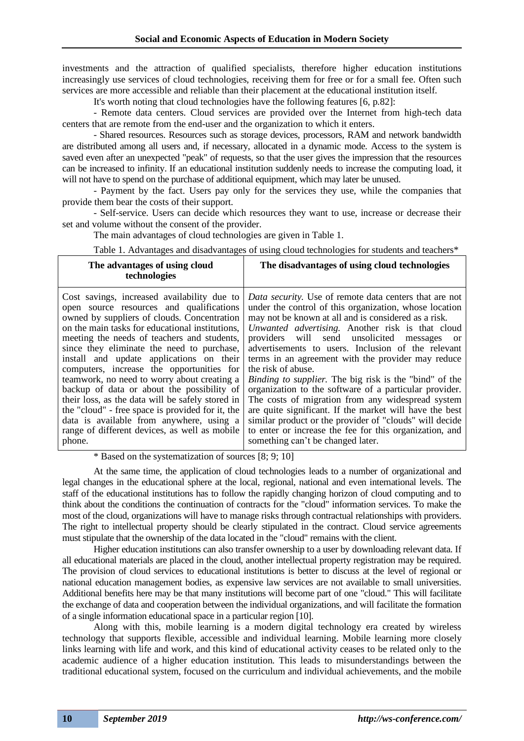investments and the attraction of qualified specialists, therefore higher education institutions increasingly use services of cloud technologies, receiving them for free or for a small fee. Often such services are more accessible and reliable than their placement at the educational institution itself.

It's worth noting that cloud technologies have the following features [6, p.82]:

- Remote data centers. Cloud services are provided over the Internet from high-tech data centers that are remote from the end-user and the organization to which it enters.
- Shared resources. Resources such as storage devices, processors, RAM and network bandwidth are distributed among all users and, if necessary, allocated in a dynamic mode. Access to the system is saved even after an unexpected "peak" of requests, so that the user gives the impression that the resources can be increased to infinity. If an educational institution suddenly needs to increase the computing load, it will not have to spend on the purchase of additional equipment, which may later be unused.
- Payment by the fact. Users pay only for the services they use, while the companies that provide them bear the costs of their support.
- Self-service. Users can decide which resources they want to use, increase or decrease their set and volume without the consent of the provider.

The main advantages of cloud technologies are given in Table 1.

Table 1. Advantages and disadvantages of using cloud technologies for students and teachers*

| The advantages of using cloud technologies | The disadvantages of using cloud technologies |
|---|---|
| Cost savings, increased availability due to open source resources and qualifications owned by suppliers of clouds. Concentration on the main tasks for educational institutions, meeting the needs of teachers and students, since they eliminate the need to purchase, install and update applications on their computers, increase the opportunities for teamwork, no need to worry about creating a backup of data or about the possibility of their loss, as the data will be safely stored in the "cloud" - free space is provided for it, the data is available from anywhere, using a range of different devices, as well as mobile phone. | *Data security.* Use of remote data centers that are not under the control of this organization, whose location may not be known at all and is considered as a risk. *Unwanted advertising.* Another risk is that cloud providers will send unsolicited messages or advertisements to users. Inclusion of the relevant terms in an agreement with the provider may reduce the risk of abuse. *Binding to supplier.* The big risk is the "bind" of the organization to the software of a particular provider. The costs of migration from any widespread system are quite significant. If the market will have the best similar product or the provider of "clouds" will decide to enter or increase the fee for this organization, and something can't be changed later. |

\* Based on the systematization of sources [8; 9; 10]

At the same time, the application of cloud technologies leads to a number of organizational and legal changes in the educational sphere at the local, regional, national and even international levels. The staff of the educational institutions has to follow the rapidly changing horizon of cloud computing and to think about the conditions the continuation of contracts for the "cloud" information services. To make the most of the cloud, organizations will have to manage risks through contractual relationships with providers. The right to intellectual property should be clearly stipulated in the contract. Cloud service agreements must stipulate that the ownership of the data located in the "cloud" remains with the client.

Higher education institutions can also transfer ownership to a user by downloading relevant data. If all educational materials are placed in the cloud, another intellectual property registration may be required. The provision of cloud services to educational institutions is better to discuss at the level of regional or national education management bodies, as expensive law services are not available to small universities. Additional benefits here may be that many institutions will become part of one "cloud." This will facilitate the exchange of data and cooperation between the individual organizations, and will facilitate the formation of a single information educational space in a particular region [10].

Along with this, mobile learning is a modern digital technology era created by wireless technology that supports flexible, accessible and individual learning. Mobile learning more closely links learning with life and work, and this kind of educational activity ceases to be related only to the academic audience of a higher education institution. This leads to misunderstandings between the traditional educational system, focused on the curriculum and individual achievements, and the mobile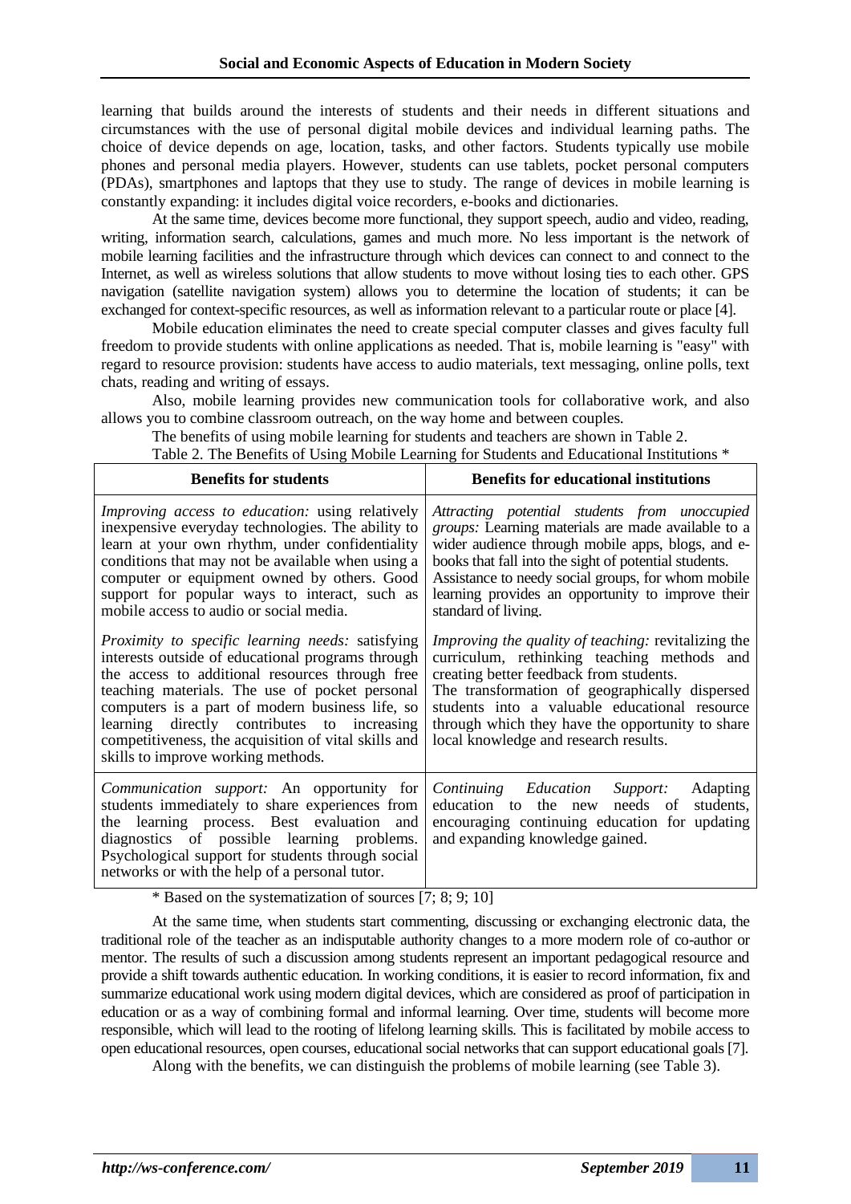learning that builds around the interests of students and their needs in different situations and circumstances with the use of personal digital mobile devices and individual learning paths. The choice of device depends on age, location, tasks, and other factors. Students typically use mobile phones and personal media players. However, students can use tablets, pocket personal computers (PDAs), smartphones and laptops that they use to study. The range of devices in mobile learning is constantly expanding: it includes digital voice recorders, e-books and dictionaries.

At the same time, devices become more functional, they support speech, audio and video, reading, writing, information search, calculations, games and much more. No less important is the network of mobile learning facilities and the infrastructure through which devices can connect to and connect to the Internet, as well as wireless solutions that allow students to move without losing ties to each other. GPS navigation (satellite navigation system) allows you to determine the location of students; it can be exchanged for context-specific resources, as well as information relevant to a particular route or place [4].

Mobile education eliminates the need to create special computer classes and gives faculty full freedom to provide students with online applications as needed. That is, mobile learning is "easy" with regard to resource provision: students have access to audio materials, text messaging, online polls, text chats, reading and writing of essays.

Also, mobile learning provides new communication tools for collaborative work, and also allows you to combine classroom outreach, on the way home and between couples.

The benefits of using mobile learning for students and teachers are shown in Table 2.

Table 2. The Benefits of Using Mobile Learning for Students and Educational Institutions *

| Benefits for students | Benefits for educational institutions |
|---|---|
| *Improving access to education:* using relatively inexpensive everyday technologies. The ability to learn at your own rhythm, under confidentiality conditions that may not be available when using a computer or equipment owned by others. Good support for popular ways to interact, such as mobile access to audio or social media. | *Attracting potential students from unoccupied groups:* Learning materials are made available to a wider audience through mobile apps, blogs, and e-books that fall into the sight of potential students. Assistance to needy social groups, for whom mobile learning provides an opportunity to improve their standard of living. |
| *Proximity to specific learning needs:* satisfying interests outside of educational programs through the access to additional resources through free teaching materials. The use of pocket personal computers is a part of modern business life, so learning directly contributes to increasing competitiveness, the acquisition of vital skills and skills to improve working methods. | *Improving the quality of teaching:* revitalizing the curriculum, rethinking teaching methods and creating better feedback from students. The transformation of geographically dispersed students into a valuable educational resource through which they have the opportunity to share local knowledge and research results. |
| *Communication support:* An opportunity for students immediately to share experiences from the learning process. Best evaluation and diagnostics of possible learning problems. Psychological support for students through social networks or with the help of a personal tutor. | *Continuing Education Support:* Adapting education to the new needs of students, encouraging continuing education for updating and expanding knowledge gained. |

\* Based on the systematization of sources [7; 8; 9; 10]

At the same time, when students start commenting, discussing or exchanging electronic data, the traditional role of the teacher as an indisputable authority changes to a more modern role of co-author or mentor. The results of such a discussion among students represent an important pedagogical resource and provide a shift towards authentic education. In working conditions, it is easier to record information, fix and summarize educational work using modern digital devices, which are considered as proof of participation in education or as a way of combining formal and informal learning. Over time, students will become more responsible, which will lead to the rooting of lifelong learning skills. This is facilitated by mobile access to open educational resources, open courses, educational social networks that can support educational goals [7].

Along with the benefits, we can distinguish the problems of mobile learning (see Table 3).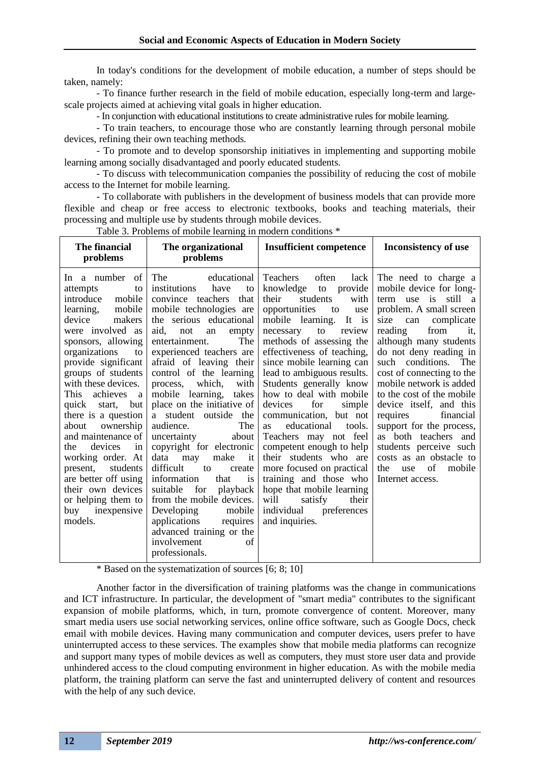In today's conditions for the development of mobile education, a number of steps should be taken, namely:

- To finance further research in the field of mobile education, especially long-term and large-scale projects aimed at achieving vital goals in higher education.
- In conjunction with educational institutions to create administrative rules for mobile learning.
- To train teachers, to encourage those who are constantly learning through personal mobile devices, refining their own teaching methods.
- To promote and to develop sponsorship initiatives in implementing and supporting mobile learning among socially disadvantaged and poorly educated students.
- To discuss with telecommunication companies the possibility of reducing the cost of mobile access to the Internet for mobile learning.
- To collaborate with publishers in the development of business models that can provide more flexible and cheap or free access to electronic textbooks, books and teaching materials, their processing and multiple use by students through mobile devices.

Table 3. Problems of mobile learning in modern conditions *

| The financial problems | The organizational problems | Insufficient competence | Inconsistency of use |
|---|---|---|---|
| In a number of attempts to introduce mobile learning, mobile device makers were involved as sponsors, allowing organizations to provide significant groups of students with these devices. This achieves a quick start, but there is a question about ownership and maintenance of the devices in working order. At present, students are better off using their own devices or helping them to buy inexpensive models. | The educational institutions have to convince teachers that mobile technologies are the serious educational aid, not an empty entertainment. The experienced teachers are afraid of leaving their control of the learning process, which, with mobile learning, takes place on the initiative of a student outside the audience. The uncertainty about copyright for electronic data may make it difficult to create information that is suitable for playback from the mobile devices. Developing mobile applications requires advanced training or the involvement of professionals. | Teachers often lack knowledge to provide their students with opportunities to use mobile learning. It is necessary to review methods of assessing the effectiveness of teaching, since mobile learning can lead to ambiguous results. Students generally know how to deal with mobile devices for simple communication, but not as educational tools. Teachers may not feel competent enough to help their students who are more focused on practical training and those who hope that mobile learning will satisfy their individual preferences and inquiries. | The need to charge a mobile device for long-term use is still a problem. A small screen size can complicate reading from it, although many students do not deny reading in such conditions. The cost of connecting to the mobile network is added to the cost of the mobile device itself, and this requires financial support for the process, as both teachers and students perceive such costs as an obstacle to the use of mobile Internet access. |

\* Based on the systematization of sources [6; 8; 10]

Another factor in the diversification of training platforms was the change in communications and ICT infrastructure. In particular, the development of "smart media" contributes to the significant expansion of mobile platforms, which, in turn, promote convergence of content. Moreover, many smart media users use social networking services, online office software, such as Google Docs, check email with mobile devices. Having many communication and computer devices, users prefer to have uninterrupted access to these services. The examples show that mobile media platforms can recognize and support many types of mobile devices as well as computers, they must store user data and provide unhindered access to the cloud computing environment in higher education. As with the mobile media platform, the training platform can serve the fast and uninterrupted delivery of content and resources with the help of any such device.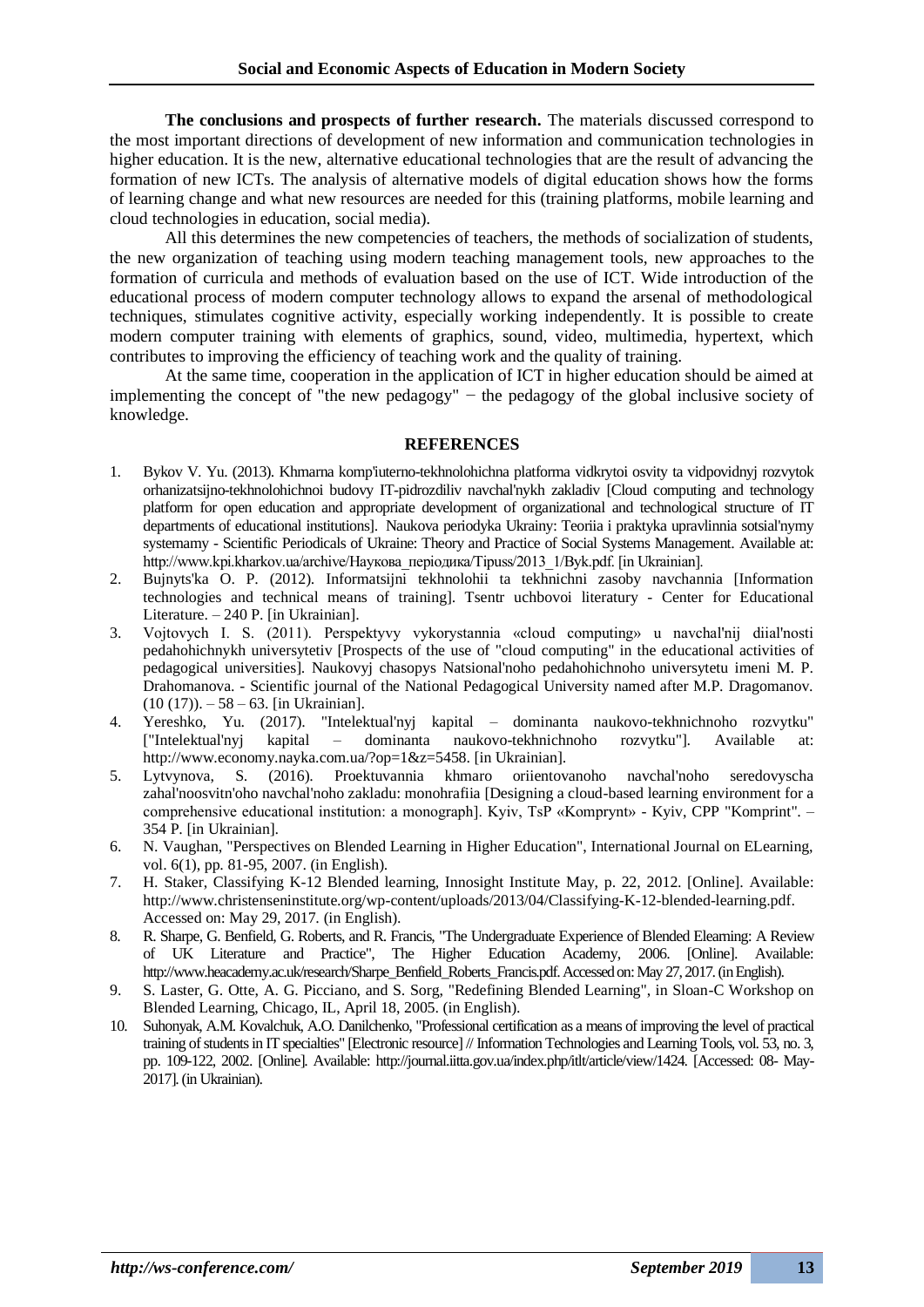**The conclusions and prospects of further research.** The materials discussed correspond to the most important directions of development of new information and communication technologies in higher education. It is the new, alternative educational technologies that are the result of advancing the formation of new ICTs. The analysis of alternative models of digital education shows how the forms of learning change and what new resources are needed for this (training platforms, mobile learning and cloud technologies in education, social media).

All this determines the new competencies of teachers, the methods of socialization of students, the new organization of teaching using modern teaching management tools, new approaches to the formation of curricula and methods of evaluation based on the use of ICT. Wide introduction of the educational process of modern computer technology allows to expand the arsenal of methodological techniques, stimulates cognitive activity, especially working independently. It is possible to create modern computer training with elements of graphics, sound, video, multimedia, hypertext, which contributes to improving the efficiency of teaching work and the quality of training.

At the same time, cooperation in the application of ICT in higher education should be aimed at implementing the concept of "the new pedagogy" − the pedagogy of the global inclusive society of knowledge.

## REFERENCES

1. Bykov V. Yu. (2013). Khmarna komp'iuterno-tekhnolohichna platforma vidkrytoi osvity ta vidpovidnyj rozvytok orhanizatsijno-tekhnolohichnoi budovy IT-pidrozdiliv navchal'nykh zakladiv [Cloud computing and technology platform for open education and appropriate development of organizational and technological structure of IT departments of educational institutions]. Naukova periodyka Ukrainy: Teoriia i praktyka upravlinnia sotsial'nymy systemamy - Scientific Periodicals of Ukraine: Theory and Practice of Social Systems Management. Available at: http://www.kpi.kharkov.ua/archive/Наукова_періодика/Tipuss/2013_1/Byk.pdf. [in Ukrainian].
2. Bujnyts'ka O. P. (2012). Informatsijni tekhnolohii ta tekhnichni zasoby navchannia [Information technologies and technical means of training]. Tsentr uchbovoi literatury - Center for Educational Literature. – 240 P. [in Ukrainian].
3. Vojtovych I. S. (2011). Perspektyvy vykorystannia «cloud computing» u navchal'nij diial'nosti pedahohichnykh universytetiv [Prospects of the use of "cloud computing" in the educational activities of pedagogical universities]. Naukovyj chasopys Natsional'noho pedahohichnoho universytetu imeni M. P. Drahomanova. - Scientific journal of the National Pedagogical University named after M.P. Dragomanov. (10 (17)). – 58 – 63. [in Ukrainian].
4. Yereshko, Yu. (2017). "Intelektual'nyj kapital – dominanta naukovo-tekhnichnoho rozvytku" ["Intelektual'nyj kapital – dominanta naukovo-tekhnichnoho rozvytku"]. Available at: http://www.economy.nayka.com.ua/?op=1&z=5458. [in Ukrainian].
5. Lytvynova, S. (2016). Proektuvannia khmaro oriientovanoho navchal'noho seredovyscha zahal'noosvitn'oho navchal'noho zakladu: monohrafiia [Designing a cloud-based learning environment for a comprehensive educational institution: a monograph]. Kyiv, TsP «Komprynt» - Kyiv, CPP "Komprint". – 354 P. [in Ukrainian].
6. N. Vaughan, "Perspectives on Blended Learning in Higher Education", International Journal on ELearning, vol. 6(1), pp. 81-95, 2007. (in English).
7. H. Staker, Classifying K-12 Blended learning, Innosight Institute May, p. 22, 2012. [Online]. Available: http://www.christenseninstitute.org/wp-content/uploads/2013/04/Classifying-K-12-blended-learning.pdf. Accessed on: May 29, 2017. (in English).
8. R. Sharpe, G. Benfield, G. Roberts, and R. Francis, "The Undergraduate Experience of Blended Elearning: A Review of UK Literature and Practice", The Higher Education Academy, 2006. [Online]. Available: http://www.heacademy.ac.uk/research/Sharpe_Benfield_Roberts_Francis.pdf. Accessed on: May 27, 2017. (in English).
9. S. Laster, G. Otte, A. G. Picciano, and S. Sorg, "Redefining Blended Learning", in Sloan-C Workshop on Blended Learning, Chicago, IL, April 18, 2005. (in English).
10. Suhonyak, A.M. Kovalchuk, A.O. Danilchenko, "Professional certification as a means of improving the level of practical training of students in IT specialties" [Electronic resource] // Information Technologies and Learning Tools, vol. 53, no. 3, pp. 109-122, 2002. [Online]. Available: http://journal.iitta.gov.ua/index.php/itlt/article/view/1424. [Accessed: 08- May-2017]. (in Ukrainian).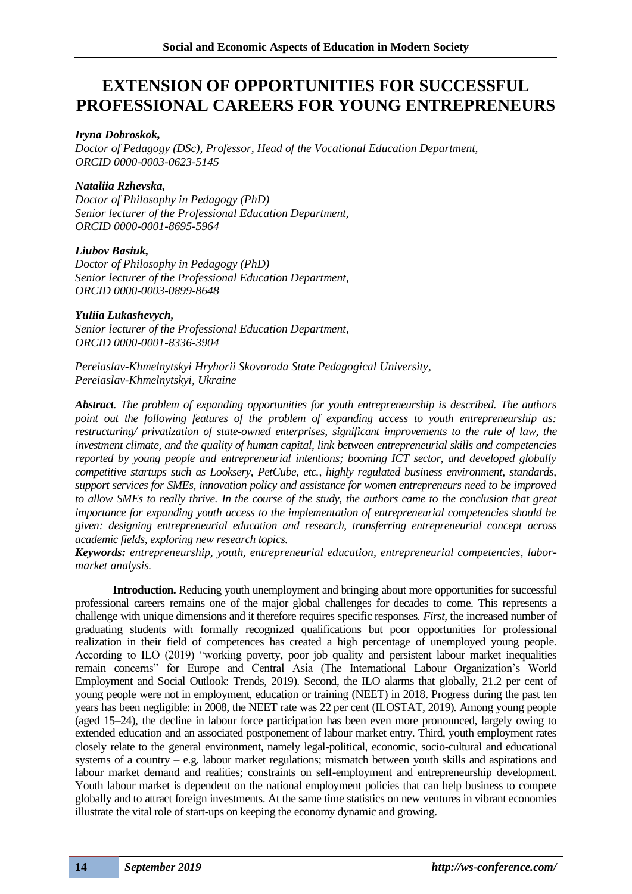# EXTENSION OF OPPORTUNITIES FOR SUCCESSFUL PROFESSIONAL CAREERS FOR YOUNG ENTREPRENEURS

***Iryna Dobroskok,***
*Doctor of Pedagogy (DSc), Professor, Head of the Vocational Education Department,*
*ORCID 0000-0003-0623-5145*

***Nataliia Rzhevska,***
*Doctor of Philosophy in Pedagogy (PhD)*
*Senior lecturer of the Professional Education Department,*
*ORCID 0000-0001-8695-5964*

***Liubov Basiuk,***
*Doctor of Philosophy in Pedagogy (PhD)*
*Senior lecturer of the Professional Education Department,*
*ORCID 0000-0003-0899-8648*

***Yuliia Lukashevych,***
*Senior lecturer of the Professional Education Department,*
*ORCID 0000-0001-8336-3904*

*Pereiaslav-Khmelnytskyi Hryhorii Skovoroda State Pedagogical University,*
*Pereiaslav-Khmelnytskyi, Ukraine*

***Abstract****. The problem of expanding opportunities for youth entrepreneurship is described. The authors point out the following features of the problem of expanding access to youth entrepreneurship as: restructuring/ privatization of state-owned enterprises, significant improvements to the rule of law, the investment climate, and the quality of human capital, link between entrepreneurial skills and competencies reported by young people and entrepreneurial intentions; booming ICT sector, and developed globally competitive startups such as Looksery, PetCube, etc., highly regulated business environment, standards, support services for SMEs, innovation policy and assistance for women entrepreneurs need to be improved to allow SMEs to really thrive. In the course of the study, the authors came to the conclusion that great importance for expanding youth access to the implementation of entrepreneurial competencies should be given: designing entrepreneurial education and research, transferring entrepreneurial concept across academic fields, exploring new research topics.*

***Keywords:*** *entrepreneurship, youth, entrepreneurial education, entrepreneurial competencies, labor-market analysis.*

**Introduction.** Reducing youth unemployment and bringing about more opportunities for successful professional careers remains one of the major global challenges for decades to come. This represents a challenge with unique dimensions and it therefore requires specific responses. *First,* the increased number of graduating students with formally recognized qualifications but poor opportunities for professional realization in their field of competences has created a high percentage of unemployed young people. According to ILO (2019) "working poverty, poor job quality and persistent labour market inequalities remain concerns" for Europe and Central Asia (The International Labour Organization's World Employment and Social Outlook: Trends, 2019). Second, the ILO alarms that globally, 21.2 per cent of young people were not in employment, education or training (NEET) in 2018. Progress during the past ten years has been negligible: in 2008, the NEET rate was 22 per cent (ILOSTAT, 2019). Among young people (aged 15–24), the decline in labour force participation has been even more pronounced, largely owing to extended education and an associated postponement of labour market entry. Third, youth employment rates closely relate to the general environment, namely legal-political, economic, socio-cultural and educational systems of a country – e.g. labour market regulations; mismatch between youth skills and aspirations and labour market demand and realities; constraints on self-employment and entrepreneurship development. Youth labour market is dependent on the national employment policies that can help business to compete globally and to attract foreign investments. At the same time statistics on new ventures in vibrant economies illustrate the vital role of start-ups on keeping the economy dynamic and growing.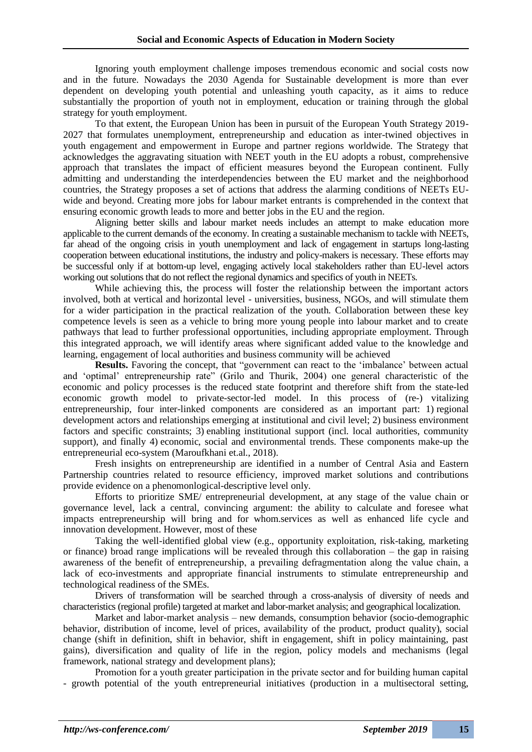Ignoring youth employment challenge imposes tremendous economic and social costs now and in the future. Nowadays the 2030 Agenda for Sustainable development is more than ever dependent on developing youth potential and unleashing youth capacity, as it aims to reduce substantially the proportion of youth not in employment, education or training through the global strategy for youth employment.

To that extent, the European Union has been in pursuit of the European Youth Strategy 2019-2027 that formulates unemployment, entrepreneurship and education as inter-twined objectives in youth engagement and empowerment in Europe and partner regions worldwide. The Strategy that acknowledges the aggravating situation with NEET youth in the EU adopts a robust, comprehensive approach that translates the impact of efficient measures beyond the European continent. Fully admitting and understanding the interdependencies between the EU market and the neighborhood countries, the Strategy proposes a set of actions that address the alarming conditions of NEETs EU-wide and beyond. Creating more jobs for labour market entrants is comprehended in the context that ensuring economic growth leads to more and better jobs in the EU and the region.

Aligning better skills and labour market needs includes an attempt to make education more applicable to the current demands of the economy. In creating a sustainable mechanism to tackle with NEETs, far ahead of the ongoing crisis in youth unemployment and lack of engagement in startups long-lasting cooperation between educational institutions, the industry and policy-makers is necessary. These efforts may be successful only if at bottom-up level, engaging actively local stakeholders rather than EU-level actors working out solutions that do not reflect the regional dynamics and specifics of youth in NEETs.

While achieving this, the process will foster the relationship between the important actors involved, both at vertical and horizontal level - universities, business, NGOs, and will stimulate them for a wider participation in the practical realization of the youth. Collaboration between these key competence levels is seen as a vehicle to bring more young people into labour market and to create pathways that lead to further professional opportunities, including appropriate employment. Through this integrated approach, we will identify areas where significant added value to the knowledge and learning, engagement of local authorities and business community will be achieved

**Results.** Favoring the concept, that "government can react to the 'imbalance' between actual and 'optimal' entrepreneurship rate" (Grilo and Thurik, 2004) one general characteristic of the economic and policy processes is the reduced state footprint and therefore shift from the state-led economic growth model to private-sector-led model. In this process of (re-) vitalizing entrepreneurship, four inter-linked components are considered as an important part: 1) regional development actors and relationships emerging at institutional and civil level; 2) business environment factors and specific constraints; 3) enabling institutional support (incl. local authorities, community support), and finally 4) economic, social and environmental trends. These components make-up the entrepreneurial eco-system (Maroufkhani et.al., 2018).

Fresh insights on entrepreneurship are identified in a number of Central Asia and Eastern Partnership countries related to resource efficiency, improved market solutions and contributions provide evidence on a phenomonlogical-descriptive level only.

Efforts to prioritize SME/ entrepreneurial development, at any stage of the value chain or governance level, lack a central, convincing argument: the ability to calculate and foresee what impacts entrepreneurship will bring and for whom.services as well as enhanced life cycle and innovation development. However, most of these

Taking the well-identified global view (e.g., opportunity exploitation, risk-taking, marketing or finance) broad range implications will be revealed through this collaboration – the gap in raising awareness of the benefit of entrepreneurship, a prevailing defragmentation along the value chain, a lack of eco-investments and appropriate financial instruments to stimulate entrepreneurship and technological readiness of the SMEs.

Drivers of transformation will be searched through a cross-analysis of diversity of needs and characteristics (regional profile) targeted at market and labor-market analysis; and geographical localization.

Market and labor-market analysis – new demands, consumption behavior (socio-demographic behavior, distribution of income, level of prices, availability of the product, product quality), social change (shift in definition, shift in behavior, shift in engagement, shift in policy maintaining, past gains), diversification and quality of life in the region, policy models and mechanisms (legal framework, national strategy and development plans);

Promotion for a youth greater participation in the private sector and for building human capital - growth potential of the youth entrepreneurial initiatives (production in a multisectoral setting,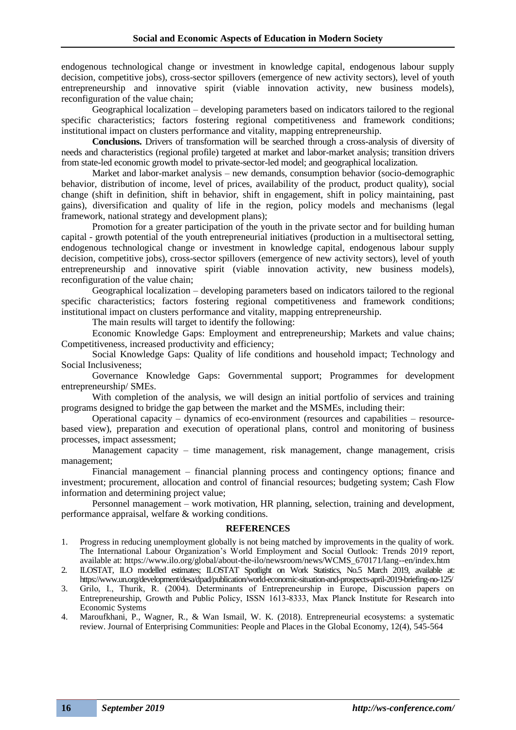endogenous technological change or investment in knowledge capital, endogenous labour supply decision, competitive jobs), cross-sector spillovers (emergence of new activity sectors), level of youth entrepreneurship and innovative spirit (viable innovation activity, new business models), reconfiguration of the value chain;

Geographical localization – developing parameters based on indicators tailored to the regional specific characteristics; factors fostering regional competitiveness and framework conditions; institutional impact on clusters performance and vitality, mapping entrepreneurship.

**Conclusions.** Drivers of transformation will be searched through a cross-analysis of diversity of needs and characteristics (regional profile) targeted at market and labor-market analysis; transition drivers from state-led economic growth model to private-sector-led model; and geographical localization.

Market and labor-market analysis – new demands, consumption behavior (socio-demographic behavior, distribution of income, level of prices, availability of the product, product quality), social change (shift in definition, shift in behavior, shift in engagement, shift in policy maintaining, past gains), diversification and quality of life in the region, policy models and mechanisms (legal framework, national strategy and development plans);

Promotion for a greater participation of the youth in the private sector and for building human capital - growth potential of the youth entrepreneurial initiatives (production in a multisectoral setting, endogenous technological change or investment in knowledge capital, endogenous labour supply decision, competitive jobs), cross-sector spillovers (emergence of new activity sectors), level of youth entrepreneurship and innovative spirit (viable innovation activity, new business models), reconfiguration of the value chain;

Geographical localization – developing parameters based on indicators tailored to the regional specific characteristics; factors fostering regional competitiveness and framework conditions; institutional impact on clusters performance and vitality, mapping entrepreneurship.

The main results will target to identify the following:

Economic Knowledge Gaps: Employment and entrepreneurship; Markets and value chains; Competitiveness, increased productivity and efficiency;

Social Knowledge Gaps: Quality of life conditions and household impact; Technology and Social Inclusiveness;

Governance Knowledge Gaps: Governmental support; Programmes for development entrepreneurship/ SMEs.

With completion of the analysis, we will design an initial portfolio of services and training programs designed to bridge the gap between the market and the MSMEs, including their:

Operational capacity – dynamics of eco-environment (resources and capabilities – resource-based view), preparation and execution of operational plans, control and monitoring of business processes, impact assessment;

Management capacity – time management, risk management, change management, crisis management;

Financial management – financial planning process and contingency options; finance and investment; procurement, allocation and control of financial resources; budgeting system; Cash Flow information and determining project value;

Personnel management – work motivation, HR planning, selection, training and development, performance appraisal, welfare & working conditions.

## REFERENCES

1. Progress in reducing unemployment globally is not being matched by improvements in the quality of work. The International Labour Organization's World Employment and Social Outlook: Trends 2019 report, available at: https://www.ilo.org/global/about-the-ilo/newsroom/news/WCMS_670171/lang--en/index.htm
2. ILOSTAT, ILO modelled estimates; ILOSTAT Spotlight on Work Statistics, No.5 March 2019, available at: https://www.un.org/development/desa/dpad/publication/world-economic-situation-and-prospects-april-2019-briefing-no-125/
3. Grilo, I., Thurik, R. (2004). Determinants of Entrepreneurship in Europe, Discussion papers on Entrepreneurship, Growth and Public Policy, ISSN 1613-8333, Max Planck Institute for Research into Economic Systems
4. Maroufkhani, P., Wagner, R., & Wan Ismail, W. K. (2018). Entrepreneurial ecosystems: a systematic review. Journal of Enterprising Communities: People and Places in the Global Economy, 12(4), 545-564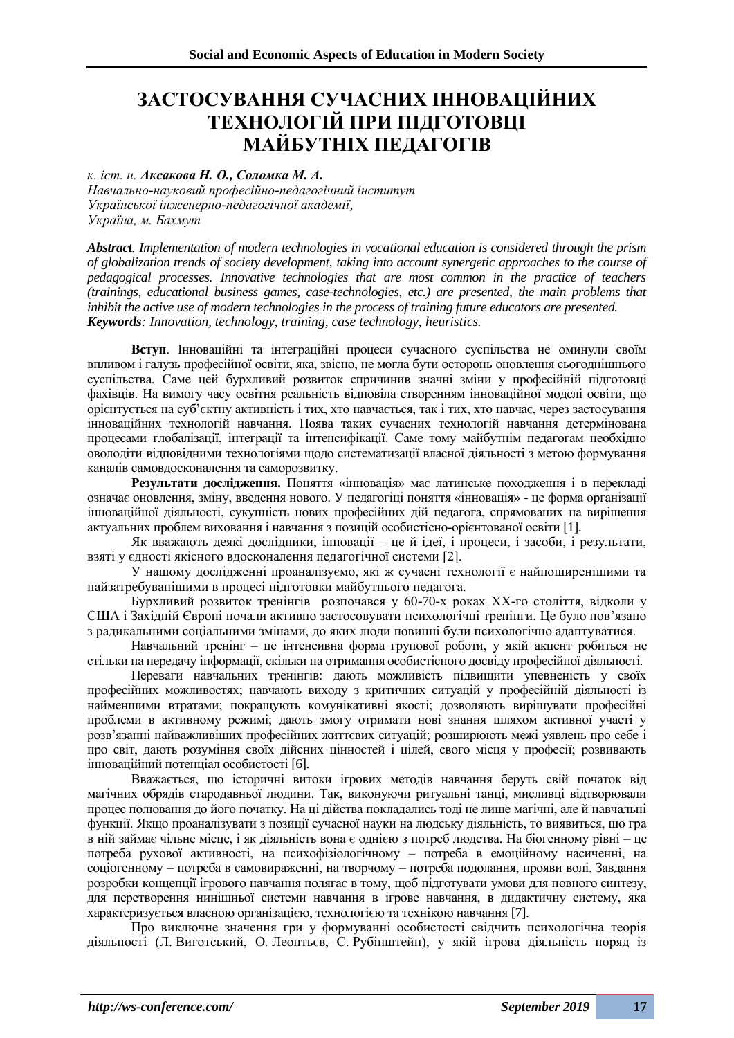# ЗАСТОСУВАННЯ СУЧАСНИХ ІННОВАЦІЙНИХ ТЕХНОЛОГІЙ ПРИ ПІДГОТОВЦІ МАЙБУТНІХ ПЕДАГОГІВ

*к. іст. н.* ***Аксакова Н. О., Соломка М. А.***
*Навчально-науковий професійно-педагогічний інститут*
*Української інженерно-педагогічної академії,*
*Україна, м. Бахмут*

***Abstract****. Implementation of modern technologies in vocational education is considered through the prism of globalization trends of society development, taking into account synergetic approaches to the course of pedagogical processes. Innovative technologies that are most common in the practice of teachers (trainings, educational business games, case-technologies, etc.) are presented, the main problems that inhibit the active use of modern technologies in the process of training future educators are presented.*
***Keywords****: Innovation, technology, training, case technology, heuristics.*

**Вступ**. Інноваційні та інтеграційні процеси сучасного суспільства не оминули своїм впливом і галузь професійної освіти, яка, звісно, не могла бути осторонь оновлення сьогоднішнього суспільства. Саме цей бурхливий розвиток спричинив значні зміни у професійній підготовці фахівців. На вимогу часу освітня реальність відповіла створенням інноваційної моделі освіти, що орієнтується на суб'єктну активність і тих, хто навчається, так і тих, хто навчає, через застосування інноваційних технологій навчання. Поява таких сучасних технологій навчання детермінована процесами глобалізації, інтеграції та інтенсифікації. Саме тому майбутнім педагогам необхідно оволодіти відповідними технологіями щодо систематизації власної діяльності з метою формування каналів самовдосконалення та саморозвитку.

**Результати дослідження.** Поняття «інновація» має латинське походження і в перекладі означає оновлення, зміну, введення нового. У педагогіці поняття «інновація» - це форма організації інноваційної діяльності, сукупність нових професійних дій педагога, спрямованих на вирішення актуальних проблем виховання і навчання з позицій особистісно-орієнтованої освіти [1].

Як вважають деякі дослідники, інновації – це й ідеї, і процеси, і засоби, і результати, взяті у єдності якісного вдосконалення педагогічної системи [2].

У нашому дослідженні проаналізуємо, які ж сучасні технології є найпоширенішими та найзатребуванішими в процесі підготовки майбутнього педагога.

Бурхливий розвиток тренінгів розпочався у 60-70-х роках XX-го століття, відколи у США і Західній Європі почали активно застосовувати психологічні тренінги. Це було пов'язано з радикальними соціальними змінами, до яких люди повинні були психологічно адаптуватися.

Навчальний тренінг – це інтенсивна форма групової роботи, у якій акцент робиться не стільки на передачу інформації, скільки на отримання особистісного досвіду професійної діяльності.

Переваги навчальних тренінгів: дають можливість підвищити упевненість у своїх професійних можливостях; навчають виходу з критичних ситуацій у професійній діяльності із найменшими втратами; покращують комунікативні якості; дозволяють вирішувати професійні проблеми в активному режимі; дають змогу отримати нові знання шляхом активної участі у розв'язанні найважливіших професійних життєвих ситуацій; розширюють межі уявлень про себе і про світ, дають розуміння своїх дійсних цінностей і цілей, свого місця у професії; розвивають інноваційний потенціал особистості [6].

Вважається, що історичні витоки ігрових методів навчання беруть свій початок від магічних обрядів стародавньої людини. Так, виконуючи ритуальні танці, мисливці відтворювали процес полювання до його початку. На ці дійства покладались тоді не лише магічні, але й навчальні функції. Якщо проаналізувати з позиції сучасної науки на людську діяльність, то виявиться, що гра в ній займає чільне місце, і як діяльність вона є однією з потреб людства. На біогенному рівні – це потреба рухової активності, на психофізіологічному – потреба в емоційному насиченні, на соціогенному – потреба в самовираженні, на творчому – потреба подолання, прояви волі. Завдання розробки концепції ігрового навчання полягає в тому, щоб підготувати умови для повного синтезу, для перетворення нинішньої системи навчання в ігрове навчання, в дидактичну систему, яка характеризується власною організацією, технологією та технікою навчання [7].

Про виключне значення гри у формуванні особистості свідчить психологічна теорія діяльності (Л. Виготський, О. Леонтьєв, С. Рубінштейн), у якій ігрова діяльність поряд із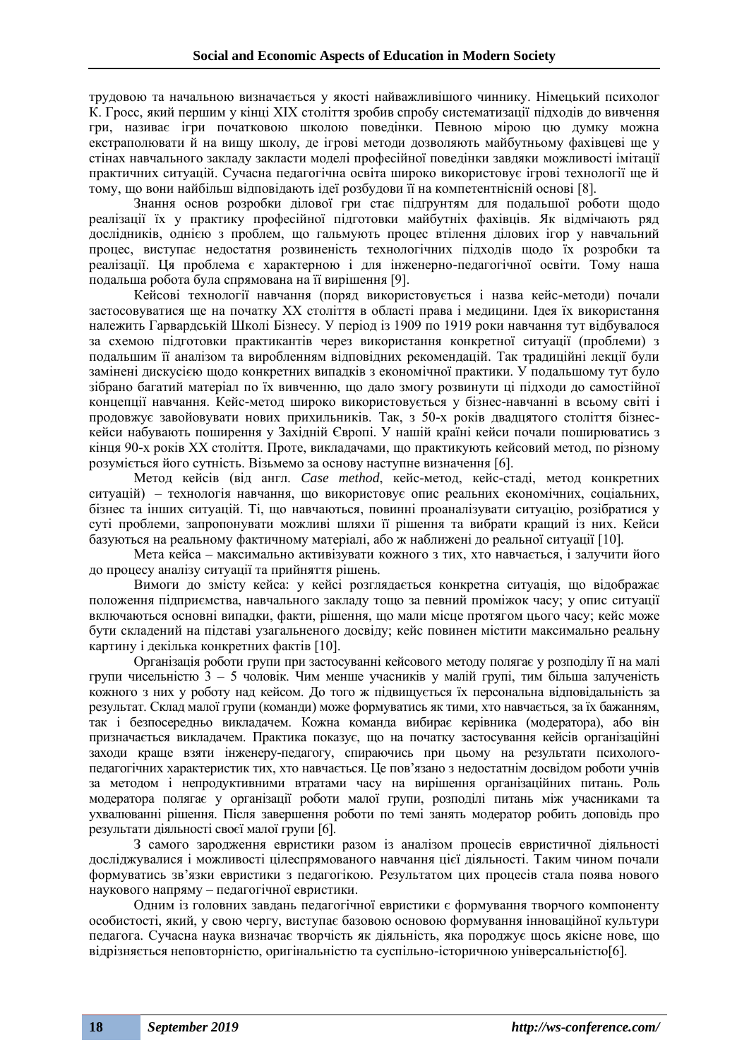трудовою та начальною визначається у якості найважливішого чинника. Німецький психолог К. Гросс, який першим у кінці XIX століття зробив спробу систематизації підходів до вивчення гри, називає ігри початковою школою поведінки. Певною мірою цю думку можна екстраполювати й на вищу школу, де ігрові методи дозволяють майбутньому фахівцеві ще у стінах навчального закладу закласти моделі професійної поведінки завдяки можливості імітації практичних ситуацій. Сучасна педагогічна освіта широко використовує ігрові технології ще й тому, що вони найбільш відповідають ідеї розбудови її на компетентнісній основі [8].

Знання основ розробки ділової гри стає підґрунтям для подальшої роботи щодо реалізації їх у практику професійної підготовки майбутніх фахівців. Як відмічають ряд дослідників, однією з проблем, що гальмують процес втілення ділових ігор у навчальний процес, виступає недостатня розвиненість технологічних підходів щодо їх розробки та реалізації. Ця проблема є характерною і для інженерно-педагогічної освіти. Тому наша подальша робота була спрямована на її вирішення [9].

Кейсові технології навчання (поряд використовується і назва кейс-методи) почали застосовуватися ще на початку XX століття в області права і медицини. Ідея їх використання належить Гарвардській Школі Бізнесу. У період із 1909 по 1919 роки навчання тут відбувалося за схемою підготовки практикантів через використання конкретної ситуації (проблеми) з подальшим її аналізом та виробленням відповідних рекомендацій. Так традиційні лекції були замінені дискусією щодо конкретних випадків з економічної практики. У подальшому тут було зібрано багатий матеріал по їх вивченню, що дало змогу розвинути ці підходи до самостійної концепції навчання. Кейс-метод широко використовується у бізнес-навчанні в всьому світі і продовжує завойовувати нових прихильників. Так, з 50-х років двадцятого століття бізнес-кейси набувають поширення у Західній Європі. У нашій країні кейси почали поширюватись з кінця 90-х років XX століття. Проте, викладачами, що практикують кейсовий метод, по різному розуміється його сутність. Візьмемо за основу наступне визначення [6].

Метод кейсів (від англ. *Case method*, кейс-метод, кейс-стаді, метод конкретних ситуацій) – технологія навчання, що використовує опис реальних економічних, соціальних, бізнес та інших ситуацій. Ті, що навчаються, повинні проаналізувати ситуацію, розібратися у суті проблеми, запропонувати можливі шляхи її рішення та вибрати кращий із них. Кейси базуються на реальному фактичному матеріалі, або ж наближені до реальної ситуації [10].

Мета кейса – максимально активізувати кожного з тих, хто навчається, і залучити його до процесу аналізу ситуації та прийняття рішень.

Вимоги до змісту кейса: у кейсі розглядається конкретна ситуація, що відображає положення підприємства, навчального закладу тощо за певний проміжок часу; у опис ситуації включаються основні випадки, факти, рішення, що мали місце протягом цього часу; кейс може бути складений на підставі узагальненого досвіду; кейс повинен містити максимально реальну картину і декілька конкретних фактів [10].

Організація роботи групи при застосуванні кейсового методу полягає у розподілу її на малі групи чисельністю 3 – 5 чоловік. Чим менше учасників у малій групі, тим більша залученість кожного з них у роботу над кейсом. До того ж підвищується їх персональна відповідальність за результат. Склад малої групи (команди) може формуватись як тими, хто навчається, за їх бажанням, так і безпосередньо викладачем. Кожна команда вибирає керівника (модератора), або він призначається викладачем. Практика показує, що на початку застосування кейсів організаційні заходи краще взяти інженеру-педагогу, спираючись при цьому на результати психолого-педагогічних характеристик тих, хто навчається. Це пов'язано з недостатнім досвідом роботи учнів за методом і непродуктивними втратами часу на вирішення організаційних питань. Роль модератора полягає у організації роботи малої групи, розподілі питань між учасниками та ухвалюванні рішення. Після завершення роботи по темі занять модератор робить доповідь про результати діяльності своєї малої групи [6].

З самого зародження евристики разом із аналізом процесів евристичної діяльності досліджувалися і можливості цілеспрямованого навчання цієї діяльності. Таким чином почали формуватись зв'язки евристики з педагогікою. Результатом цих процесів стала поява нового наукового напряму – педагогічної евристики.

Одним із головних завдань педагогічної евристики є формування творчого компоненту особистості, який, у свою чергу, виступає базовою основою формування інноваційної культури педагога. Сучасна наука визначає творчість як діяльність, яка породжує щось якісне нове, що відрізняється неповторністю, оригінальністю та суспільно-історичною універсальністю[6].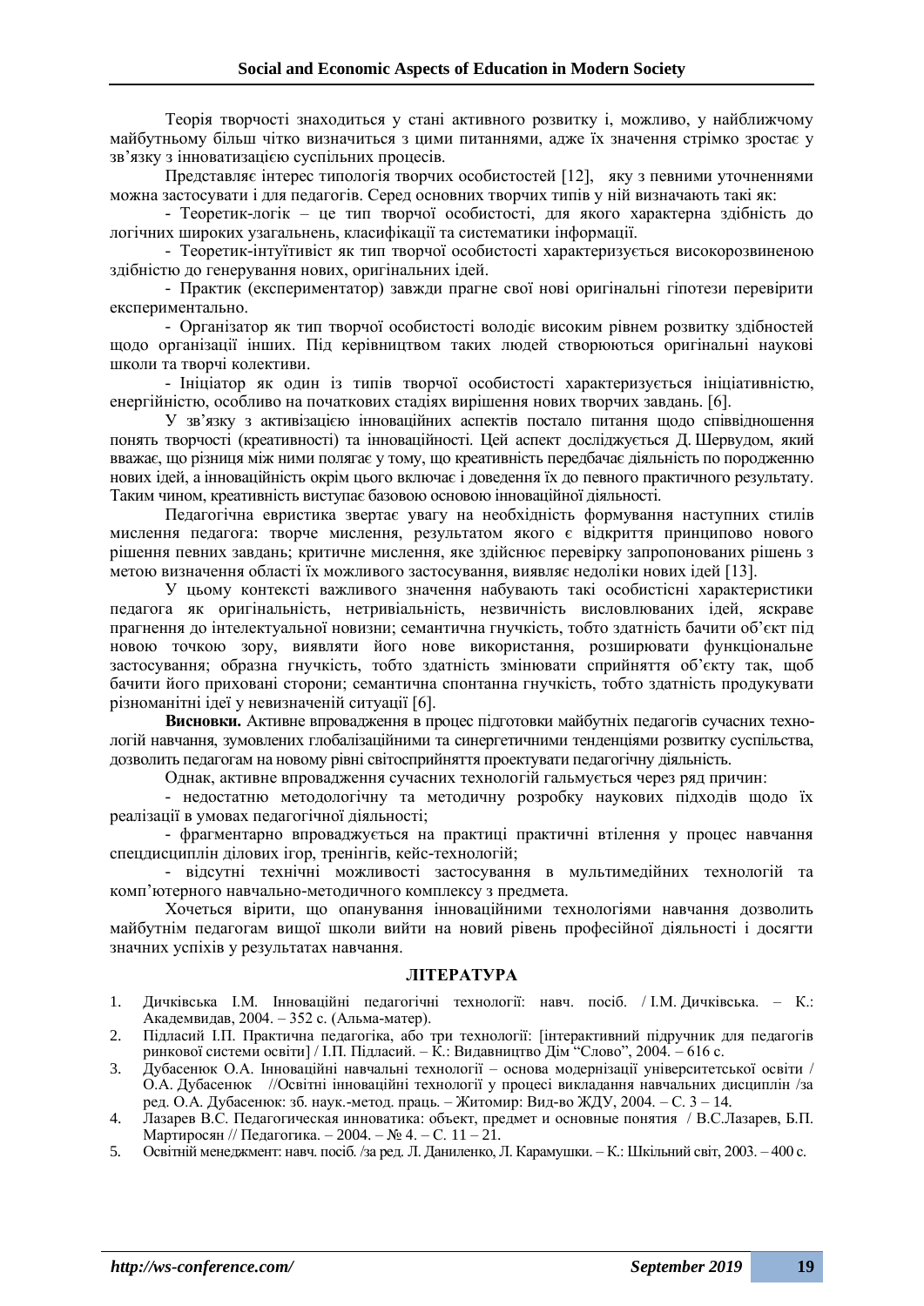Теорія творчості знаходиться у стані активного розвитку і, можливо, у найближчому майбутньому більш чітко визначиться з цими питаннями, адже їх значення стрімко зростає у зв'язку з інноватизацією суспільних процесів.

Представляє інтерес типологія творчих особистостей [12], яку з певними уточненнями можна застосувати і для педагогів. Серед основних творчих типів у ній визначають такі як:

- Теоретик-логік – це тип творчої особистості, для якого характерна здібність до логічних широких узагальнень, класифікації та систематики інформації.
- Теоретик-інтуїтивіст як тип творчої особистості характеризується високорозвиненою здібністю до генерування нових, оригінальних ідей.
- Практик (експериментатор) завжди прагне свої нові оригінальні гіпотези перевірити експериментально.
- Організатор як тип творчої особистості володіє високим рівнем розвитку здібностей щодо організації інших. Під керівництвом таких людей створюються оригінальні наукові школи та творчі колективи.
- Ініціатор як один із типів творчої особистості характеризується ініціативністю, енергійністю, особливо на початкових стадіях вирішення нових творчих завдань. [6].

У зв'язку з активізацією інноваційних аспектів постало питання щодо співвідношення понять творчості (креативності) та інноваційності. Цей аспект досліджується Д. Шервудом, який вважає, що різниця між ними полягає у тому, що креативність передбачає діяльність по породженню нових ідей, а інноваційність окрім цього включає і доведення їх до певного практичного результату. Таким чином, креативність виступає базовою основою інноваційної діяльності.

Педагогічна евристика звертає увагу на необхідність формування наступних стилів мислення педагога: творче мислення, результатом якого є відкриття принципово нового рішення певних завдань; критичне мислення, яке здійснює перевірку запропонованих рішень з метою визначення області їх можливого застосування, виявляє недоліки нових ідей [13].

У цьому контексті важливого значення набувають такі особистісні характеристики педагога як оригінальність, нетривіальність, незвичність висловлюваних ідей, яскраве прагнення до інтелектуальної новизни; семантична гнучкість, тобто здатність бачити об'єкт під новою точкою зору, виявляти його нове використання, розширювати функціональне застосування; образна гнучкість, тобто здатність змінювати сприйняття об'єкту так, щоб бачити його приховані сторони; семантична спонтанна гнучкість, тобто здатність продукувати різноманітні ідеї у невизначеній ситуації [6].

**Висновки.** Активне впровадження в процес підготовки майбутніх педагогів сучасних технологій навчання, зумовлених глобалізаційними та синергетичними тенденціями розвитку суспільства, дозволить педагогам на новому рівні світосприйняття проектувати педагогічну діяльність.

Однак, активне впровадження сучасних технологій гальмується через ряд причин:

- недостатню методологічну та методичну розробку наукових підходів щодо їх реалізації в умовах педагогічної діяльності;
- фрагментарно впроваджується на практиці практичні втілення у процес навчання спецдисциплін ділових ігор, тренінгів, кейс-технологій;
- відсутні технічні можливості застосування в мультимедійних технологій та комп'ютерного навчально-методичного комплексу з предмета.

Хочеться вірити, що опанування інноваційними технологіями навчання дозволить майбутнім педагогам вищої школи вийти на новий рівень професійної діяльності і досягти значних успіхів у результатах навчання.

## ЛІТЕРАТУРА

1. Дичківська І.М. Інноваційні педагогічні технології: навч. посіб. / І.М. Дичківська. – К.: Академвидав, 2004. – 352 с. (Альма-матер).
2. Підласий І.П. Практична педагогіка, або три технології: [інтерактивний підручник для педагогів ринкової системи освіти] / І.П. Підласий. – К.: Видавництво Дім "Слово", 2004. – 616 с.
3. Дубасенюк О.А. Інноваційні навчальні технології – основа модернізації університетської освіти / О.А. Дубасенюк //Освітні інноваційні технології у процесі викладання навчальних дисциплін /за ред. О.А. Дубасенюк: зб. наук.-метод. праць. – Житомир: Вид-во ЖДУ, 2004. – С. 3 – 14.
4. Лазарев В.С. Педагогическая инноватика: объект, предмет и основные понятия / В.С.Лазарев, Б.П. Мартиросян // Педагогика. – 2004. – № 4. – С. 11 – 21.
5. Освітній менеджмент: навч. посіб. /за ред. Л. Даниленко, Л. Карамушки. – К.: Шкільний світ, 2003. – 400 с.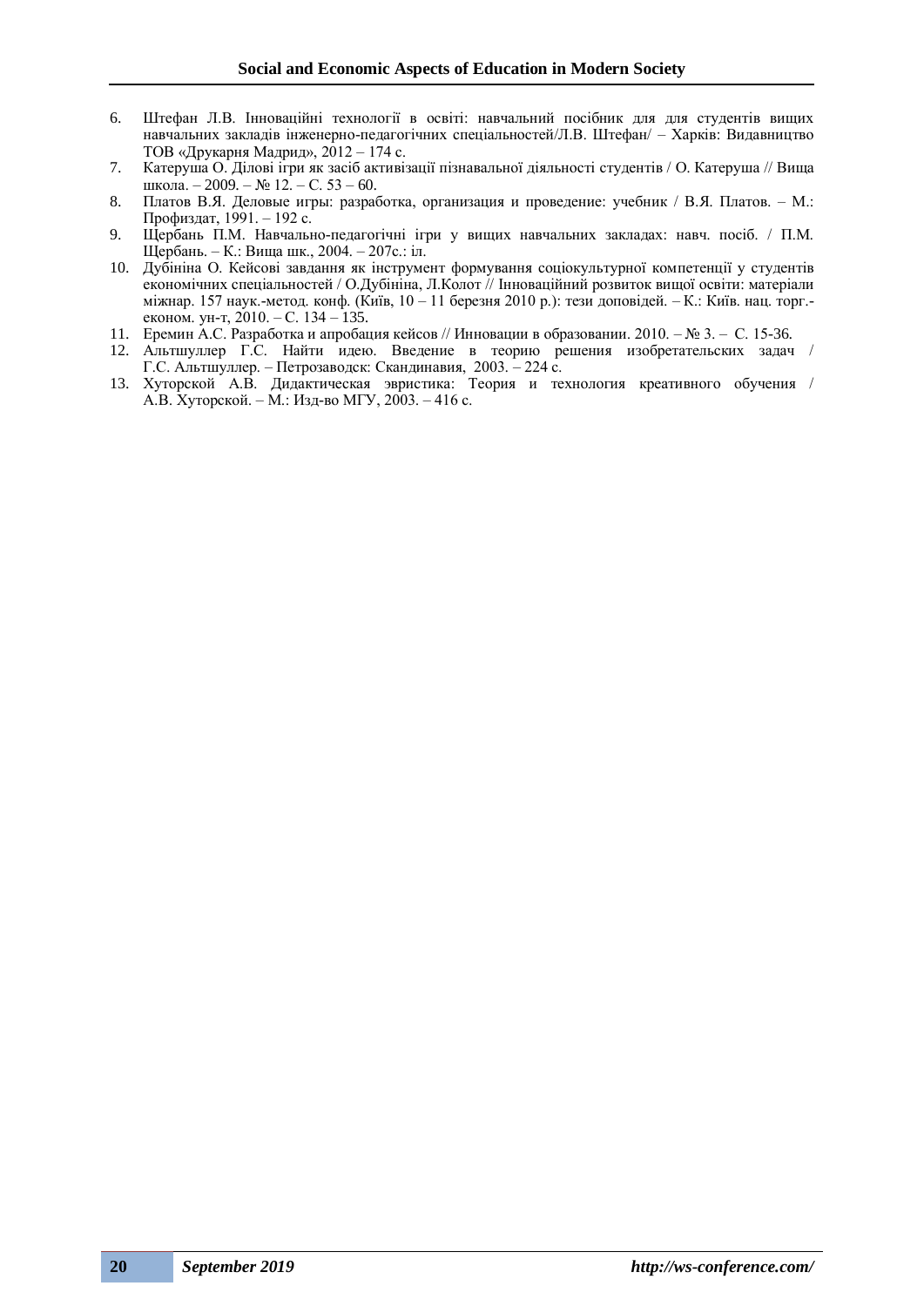6. Штефан Л.В. Інноваційні технології в освіті: навчальний посібник для для студентів вищих навчальних закладів інженерно-педагогічних спеціальностей/Л.В. Штефан/ – Харків: Видавництво ТОВ «Друкарня Мадрид», 2012 – 174 с.
7. Катеруша О. Ділові ігри як засіб активізації пізнавальної діяльності студентів / О. Катеруша // Вища школа. – 2009. – № 12. – С. 53 – 60.
8. Платов В.Я. Деловые игры: разработка, организация и проведение: учебник / В.Я. Платов. – М.: Профиздат, 1991. – 192 с.
9. Щербань П.М. Навчально-педагогічні ігри у вищих навчальних закладах: навч. посіб. / П.М. Щербань. – К.: Вища шк., 2004. – 207с.: іл.
10. Дубініна О. Кейсові завдання як інструмент формування соціокультурної компетенції у студентів економічних спеціальностей / О.Дубініна, Л.Колот // Інноваційний розвиток вищої освіти: матеріали міжнар. 157 наук.-метод. конф. (Київ, 10 – 11 березня 2010 р.): тези доповідей. – К.: Київ. нац. торг.-економ. ун-т, 2010. – С. 134 – 135.
11. Еремин А.С. Разработка и апробация кейсов // Инновации в образовании. 2010. – № 3. – С. 15-36.
12. Альтшуллер Г.С. Найти идею. Введение в теорию решения изобретательских задач / Г.С. Альтшуллер. – Петрозаводск: Скандинавия, 2003. – 224 с.
13. Хуторской А.В. Дидактическая эвристика: Теория и технология креативного обучения / А.В. Хуторской. – М.: Изд-во МГУ, 2003. – 416 с.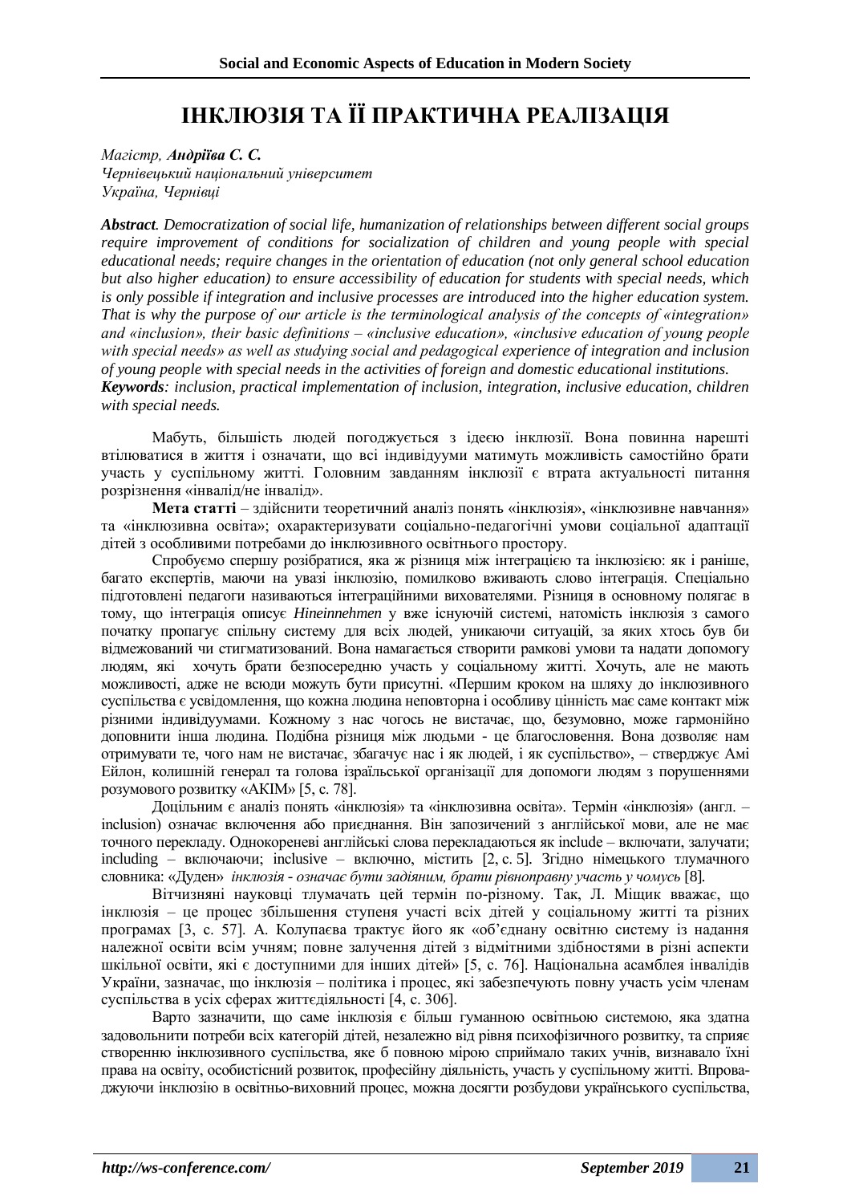# ІНКЛЮЗІЯ ТА ЇЇ ПРАКТИЧНА РЕАЛІЗАЦІЯ

*Магістр,* ***Андріїва С. С.***
*Чернівецький національний університет*
*Україна, Чернівці*

***Abstract****. Democratization of social life, humanization of relationships between different social groups require improvement of conditions for socialization of children and young people with special educational needs; require changes in the orientation of education (not only general school education but also higher education) to ensure accessibility of education for students with special needs, which is only possible if integration and inclusive processes are introduced into the higher education system. That is why the purpose of our article is the terminological analysis of the concepts of «integration» and «inclusion», their basic definitions – «inclusive education», «inclusive education of young people with special needs» as well as studying social and pedagogical experience of integration and inclusion of young people with special needs in the activities of foreign and domestic educational institutions.*
***Keywords****: inclusion, practical implementation of inclusion, integration, inclusive education, children with special needs.*

Мабуть, більшість людей погоджується з ідеєю інклюзії. Вона повинна нарешті втілюватися в життя і означати, що всі індивідууми матимуть можливість самостійно брати участь у суспільному житті. Головним завданням інклюзії є втрата актуальності питання розрізнення «інвалід/не інвалід».

**Мета статті** – здійснити теоретичний аналіз понять «інклюзія», «інклюзивне навчання» та «інклюзивна освіта»; охарактеризувати соціально-педагогічні умови соціальної адаптації дітей з особливими потребами до інклюзивного освітнього простору.

Спробуємо спершу розібратися, яка ж різниця між інтеграцією та інклюзією: як і раніше, багато експертів, маючи на увазі інклюзію, помилково вживають слово інтеграція. Спеціально підготовлені педагоги називаються інтеграційними вихователями. Різниця в основному полягає в тому, що інтеграція описує *Hineinnehmen* у вже існуючій системі, натомість інклюзія з самого початку пропагує спільну систему для всіх людей, уникаючи ситуацій, за яких хтось був би відмежований чи стигматизований. Вона намагається створити рамкові умови та надати допомогу людям, які хочуть брати безпосередню участь у соціальному житті. Хочуть, але не мають можливості, адже не всюди можуть бути присутні. «Першим кроком на шляху до інклюзивного суспільства є усвідомлення, що кожна людина неповторна і особливу цінність має саме контакт між різними індивідуумами. Кожному з нас чогось не вистачає, що, безумовно, може гармонійно доповнити інша людина. Подібна різниця між людьми - це благословення. Вона дозволяє нам отримувати те, чого нам не вистачає, збагачує нас і як людей, і як суспільство», – стверджує Амі Ейлон, колишній генерал та голова ізраїльської організації для допомоги людям з порушеннями розумового розвитку «АКІМ» [5, с. 78].

Доцільним є аналіз понять «інклюзія» та «інклюзивна освіта». Термін «інклюзія» (англ. – inclusion) означає включення або приєднання. Він запозичений з англійської мови, але не має точного перекладу. Однокореневі англійські слова перекладаються як include – включати, залучати; including – включаючи; inclusive – включно, містить [2, с. 5]. Згідно німецького тлумачного словника: «Дуден» *інклюзія - означає бути задіяним, брати рівноправну участь у чомусь* [8].

Вітчизняні науковці тлумачать цей термін по-різному. Так, Л. Міщик вважає, що інклюзія – це процес збільшення ступеня участі всіх дітей у соціальному житті та різних програмах [3, с. 57]. А. Колупаєва трактує його як «об'єднану освітню систему із надання належної освіти всім учням; повне залучення дітей з відмітними здібностями в різні аспекти шкільної освіти, які є доступними для інших дітей» [5, с. 76]. Національна асамблея інвалідів України, зазначає, що інклюзія – політика і процес, які забезпечують повну участь усім членам суспільства в усіх сферах життєдіяльності [4, с. 306].

Варто зазначити, що саме інклюзія є більш гуманною освітньою системою, яка здатна задовольнити потреби всіх категорій дітей, незалежно від рівня психофізичного розвитку, та сприяє створенню інклюзивного суспільства, яке б повною мірою сприймало таких учнів, визнавало їхні права на освіту, особистісний розвиток, професійну діяльність, участь у суспільному житті. Впроваджуючи інклюзію в освітньо-виховний процес, можна досягти розбудови українського суспільства,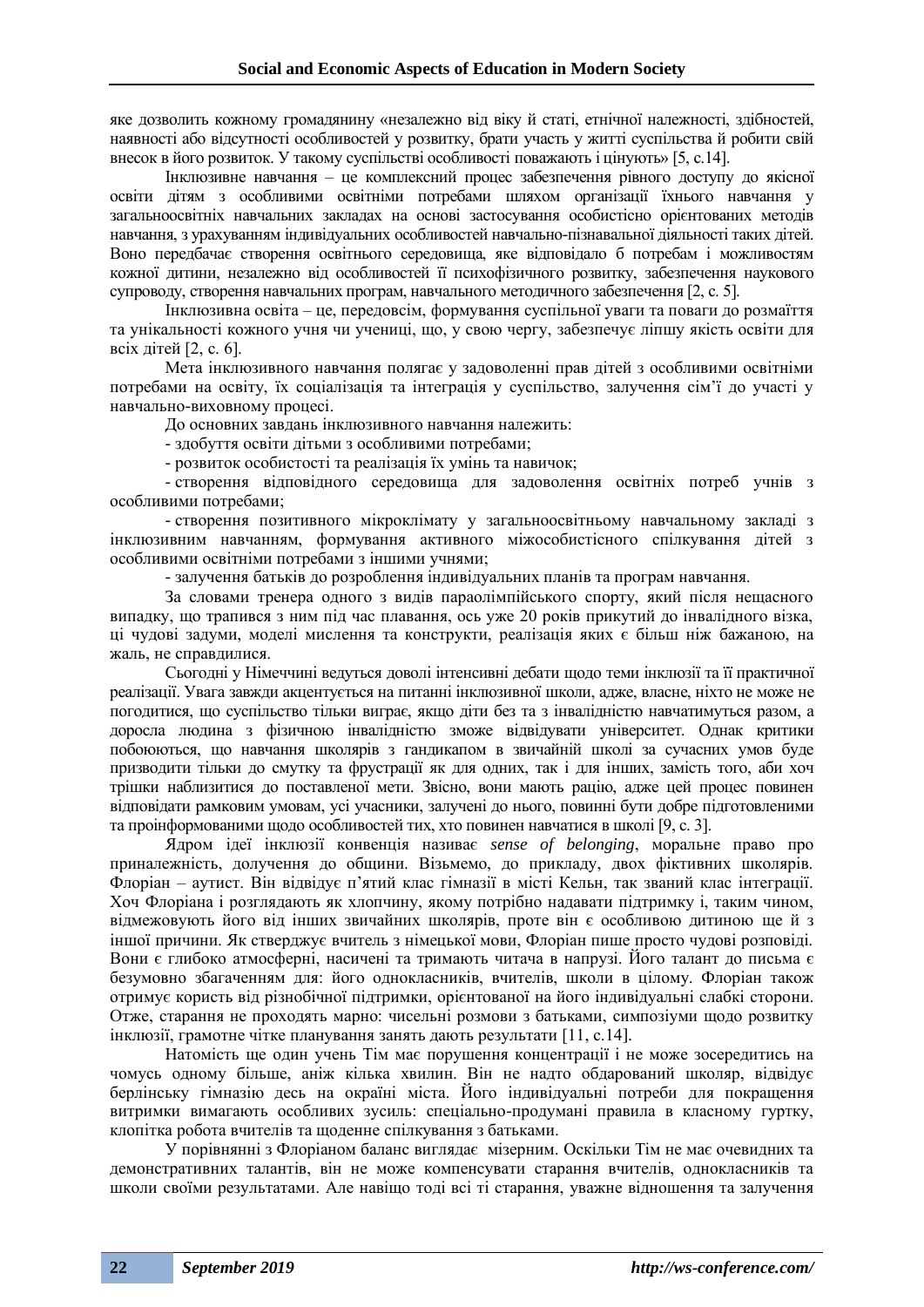яке дозволить кожному громадянину «незалежно від віку й статі, етнічної належності, здібностей, наявності або відсутності особливостей у розвитку, брати участь у житті суспільства й робити свій внесок в його розвиток. У такому суспільстві особливості поважають і цінують» [5, с.14].

Інклюзивне навчання – це комплексний процес забезпечення рівного доступу до якісної освіти дітям з особливими освітніми потребами шляхом організації їхнього навчання у загальноосвітніх навчальних закладах на основі застосування особистісно орієнтованих методів навчання, з урахуванням індивідуальних особливостей навчально-пізнавальної діяльності таких дітей. Воно передбачає створення освітнього середовища, яке відповідало б потребам і можливостям кожної дитини, незалежно від особливостей її психофізичного розвитку, забезпечення наукового супроводу, створення навчальних програм, навчального методичного забезпечення [2, с. 5].

Інклюзивна освіта – це, передовсім, формування суспільної уваги та поваги до розмаїття та унікальності кожного учня чи учениці, що, у свою чергу, забезпечує ліпшу якість освіти для всіх дітей [2, с. 6].

Мета інклюзивного навчання полягає у задоволенні прав дітей з особливими освітніми потребами на освіту, їх соціалізація та інтеграція у суспільство, залучення сім'ї до участі у навчально-виховному процесі.

До основних завдань інклюзивного навчання належить:

- здобуття освіти дітьми з особливими потребами;
- розвиток особистості та реалізація їх умінь та навичок;
- створення відповідного середовища для задоволення освітніх потреб учнів з особливими потребами;
- створення позитивного мікроклімату у загальноосвітньому навчальному закладі з інклюзивним навчанням, формування активного міжособистісного спілкування дітей з особливими освітніми потребами з іншими учнями;
- залучення батьків до розроблення індивідуальних планів та програм навчання.

За словами тренера одного з видів параолімпійського спорту, який після нещасного випадку, що трапився з ним під час плавання, ось уже 20 років прикутий до інвалідного візка, ці чудові задуми, моделі мислення та конструкти, реалізація яких є більш ніж бажаною, на жаль, не справдилися.

Сьогодні у Німеччині ведуться доволі інтенсивні дебати щодо теми інклюзії та її практичної реалізації. Увага завжди акцентується на питанні інклюзивної школи, адже, власне, ніхто не може не погодитися, що суспільство тільки виграє, якщо діти без та з інвалідністю навчатимуться разом, а доросла людина з фізичною інвалідністю зможе відвідувати університет. Однак критики побоюються, що навчання школярів з гандикапом в звичайній школі за сучасних умов буде призводити тільки до смутку та фрустрації як для одних, так і для інших, замість того, аби хоч трішки наблизитися до поставленої мети. Звісно, вони мають рацію, адже цей процес повинен відповідати рамковим умовам, усі учасники, залучені до нього, повинні бути добре підготовленими та проінформованими щодо особливостей тих, хто повинен навчатися в школі [9, с. 3].

Ядром ідеї інклюзії конвенція називає *sense of belonging*, моральне право про приналежність, долучення до общини. Візьмемо, до прикладу, двох фіктивних школярів. Флоріан – аутист. Він відвідує п'ятий клас гімназії в місті Кельн, так званий клас інтеграції. Хоч Флоріана і розглядають як хлопчину, якому потрібно надавати підтримку і, таким чином, відмежовують його від інших звичайних школярів, проте він є особливою дитиною ще й з іншої причини. Як стверджує вчитель з німецької мови, Флоріан пише просто чудові розповіді. Вони є глибоко атмосферні, насичені та тримають читача в напрузі. Його талант до письма є безумовно збагаченням для: його однокласників, вчителів, школи в цілому. Флоріан також отримує користь від різнобічної підтримки, орієнтованої на його індивідуальні слабкі сторони. Отже, старання не проходять марно: чисельні розмови з батьками, симпозіуми щодо розвитку інклюзії, грамотне чітке планування занять дають результати [11, с.14].

Натомість ще один учень Тім має порушення концентрації і не може зосередитись на чомусь одному більше, аніж кілька хвилин. Він не надто обдарований школяр, відвідує берлінську гімназію десь на окраїні міста. Його індивідуальні потреби для покращення витримки вимагають особливих зусиль: спеціально-продумані правила в класному гуртку, клопітка робота вчителів та щоденне спілкування з батьками.

У порівнянні з Флоріаном баланс виглядає мізерним. Оскільки Тім не має очевидних та демонстративних талантів, він не може компенсувати старання вчителів, однокласників та школи своїми результатами. Але навіщо тоді всі ті старання, уважне відношення та залучення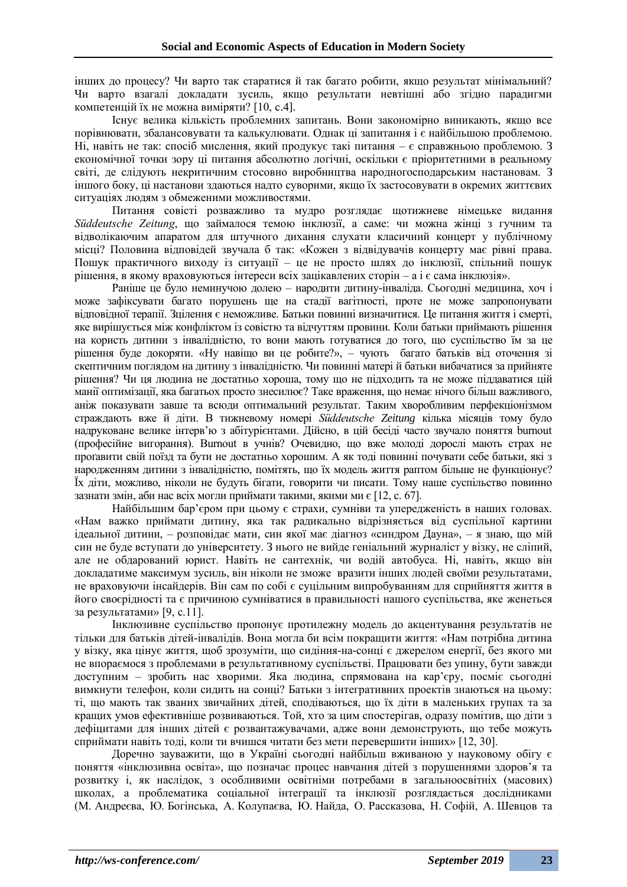інших до процесу? Чи варто так старатися й так багато робити, якщо результат мінімальний? Чи варто взагалі докладати зусиль, якщо результати невтішні або згідно парадигми компетенцій їх не можна виміряти? [10, с.4].

Існує велика кількість проблемних запитань. Вони закономірно виникають, якщо все порівнювати, збалансовувати та калькулювати. Однак ці запитання і є найбільшою проблемою. Ні, навіть не так: спосіб мислення, який продукує такі питання – є справжньою проблемою. З економічної точки зору ці питання абсолютно логічні, оскільки є пріоритетними в реальному світі, де слідують некритичним стосовно виробництва народногосподарським настановам. З іншого боку, ці настанови здаються надто суворими, якщо їх застосовувати в окремих життєвих ситуаціях людям з обмеженими можливостями.

Питання совісті розважливо та мудро розглядає щотижневе німецьке видання *Süddeutsche Zeitung*, що займалося темою інклюзії, а саме: чи можна жінці з гучним та відволікаючим апаратом для штучного дихання слухати класичний концерт у публічному місці? Половина відповідей звучала б так: «Кожен з відвідувачів концерту має рівні права. Пошук практичного виходу із ситуації – це не просто шлях до інклюзії, спільний пошук рішення, в якому враховуються інтереси всіх зацікавлених сторін – а і є сама інклюзія».

Раніше це було неминучою долею – народити дитину-інваліда. Сьогодні медицина, хоч і може зафіксувати багато порушень ще на стадії вагітності, проте не може запропонувати відповідної терапії. Зцілення є неможливе. Батьки повинні визначитися. Це питання життя і смерті, яке вирішується між конфліктом із совістю та відчуттям провини. Коли батьки приймають рішення на користь дитини з інвалідністю, то вони мають готуватися до того, що суспільство їм за це рішення буде докоряти. «Ну навіщо ви це робите?», – чують багато батьків від оточення зі скептичним поглядом на дитину з інвалідністю. Чи повинні матері й батьки вибачатися за прийняте рішення? Чи ця людина не достатньо хороша, тому що не підходить та не може піддаватися цій манії оптимізації, яка багатьох просто знесилює? Таке враження, що немає нічого більш важливого, аніж показувати завше та всюди оптимальний результат. Таким хворобливим перфекціонізмом страждають вже й діти. В тижневому номері *Süddeutsche Zeitung* кілька місяців тому було надруковане велике інтерв'ю з абітурієнтами. Дійсно, в цій бесіді часто звучало поняття burnout (професійне вигорання). Burnout в учнів? Очевидно, що вже молоді дорослі мають страх не проґавити свій поїзд та бути не достатньо хорошим. А як тоді повинні почувати себе батьки, які з народженням дитини з інвалідністю, помітять, що їх модель життя раптом більше не функціонує? Їх діти, можливо, ніколи не будуть бігати, говорити чи писати. Тому наше суспільство повинно зазнати змін, аби нас всіх могли приймати такими, якими ми є [12, с. 67].

Найбільшим бар'єром при цьому є страхи, сумніви та упередженість в наших головах. «Нам важко приймати дитину, яка так радикально відрізняється від суспільної картини ідеальної дитини, – розповідає мати, син якої має діагноз «синдром Дауна», – я знаю, що мій син не буде вступати до університету. З нього не вийде геніальний журналіст у візку, не сліпий, але не обдарований юрист. Навіть не сантехнік, чи водій автобуса. Ні, навіть, якщо він докладатиме максимум зусиль, він ніколи не зможе вразити інших людей своїми результатами, не враховуючи інсайдерів. Він сам по собі є суцільним випробуванням для сприйняття життя в його своєрідності та є причиною сумніватися в правильності нашого суспільства, яке женеться за результатами» [9, с.11].

Інклюзивне суспільство пропонує протилежну модель до акцентування результатів не тільки для батьків дітей-інвалідів. Вона могла би всім покращити життя: «Нам потрібна дитина у візку, яка цінує життя, щоб зрозуміти, що сидіння-на-сонці є джерелом енергії, без якого ми не впораємося з проблемами в результативному суспільстві. Працювати без упину, бути завжди доступним – зробить нас хворими. Яка людина, спрямована на кар'єру, посміє сьогодні вимкнути телефон, коли сидить на сонці? Батьки з інтегративних проектів знаються на цьому: ті, що мають так званих звичайних дітей, сподіваються, що їх діти в маленьких групах та за кращих умов ефективніше розвиваються. Той, хто за цим спостерігав, одразу помітив, що діти з дефіцитами для інших дітей є розвантажувачами, адже вони демонструють, що тебе можуть сприймати навіть тоді, коли ти вчишся читати без мети перевершити інших» [12, 30].

Доречно зауважити, що в Україні сьогодні найбільш вживаною у науковому обігу є поняття «інклюзивна освіта», що позначає процес навчання дітей з порушеннями здоров'я та розвитку і, як наслідок, з особливими освітніми потребами в загальноосвітніх (масових) школах, а проблематика соціальної інтеграції та інклюзії розглядається дослідниками (М. Андреєва, Ю. Богінська, А. Колупаєва, Ю. Найда, О. Рассказова, Н. Софій, А. Шевцов та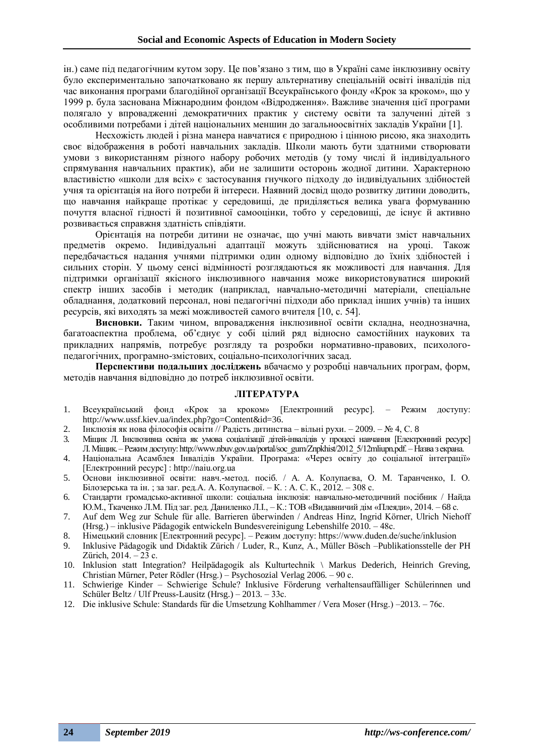ін.) саме під педагогічним кутом зору. Це пов'язано з тим, що в Україні саме інклюзивну освіту було експериментально започатковано як першу альтернативу спеціальній освіті інвалідів під час виконання програми благодійної організації Всеукраїнського фонду «Крок за кроком», що у 1999 р. була заснована Міжнародним фондом «Відродження». Важливе значення цієї програми полягало у впровадженні демократичних практик у систему освіти та залученні дітей з особливими потребами і дітей національних меншин до загальноосвітніх закладів України [1].

Несхожість людей і різна манера навчатися є природною і цінною рисою, яка знаходить своє відображення в роботі навчальних закладів. Школи мають бути здатними створювати умови з використанням різного набору робочих методів (у тому числі й індивідуального спрямування навчальних практик), аби не залишити осторонь жодної дитини. Характерною властивістю «школи для всіх» є застосування гнучкого підходу до індивідуальних здібностей учня та орієнтація на його потреби й інтереси. Наявний досвід щодо розвитку дитини доводить, що навчання найкраще протікає у середовищі, де приділяється велика увага формуванню почуття власної гідності й позитивної самооцінки, тобто у середовищі, де існує й активно розвивається справжня здатність співдіяти.

Орієнтація на потреби дитини не означає, що учні мають вивчати зміст навчальних предметів окремо. Індивідуальні адаптації можуть здійснюватися на уроці. Також передбачається надання учнями підтримки один одному відповідно до їхніх здібностей і сильних сторін. У цьому сенсі відмінності розглядаються як можливості для навчання. Для підтримки організації якісного інклюзивного навчання може використовуватися широкий спектр інших засобів і методик (наприклад, навчально-методичні матеріали, спеціальне обладнання, додатковий персонал, нові педагогічні підходи або приклад інших учнів) та інших ресурсів, які виходять за межі можливостей самого вчителя [10, с. 54].

**Висновки.** Таким чином, впровадження інклюзивної освіти складна, неоднозначна, багатоаспектна проблема, об'єднує у собі цілий ряд відносно самостійних наукових та прикладних напрямів, потребує розгляду та розробки нормативно-правових, психолого-педагогічних, програмно-змістових, соціально-психологічних засад.

**Перспективи подальших досліджень** вбачаємо у розробці навчальних програм, форм, методів навчання відповідно до потреб інклюзивної освіти.

## ЛІТЕРАТУРА

1. Всеукраїнський фонд «Крок за кроком» [Електронний ресурс]. – Режим доступу: http://www.ussf.kiev.ua/index.php?go=Content&id=36.
2. Інклюзія як нова філософія освіти // Радість дитинства – вільні рухи. – 2009. – № 4, С. 8
3. Міщик Л. Інклюзивна освіта як умова соціалізації дітей-інвалідів у процесі навчання [Електронний ресурс] Л. Міщик. – Режим доступу: http://www.nbuv.gov.ua/portal/soc_gum/Znpkhist/2012_5/12mliupn.pdf. – Назва з екрана.
4. Національна Асамблея Інвалідів України. Програма: «Через освіту до соціальної інтеграції» [Електронний ресурс] : http://naiu.org.ua
5. Основи інклюзивної освіти: навч.-метод. посіб. / А. А. Колупаєва, О. М. Таранченко, І. О. Білозерська та ін. ; за заг. ред.А. А. Колупаєвої. – К. : А. С. К., 2012. – 308 с.
6. Стандарти громадсько-активної школи: соціальна інклюзія: навчально-методичний посібник / Найда Ю.М., Ткаченко Л.М. Під заг. ред. Даниленко Л.І., – К.: ТОВ «Видавничий дім «Плеяди», 2014. – 68 с.
7. Auf dem Weg zur Schule für alle. Barrieren überwinden / Andreas Hinz, Ingrid Körner, Ulrich Niehoff (Hrsg.) – inklusive Pädagogik entwickeln Bundesvereinigung Lebenshilfe 2010. – 48c.
8. Німецький словник [Електронний ресурс]. – Режим доступу: https://www.duden.de/suche/inklusion
9. Inklusive Pädagogik und Didaktik Zürich / Luder, R., Kunz, A., Müller Bösch –Publikationsstelle der PH Zürich, 2014. – 23 c.
10. Inklusion statt Integration? Heilpädagogik als Kulturtechnik \ Markus Dederich, Heinrich Greving, Christian Mürner, Peter Rödler (Hrsg.) – Psychosozial Verlag 2006. – 90 c.
11. Schwierige Kinder – Schwierige Schule? Inklusive Förderung verhaltensauffälliger Schülerinnen und Schüler Beltz / Ulf Preuss-Lausitz (Hrsg.) – 2013. – 33c.
12. Die inklusive Schule: Standards für die Umsetzung Kohlhammer / Vera Moser (Hrsg.) –2013. – 76c.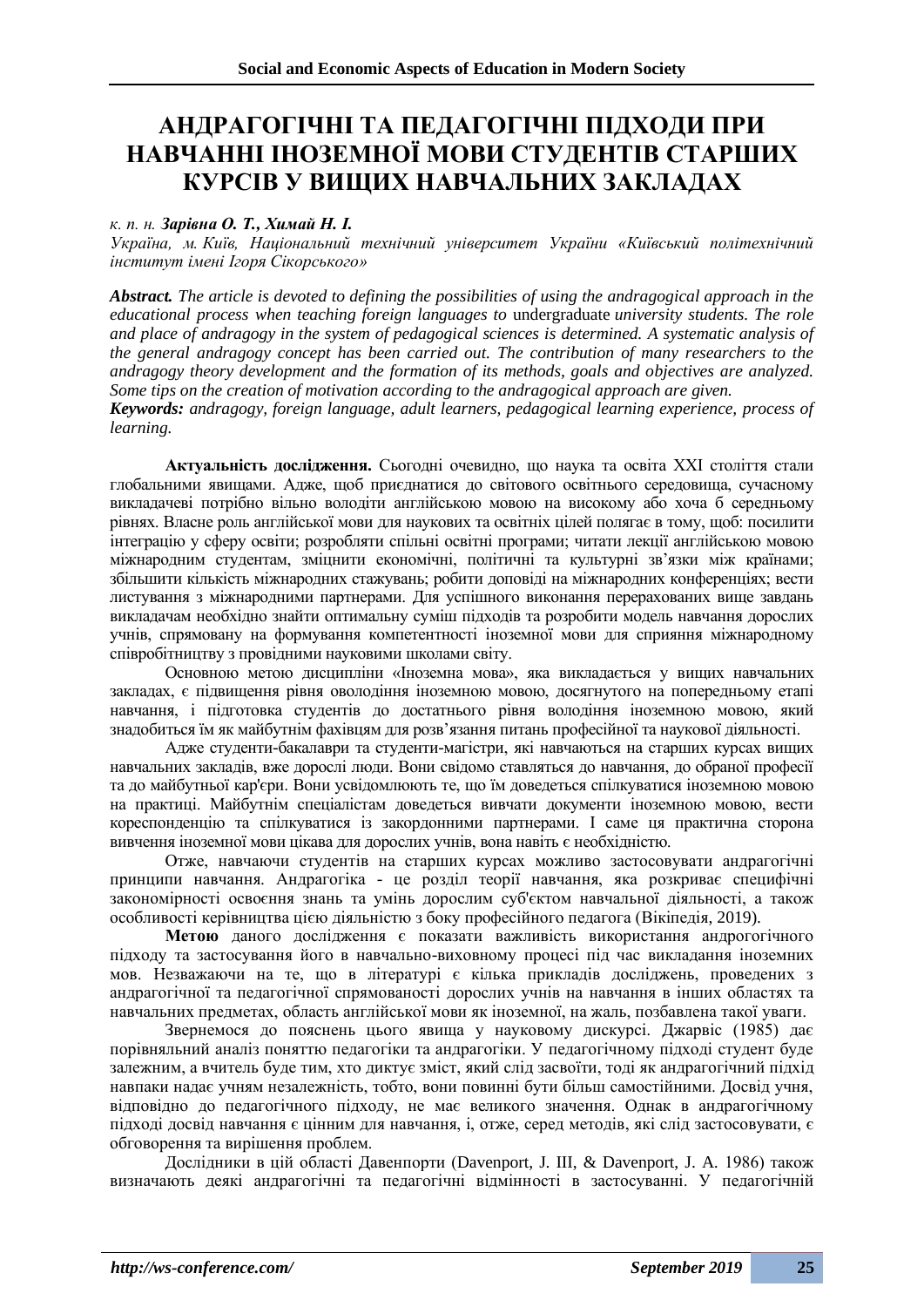# АНДРАГОГІЧНІ ТА ПЕДАГОГІЧНІ ПІДХОДИ ПРИ НАВЧАННІ ІНОЗЕМНОЇ МОВИ СТУДЕНТІВ СТАРШИХ КУРСІВ У ВИЩИХ НАВЧАЛЬНИХ ЗАКЛАДАХ

*к. п. н.* ***Зарівна О. Т., Химай Н. І.***

*Україна, м. Київ, Національний технічний університет України «Київський політехнічний інститут імені Ігоря Сікорського»*

***Abstract.*** *The article is devoted to defining the possibilities of using the andragogical approach in the educational process when teaching foreign languages to* undergraduate *university students. The role and place of andragogy in the system of pedagogical sciences is determined. A systematic analysis of the general andragogy concept has been carried out. The contribution of many researchers to the andragogy theory development and the formation of its methods, goals and objectives are analyzed. Some tips on the creation of motivation according to the andragogical approach are given.*

***Keywords:*** *andragogy, foreign language, adult learners, pedagogical learning experience, process of learning.*

**Актуальність дослідження.** Сьогодні очевидно, що наука та освіта XXI століття стали глобальними явищами. Адже, щоб приєднатися до світового освітнього середовища, сучасному викладачеві потрібно вільно володіти англійською мовою на високому або хоча б середньому рівнях. Власне роль англійської мови для наукових та освітніх цілей полягає в тому, щоб: посилити інтеграцію у сферу освіти; розробляти спільні освітні програми; читати лекції англійською мовою міжнародним студентам, зміцнити економічні, політичні та культурні зв'язки між країнами; збільшити кількість міжнародних стажувань; робити доповіді на міжнародних конференціях; вести листування з міжнародними партнерами. Для успішного виконання перерахованих вище завдань викладачам необхідно знайти оптимальну суміш підходів та розробити модель навчання дорослих учнів, спрямовану на формування компетентності іноземної мови для сприяння міжнародному співробітництву з провідними науковими школами світу.

Основною метою дисципліни «Іноземна мова», яка викладається у вищих навчальних закладах, є підвищення рівня оволодіння іноземною мовою, досягнутого на попередньому етапі навчання, і підготовка студентів до достатнього рівня володіння іноземною мовою, який знадобиться їм як майбутнім фахівцям для розв'язання питань професійної та наукової діяльності.

Адже студенти-бакалаври та студенти-магістри, які навчаються на старших курсах вищих навчальних закладів, вже дорослі люди. Вони свідомо ставляться до навчання, до обраної професії та до майбутньої кар'єри. Вони усвідомлюють те, що їм доведеться спілкуватися іноземною мовою на практиці. Майбутнім спеціалістам доведеться вивчати документи іноземною мовою, вести кореспонденцію та спілкуватися із закордонними партнерами. І саме ця практична сторона вивчення іноземної мови цікава для дорослих учнів, вона навіть є необхідністю.

Отже, навчаючи студентів на старших курсах можливо застосовувати андрагогічні принципи навчання. Андрагогіка - це розділ теорії навчання, яка розкриває специфічні закономірності освоєння знань та умінь дорослим суб'єктом навчальної діяльності, а також особливості керівництва цією діяльністю з боку професійного педагога (Вікіпедія, 2019).

**Метою** даного дослідження є показати важливість використання андрогогічного підходу та застосування його в навчально-виховному процесі під час викладання іноземних мов. Незважаючи на те, що в літературі є кілька прикладів досліджень, проведених з андрагогічної та педагогічної спрямованості дорослих учнів на навчання в інших областях та навчальних предметах, область англійської мови як іноземної, на жаль, позбавлена такої уваги.

Звернемося до пояснень цього явища у науковому дискурсі. Джарвіс (1985) дає порівняльний аналіз поняттю педагогіки та андрагогіки. У педагогічному підході студент буде залежним, а вчитель буде тим, хто диктує зміст, який слід засвоїти, тоді як андрагогічний підхід навпаки надає учням незалежність, тобто, вони повинні бути більш самостійними. Досвід учня, відповідно до педагогічного підходу, не має великого значення. Однак в андрагогічному підході досвід навчання є цінним для навчання, і, отже, серед методів, які слід застосовувати, є обговорення та вирішення проблем.

Дослідники в цій області Давенпорти (Davenport, J. III, & Davenport, J. A. 1986) також визначають деякі андрагогічні та педагогічні відмінності в застосуванні. У педагогічній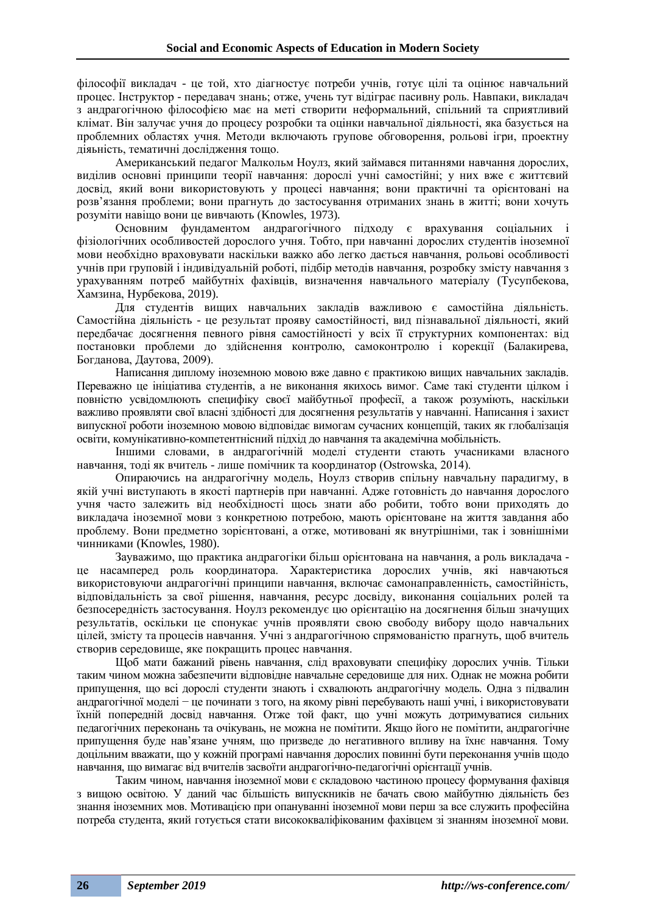філософії викладач - це той, хто діагностує потреби учнів, готує цілі та оцінює навчальний процес. Інструктор - передавач знань; отже, учень тут відіграє пасивну роль. Навпаки, викладач з андрагогічною філософією має на меті створити неформальний, спільний та сприятливий клімат. Він залучає учня до процесу розробки та оцінки навчальної діяльності, яка базується на проблемних областях учня. Методи включають групове обговорення, рольові ігри, проектну діяьність, тематичні дослідження тощо.

Американський педагог Малкольм Ноулз, який займався питаннями навчання дорослих, виділив основні принципи теорії навчання: дорослі учні самостійні; у них вже є життєвий досвід, який вони використовують у процесі навчання; вони практичні та орієнтовані на розв'язання проблеми; вони прагнуть до застосування отриманих знань в житті; вони хочуть розуміти навіщо вони це вивчають (Knowles, 1973).

Основним фундаментом андрагогічного підходу є врахування соціальних і фізіологічних особливостей дорослого учня. Тобто, при навчанні дорослих студентів іноземної мови необхідно враховувати наскільки важко або легко дається навчання, рольові особливості учнів при груповій і індивідуальній роботі, підбір методів навчання, розробку змісту навчання з урахуванням потреб майбутніх фахівців, визначення навчального матеріалу (Тусупбекова, Хамзина, Нурбекова, 2019).

Для студентів вищих навчальних закладів важливою є самостійна діяльність. Самостійна діяльність - це результат прояву самостійності, вид пізнавальної діяльності, який передбачає досягнення певного рівня самостійності у всіх її структурних компонентах: від постановки проблеми до здійснення контролю, самоконтролю і корекції (Балакирева, Богданова, Даутова, 2009).

Написання диплому іноземною мовою вже давно є практикою вищих навчальних закладів. Переважно це ініціатива студентів, а не виконання якихось вимог. Саме такі студенти цілком і повністю усвідомлюють специфіку своєї майбутньої професії, а також розуміють, наскільки важливо проявляти свої власні здібності для досягнення результатів у навчанні. Написання і захист випускної роботи іноземною мовою відповідає вимогам сучасних концепцій, таких як глобалізація освіти, комунікативно-компетентнісний підхід до навчання та академічна мобільність.

Іншими словами, в андрагогічній моделі студенти стають учасниками власного навчання, тоді як вчитель - лише помічник та координатор (Ostrowska, 2014).

Опираючись на андрагогічну модель, Ноулз створив спільну навчальну парадигму, в якій учні виступають в якості партнерів при навчанні. Адже готовність до навчання дорослого учня часто залежить від необхідності щось знати або робити, тобто вони приходять до викладача іноземної мови з конкретною потребою, мають орієнтоване на життя завдання або проблему. Вони предметно зорієнтовані, а отже, мотивовані як внутрішніми, так і зовнішніми чинниками (Knowles, 1980).

Зауважимо, що практика андрагогіки більш орієнтована на навчання, а роль викладача - це насамперед роль координатора. Характеристика дорослих учнів, які навчаються використовуючи андрагогічні принципи навчання, включає самонаправленність, самостійність, відповідальність за свої рішення, навчання, ресурс досвіду, виконання соціальних ролей та безпосередність застосування. Ноулз рекомендує цю орієнтацію на досягнення більш значущих результатів, оскільки це спонукає учнів проявляти свою свободу вибору щодо навчальних цілей, змісту та процесів навчання. Учні з андрагогічною спрямованістю прагнуть, щоб вчитель створив середовище, яке покращить процес навчання.

Щоб мати бажаний рівень навчання, слід враховувати специфіку дорослих учнів. Тільки таким чином можна забезпечити відповідне навчальне середовище для них. Однак не можна робити припущення, що всі дорослі студенти знають і схвалюють андрагогічну модель. Одна з підвалин андрагогічної моделі – це починати з того, на якому рівні перебувають наші учні, і використовувати їхній попередній досвід навчання. Отже той факт, що учні можуть дотримуватися сильних педагогічних переконань та очікувань, не можна не помітити. Якщо його не помітити, андрагогічне припущення буде нав'язане учням, що призведе до негативного впливу на їхнє навчання. Тому доцільним вважати, що у кожній програмі навчання дорослих повинні бути переконання учнів щодо навчання, що вимагає від вчителів засвоїти андрагогічно-педагогічні орієнтації учнів.

Таким чином, навчання іноземної мови є складовою частиною процесу формування фахівця з вищою освітою. У даний час більшість випускників не бачать свою майбутню діяльність без знання іноземних мов. Мотивацією при опануванні іноземної мови перш за все служить професійна потреба студента, який готується стати висококваліфікованим фахівцем зі знанням іноземної мови.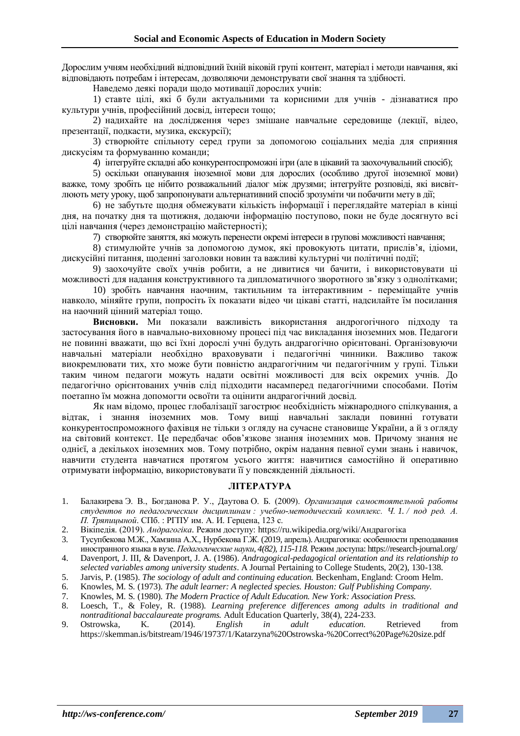Дорослим учням необхідний відповідний їхній віковій групі контент, матеріал і методи навчання, які відповідають потребам і інтересам, дозволяючи демонструвати свої знання та здібності.

Наведемо деякі поради щодо мотивації дорослих учнів:

1) ставте цілі, які б були актуальними та корисними для учнів - дізнаватися про культури учнів, професійний досвід, інтереси тощо;

2) надихайте на дослідження через змішане навчальне середовище (лекції, відео, презентації, подкасти, музика, екскурсії);

3) створюйте спільноту серед групи за допомогою соціальних медіа для сприяння дискусіям та формуванню команди;

4) інтегруйте складні або конкурентоспроможні ігри (але в цікавий та заохочувальний спосіб);

5) оскільки опанування іноземної мови для дорослих (особливо другої іноземної мови) важке, тому зробіть це нібито розважальний діалог між друзями; інтегруйте розповіді, які висвітлюють мету уроку, щоб запропонувати альтернативний спосіб зрозуміти чи побачити мету в дії;

6) не забутьте щодня обмежувати кількість інформації і переглядайте матеріал в кінці дня, на початку дня та щотижня, додаючи інформацію поступово, поки не буде досягнуто всі цілі навчання (через демонстрацію майстерності);

7) створюйте заняття, які можуть перенести окремі інтереси в групові можливості навчання;

8) стимулюйте учнів за допомогою думок, які провокують цитати, прислів'я, ідіоми, дискусійні питання, щоденні заголовки новин та важливі культурні чи політичні події;

9) заохочуйте своїх учнів робити, а не дивитися чи бачити, і використовувати ці можливості для надання конструктивного та дипломатичного зворотного зв'язку з однолітками;

10) зробіть навчання наочним, тактильним та інтерактивним - переміщайте учнів навколо, міняйте групи, попросіть їх показати відео чи цікаві статті, надсилайте їм посилання на наочний цінний матеріал тощо.

**Висновки.** Ми показали важливість використання андрогогічного підходу та застосування його в навчально-виховному процесі під час викладання іноземних мов. Педагоги не повинні вважати, що всі їхні дорослі учні будуть андрагогічно орієнтовані. Організовуючи навчальні матеріали необхідно враховувати і педагогічні чинники. Важливо також виокремлювати тих, хто може бути повністю андрагогічним чи педагогічним у групі. Тільки таким чином педагоги можуть надати освітні можливості для всіх окремих учнів. До педагогічно орієнтованих учнів слід підходити насамперед педагогічними способами. Потім поетапно їм можна допомогти освоїти та оцінити андрагогічний досвід.

Як нам відомо, процес глобалізації загострює необхідність міжнародного спілкування, а відтак, і знання іноземних мов. Тому вищі навчальні заклади повинні готувати конкурентоспроможного фахівця не тільки з огляду на сучасне становище України, а й з огляду на світовий контекст. Це передбачає обов'язкове знання іноземних мов. Причому знання не однієї, а декількох іноземних мов. Тому потрібно, окрім надання певної суми знань і навичок, навчити студента навчатися протягом усього життя: навчитися самостійно й оперативно отримувати інформацію, використовувати її у повсякденній діяльності.

## ЛІТЕРАТУРА

1. Балакирева Э. В., Богданова Р. У., Даутова О. Б. (2009). *Организация самостоятельной работы студентов по педагогическим дисциплинам : учебно-методический комплекс. Ч. 1. / под ред. А. П. Тряпицыной*. СПб. : РГПУ им. А. И. Герцена, 123 с.
2. Вікіпедія. (2019). *Андрагогіка*. Режим доступу: https://ru.wikipedia.org/wiki/Андрагогіка
3. Тусупбекова М.Ж., Хамзина А.Х., Нурбекова Г.Ж. (2019, апрель). Андрагогика: особенности преподавания иностранного языка в вузе. *Педагогические науки, 4(82), 115-118.* Режим доступа: https://research-journal.org/
4. Davenport, J. III, & Davenport, J. A. (1986). *Andragogical-pedagogical orientation and its relationship to selected variables among university students*. A Journal Pertaining to College Students, 20(2), 130-138.
5. Jarvis, P. (1985). *The sociology of adult and continuing education.* Beckenham, England: Croom Helm.
6. Knowles, M. S. (1973). *The adult learner: A neglected species. Houston: Gulf Publishing Company.*
7. Knowles, M. S. (1980). *The Modern Practice of Adult Education. New York: Association Press.*
8. Loesch, T., & Foley, R. (1988). *Learning preference differences among adults in traditional and nontraditional baccalaureate programs.* Adult Education Quarterly, 38(4), 224-233.
9. Ostrowska, K. (2014). *English in adult education.* Retrieved from https://skemman.is/bitstream/1946/19737/1/Katarzyna%20Ostrowska-%20Correct%20Page%20size.pdf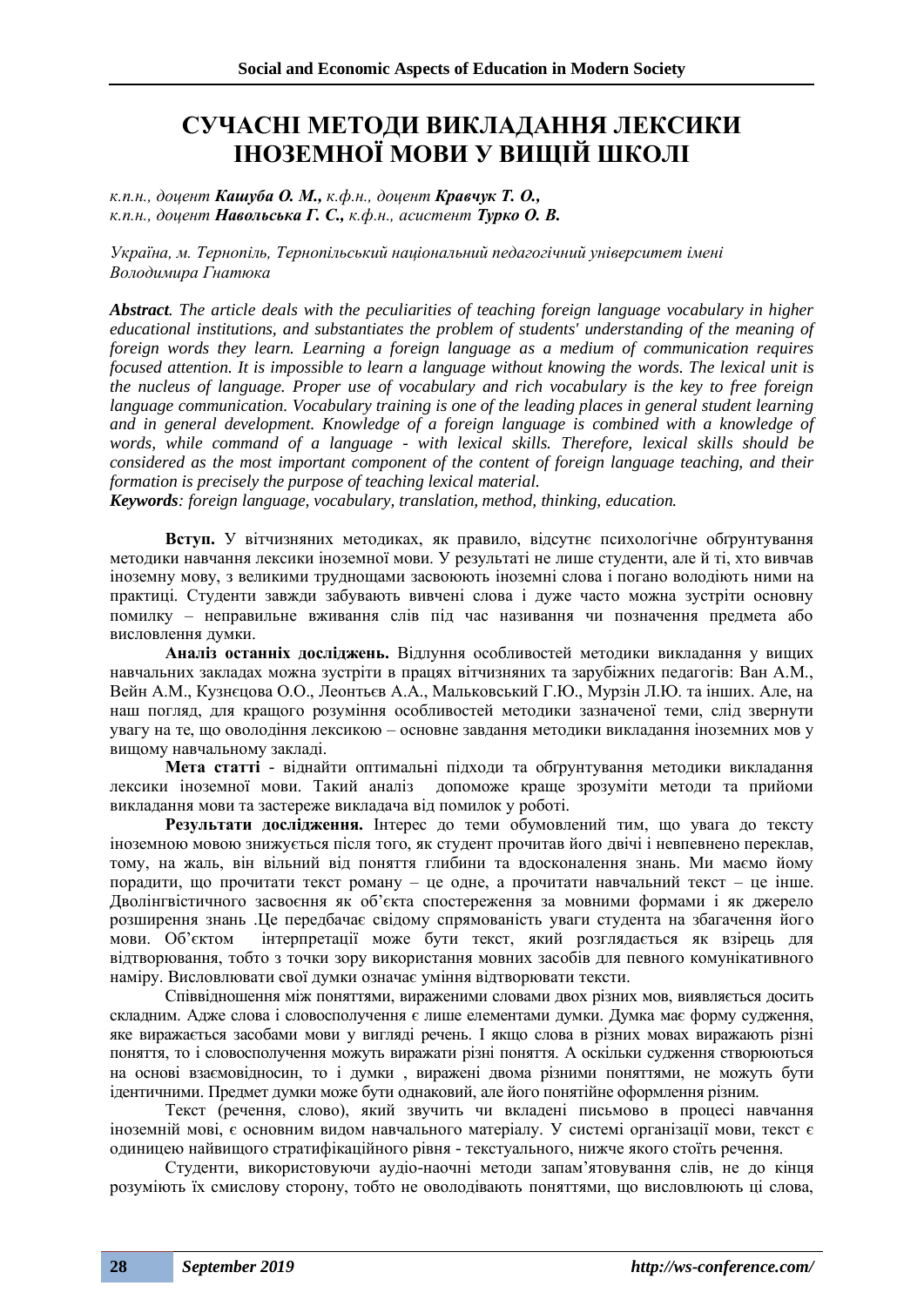# СУЧАСНІ МЕТОДИ ВИКЛАДАННЯ ЛЕКСИКИ ІНОЗЕМНОЇ МОВИ У ВИЩІЙ ШКОЛІ

*к.п.н., доцент* ***Кашуба О. М.,*** *к.ф.н., доцент* ***Кравчук Т. О.,***
*к.п.н., доцент* ***Навольська Г. С.,*** *к.ф.н., асистент* ***Турко О. В.***

*Україна, м. Тернопіль, Тернопільський національний педагогічний університет імені Володимира Гнатюка*

***Abstract****. The article deals with the peculiarities of teaching foreign language vocabulary in higher educational institutions, and substantiates the problem of students' understanding of the meaning of foreign words they learn. Learning a foreign language as a medium of communication requires focused attention. It is impossible to learn a language without knowing the words. The lexical unit is the nucleus of language. Proper use of vocabulary and rich vocabulary is the key to free foreign language communication. Vocabulary training is one of the leading places in general student learning and in general development. Knowledge of a foreign language is combined with a knowledge of words, while command of a language - with lexical skills. Therefore, lexical skills should be considered as the most important component of the content of foreign language teaching, and their formation is precisely the purpose of teaching lexical material.*

***Keywords****: foreign language, vocabulary, translation, method, thinking, education.*

**Вступ.** У вітчизняних методиках, як правило, відсутнє психологічне обґрунтування методики навчання лексики іноземної мови. У результаті не лише студенти, але й ті, хто вивчав іноземну мову, з великими труднощами засвоюють іноземні слова і погано володіють ними на практиці. Студенти завжди забувають вивчені слова і дуже часто можна зустріти основну помилку – неправильне вживання слів під час називання чи позначення предмета або висловлення думки.

**Аналіз останніх досліджень.** Відлуння особливостей методики викладання у вищих навчальних закладах можна зустріти в працях вітчизняних та зарубіжних педагогів: Ван А.М., Вейн А.М., Кузнєцова О.О., Леонтьєв А.А., Мальковський Г.Ю., Мурзін Л.Ю. та інших. Але, на наш погляд, для кращого розуміння особливостей методики зазначеної теми, слід звернути увагу на те, що оволодіння лексикою – основне завдання методики викладання іноземних мов у вищому навчальному закладі.

**Мета статті** - віднайти оптимальні підходи та обґрунтування методики викладання лексики іноземної мови. Такий аналіз допоможе краще зрозуміти методи та прийоми викладання мови та застереже викладача від помилок у роботі.

**Результати дослідження.** Інтерес до теми обумовлений тим, що увага до тексту іноземною мовою знижується після того, як студент прочитав його двічі і невпевнено переклав, тому, на жаль, він вільний від поняття глибини та вдосконалення знань. Ми маємо йому порадити, що прочитати текст роману – це одне, а прочитати навчальний текст – це інше. Дволінгвістичного засвоєння як об'єкта спостереження за мовними формами і як джерело розширення знань .Це передбачає свідому спрямованість уваги студента на збагачення його мови. Об'єктом інтерпретації може бути текст, який розглядається як взірець для відтворювання, тобто з точки зору використання мовних засобів для певного комунікативного наміру. Висловлювати свої думки означає уміння відтворювати тексти.

Співвідношення між поняттями, вираженими словами двох різних мов, виявляється досить складним. Адже слова і словосполучення є лише елементами думки. Думка має форму судження, яке виражається засобами мови у вигляді речень. І якщо слова в різних мовах виражають різні поняття, то і словосполучення можуть виражати різні поняття. А оскільки судження створюються на основі взаємовідносин, то і думки , виражені двома різними поняттями, не можуть бути ідентичними. Предмет думки може бути однаковий, але його понятійне оформлення різним.

Текст (речення, слово), який звучить чи вкладені письмово в процесі навчання іноземній мові, є основним видом навчального матеріалу. У системі організації мови, текст є одиницею найвищого стратифікаційного рівня - текстуального, нижче якого стоїть речення.

Студенти, використовуючи аудіо-наочні методи запам'ятовування слів, не до кінця розуміють їх смислову сторону, тобто не оволодівають поняттями, що висловлюють ці слова,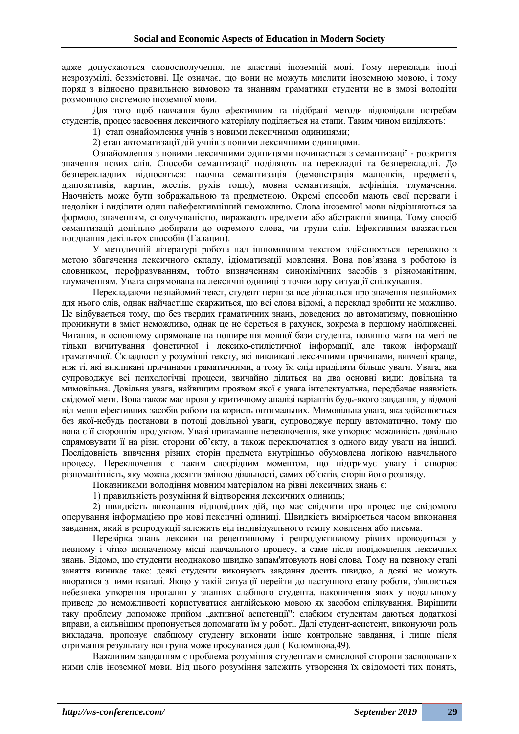адже допускаються словосполучення, не властиві іноземній мові. Тому переклади іноді незрозумілі, беззмістовні. Це означає, що вони не можуть мислити іноземною мовою, і тому поряд з відносно правильною вимовою та знанням граматики студенти не в змозі володіти розмовною системою іноземної мови.

Для того щоб навчання було ефективним та підібрані методи відповідали потребам студентів, процес засвоєння лексичного матеріалу поділяється на етапи. Таким чином виділяють:

1) етап ознайомлення учнів з новими лексичними одиницями;

2) етап автоматизації дій учнів з новими лексичними одиницями.

Ознайомлення з новими лексичними одиницями починається з семантизації - розкриття значення нових слів. Способи семантизації поділяють на перекладні та безперекладні. До безперекладних відносяться: наочна семантизація (демонстрація малюнків, предметів, діапозитивів, картин, жестів, рухів тощо), мовна семантизація, дефініція, тлумачення. Наочність може бути зображальною та предметною. Окремі способи мають свої переваги і недоліки і виділити один найефективніший неможливо. Слова іноземної мови відрізняються за формою, значенням, сполучуваністю, виражають предмети або абстрактні явища. Тому спосіб семантизації доцільно добирати до окремого слова, чи групи слів. Ефективним вважається поєднання декількох способів (Галацин).

У методичній літературі робота над іншомовним текстом здійснюється переважно з метою збагачення лексичного складу, ідіоматизації мовлення. Вона пов'язана з роботою із словником, перефразуванням, тобто визначенням синонімічних засобів з різноманітним, тлумаченням. Увага спрямована на лексичні одиниці з точки зору ситуації спілкування.

Перекладаючи незнайомий текст, студент перш за все дізнається про значення незнайомих для нього слів, однак найчастіше скаржиться, що всі слова відомі, а переклад зробити не можливо. Це відбувається тому, що без твердих граматичних знань, доведених до автоматизму, повноцінно проникнути в зміст неможливо, однак це не береться в рахунок, зокрема в першому наближенні. Читання, в основному спрямоване на поширення мовної бази студента, повинно мати на меті не тільки вичитування фонетичної і лексико-стилістичної інформації, але також інформації граматичної. Складності у розумінні тексту, які викликані лексичними причинами, вивчені краще, ніж ті, які викликані причинами граматичними, а тому їм слід приділяти більше уваги. Увага, яка супроводжує всі психологічні процеси, звичайно ділиться на два основні види: довільна та мимовільна. Довільна увага, найвищим проявом якої є увага інтелектуальна, передбачає наявність свідомої мети. Вона також має прояв у критичному аналізі варіантів будь-якого завдання, у відмові від менш ефективних засобів роботи на користь оптимальних. Мимовільна увага, яка здійснюється без якої-небудь постанови в потоці довільної уваги, супроводжує першу автоматично, тому що вона є її стороннім продуктом. Увазі притаманне переключення, яке утворює можливість довільно спрямовувати її на різні сторони об'єкту, а також переключатися з одного виду уваги на інший. Послідовність вивчення різних сторін предмета внутрішньо обумовлена логікою навчального процесу. Переключення є таким своєрідним моментом, що підтримує увагу і створює різноманітність, яку можна досягти зміною діяльності, самих об'єктів, сторін його розгляду.

Показниками володіння мовним матеріалом на рівні лексичних знань є:

1) правильність розуміння й відтворення лексичних одиниць;

2) швидкість виконання відповідних дій, що має свідчити про процес ще свідомого оперування інформацією про нові пексичні одиниці. Швидкість вимірюється часом виконання завдання, який в репродукції залежить від індивідуального темпу мовлення або письма.

Перевірка знань лексики на рецептивному і репродуктивному рівнях проводиться у певному і чітко визначеному місці навчального процесу, а саме після повідомлення лексичних знань. Відомо, що студенти неоднаково швидко запам'ятовують нові слова. Тому на певному етапі заняття виникає таке: деякі студенти виконують завдання досить швидко, а деякі не можуть впоратися з ними взагалі. Якщо у такій ситуації перейти до наступного етапу роботи, з'являється небезпека утворення прогалин у знаннях слабшого студента, накопичення яких у подальшому приведе до неможливості користуватися англійською мовою як засобом спілкування. Вирішити таку проблему допоможе прийом „активної асистенції": слабким студентам даються додаткові вправи, а сильнішим пропонується допомагати їм у роботі. Далі студент-асистент, виконуючи роль викладача, пропонує слабшому студенту виконати інше контрольне завдання, і лише після отримання результату вся група може просуватися далі ( Коломінова,49).

Важливим завданням є проблема розуміння студентами смислової сторони засвоюваних ними слів іноземної мови. Від цього розуміння залежить утворення їх свідомості тих понять,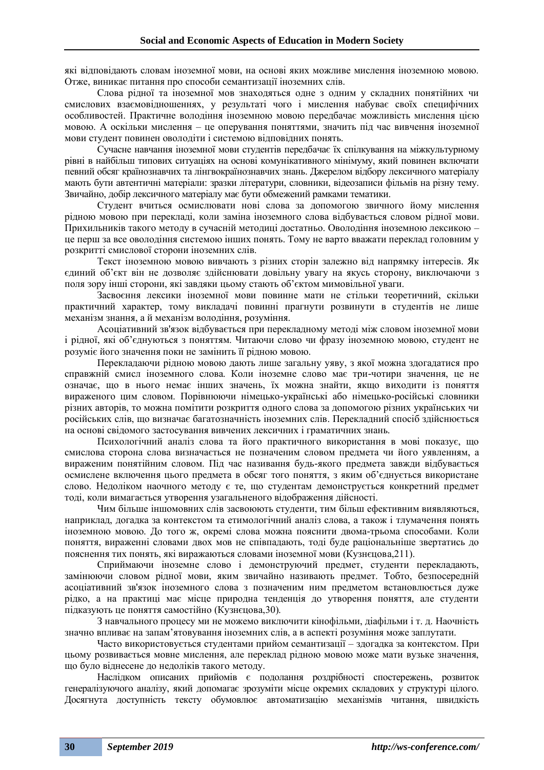які відповідають словам іноземної мови, на основі яких можливе мислення іноземною мовою. Отже, виникає питання про способи семантизації іноземних слів.

Слова рідної та іноземної мов знаходяться одне з одним у складних понятійних чи смислових взаємовідношеннях, у результаті чого і мислення набуває своїх специфічних особливостей. Практичне володіння іноземною мовою передбачає можливість мислення цією мовою. А оскільки мислення – це оперування поняттями, значить під час вивчення іноземної мови студент повинен оволодіти і системою відповідних понять.

Сучасне навчання іноземної мови студентів передбачає їх спілкування на міжкультурному рівні в найбільш типових ситуаціях на основі комунікативного мінімуму, який повинен включати певний обсяг країнознавчих та лінгвокраїнознавчих знань. Джерелом відбору лексичного матеріалу мають бути автентичні матеріали: зразки літератури, словники, відеозаписи фільмів на різну тему. Звичайно, добір лексичного матеріалу має бути обмежений рамками тематики.

Студент вчиться осмислювати нові слова за допомогою звичного йому мислення рідною мовою при перекладі, коли заміна іноземного слова відбувається словом рідної мови. Прихильників такого методу в сучасній методиці достатньо. Оволодіння іноземною лексикою – це перш за все оволодіння системою інших понять. Тому не варто вважати переклад головним у розкритті смислової сторони іноземних слів.

Текст іноземною мовою вивчають з різних сторін залежно від напрямку інтересів. Як єдиний об'єкт він не дозволяє здійснювати довільну увагу на якусь сторону, виключаючи з поля зору інші сторони, які завдяки цьому стають об'єктом мимовільної уваги.

Засвоєння лексики іноземної мови повинне мати не стільки теоретичний, скільки практичний характер, тому викладачі повинні прагнути розвинути в студентів не лише механізм знання, а й механізм володіння, розуміння.

Асоціативний зв'язок відбувається при перекладному методі між словом іноземної мови і рідної, які об'єднуються з поняттям. Читаючи слово чи фразу іноземною мовою, студент не розуміє його значення поки не замінить її рідною мовою.

Перекладаючи рідною мовою дають лише загальну уяву, з якої можна здогадатися про справжній смисл іноземного слова. Коли іноземне слово має три-чотири значення, це не означає, що в нього немає інших значень, їх можна знайти, якщо виходити із поняття вираженого цим словом. Порівнюючи німецько-українські або німецько-російські словники різних авторів, то можна помітити розкриття одного слова за допомогою різних українських чи російських слів, що визначає багатозначність іноземних слів. Перекладний спосіб здійснюється на основі свідомого застосування вивчених лексичних і граматичних знань.

Психологічний аналіз слова та його практичного використання в мові показує, що смислова сторона слова визначається не позначеним словом предмета чи його уявленням, а вираженим понятійним словом. Під час називання будь-якого предмета завжди відбувається осмислене включення цього предмета в обсяг того поняття, з яким об'єднується використане слово. Недоліком наочного методу є те, що студентам демонструється конкретний предмет тоді, коли вимагається утворення узагальненого відображення дійсності.

Чим більше іншомовних слів засвоюють студенти, тим більш ефективним виявляються, наприклад, догадка за контекстом та етимологічний аналіз слова, а також і тлумачення понять іноземною мовою. До того ж, окремі слова можна пояснити двома-трьома способами. Коли поняття, вираженні словами двох мов не співпадають, тоді буде раціональніше звертатись до пояснення тих понять, які виражаються словами іноземної мови (Кузнєцова,211).

Сприймаючи іноземне слово і демонструючий предмет, студенти перекладають, замінюючи словом рідної мови, яким звичайно називають предмет. Тобто, безпосередній асоціативний зв'язок іноземного слова з позначеним ним предметом встановлюється дуже рідко, а на практиці має місце природна тенденція до утворення поняття, але студенти підказують це поняття самостійно (Кузнєцова,30).

З навчального процесу ми не можемо виключити кінофільми, діафільми і т. д. Наочність значно впливає на запам'ятовування іноземних слів, а в аспекті розуміння може заплутати.

Часто використовується студентами прийом семантизації – здогадка за контекстом. При цьому розвивається мовне мислення, але переклад рідною мовою може мати вузьке значення, що було віднесене до недоліків такого методу.

Наслідком описаних прийомів є подолання роздрібності спостережень, розвиток генералізуючого аналізу, який допомагає зрозуміти місце окремих складових у структурі цілого. Досягнута доступність тексту обумовлює автоматизацію механізмів читання, швидкість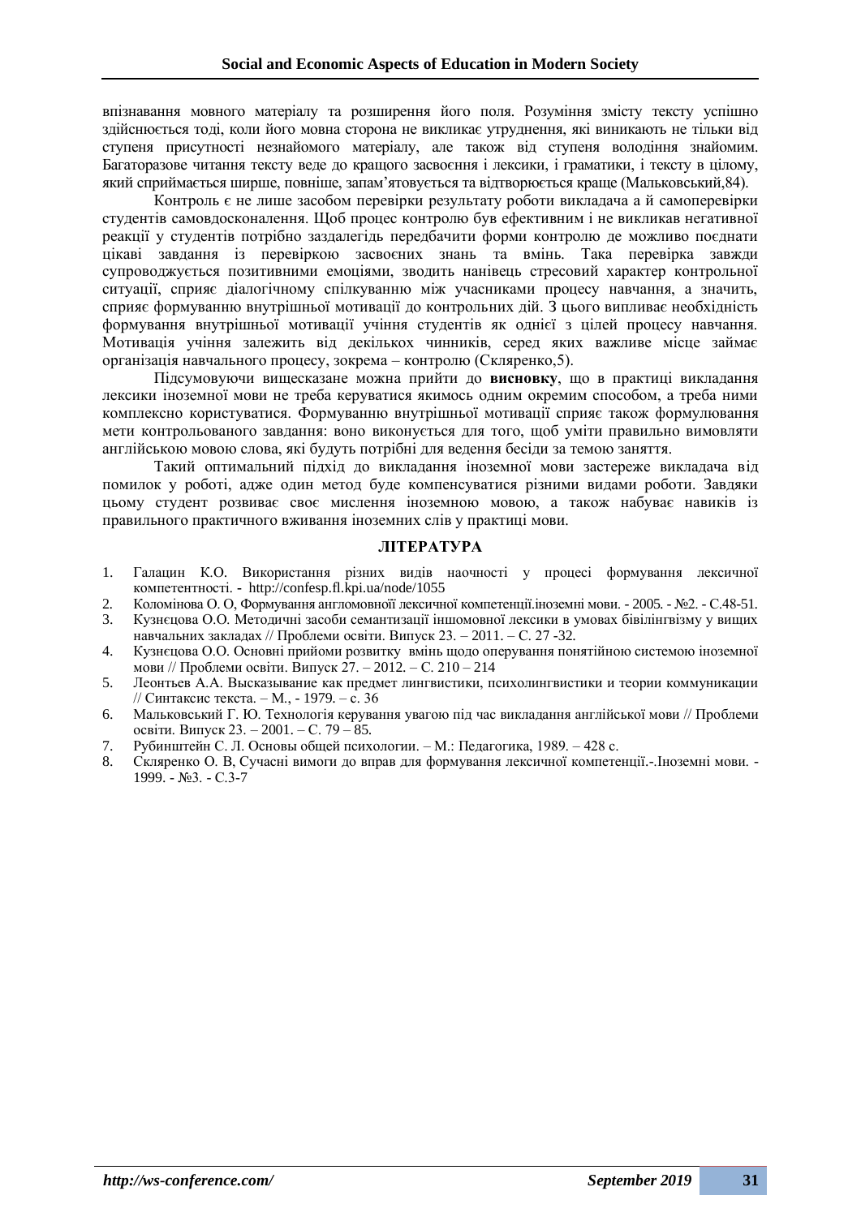впізнавання мовного матеріалу та розширення його поля. Розуміння змісту тексту успішно здійснюється тоді, коли його мовна сторона не викликає утруднення, які виникають не тільки від ступеня присутності незнайомого матеріалу, але також від ступеня володіння знайомим. Багаторазове читання тексту веде до кращого засвоєння і лексики, і граматики, і тексту в цілому, який сприймається ширше, повніше, запам'ятовується та відтворюється краще (Мальковський,84).

Контроль є не лише засобом перевірки результату роботи викладача а й самоперевірки студентів самовдосконалення. Щоб процес контролю був ефективним і не викликав негативної реакції у студентів потрібно заздалегідь передбачити форми контролю де можливо поєднати цікаві завдання із перевіркою засвоєних знань та вмінь. Така перевірка завжди супроводжується позитивними емоціями, зводить нанівець стресовий характер контрольної ситуації, сприяє діалогічному спілкуванню між учасниками процесу навчання, а значить, сприяє формуванню внутрішньої мотивації до контрольних дій. З цього випливає необхідність формування внутрішньої мотивації учіння студентів як однієї з цілей процесу навчання. Мотивація учіння залежить від декількох чинників, серед яких важливе місце займає організація навчального процесу, зокрема – контролю (Скляренко,5).

Підсумовуючи вищесказане можна прийти до **висновку**, що в практиці викладання лексики іноземної мови не треба керуватися якимось одним окремим способом, а треба ними комплексно користуватися. Формуванню внутрішньої мотивації сприяє також формулювання мети контрольованого завдання: воно виконується для того, щоб уміти правильно вимовляти англійською мовою слова, які будуть потрібні для ведення бесіди за темою заняття.

Такий оптимальний підхід до викладання іноземної мови застереже викладача від помилок у роботі, адже один метод буде компенсуватися різними видами роботи. Завдяки цьому студент розвиває своє мислення іноземною мовою, а також набуває навиків із правильного практичного вживання іноземних слів у практиці мови.

## ЛІТЕРАТУРА

1. Галацин К.О. Використання різних видів наочності у процесі формування лексичної компетентності. - http://confesp.fl.kpi.ua/node/1055
2. Коломінова О. О, Формування англомовної лексичної компетенції.іноземні мови. - 2005. - №2. - С.48-51.
3. Кузнєцова О.О. Методичні засоби семантизації іншомовної лексики в умовах білілінгвізму у вищих навчальних закладах // Проблеми освіти. Випуск 23. – 2011. – С. 27 -32.
4. Кузнєцова О.О. Основні прийоми розвитку вмінь щодо оперування понятійною системою іноземної мови // Проблеми освіти. Випуск 27. – 2012. – С. 210 – 214
5. Леонтьев А.А. Высказывание как предмет лингвистики, психолингвистики и теории коммуникации // Синтаксис текста. – М., - 1979. – с. 36
6. Мальковський Г. Ю. Технологія керування увагою під час викладання англійської мови // Проблеми освіти. Випуск 23. – 2001. – С. 79 – 85.
7. Рубинштейн С. Л. Основы общей психологии. – М.: Педагогика, 1989. – 428 с.
8. Скляренко О. В, Сучасні вимоги до вправ для формування лексичної компетенції.-.Іноземні мови. - 1999. - №3. - С.3-7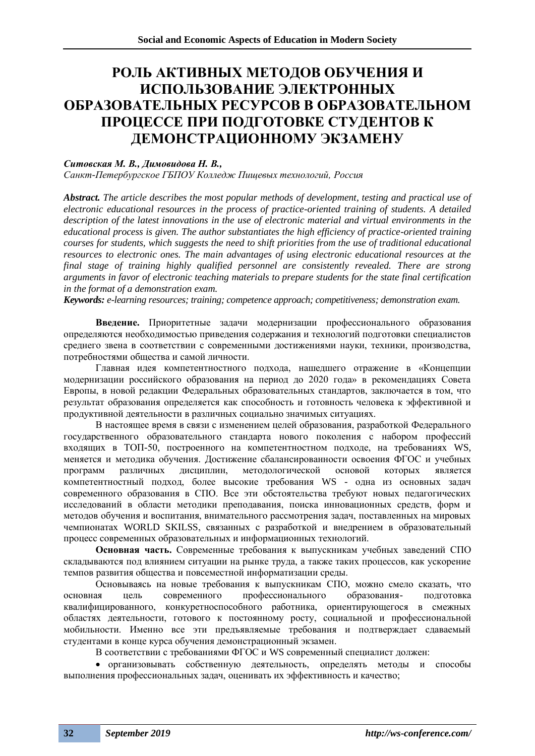# РОЛЬ АКТИВНЫХ МЕТОДОВ ОБУЧЕНИЯ И ИСПОЛЬЗОВАНИЕ ЭЛЕКТРОННЫХ ОБРАЗОВАТЕЛЬНЫХ РЕСУРСОВ В ОБРАЗОВАТЕЛЬНОМ ПРОЦЕССЕ ПРИ ПОДГОТОВКЕ СТУДЕНТОВ К ДЕМОНСТРАЦИОННОМУ ЭКЗАМЕНУ

***Ситовская М. В., Димовидова Н. В.,***
*Санкт-Петербургское ГБПОУ Колледж Пищевых технологий, Россия*

***Abstract.*** *The article describes the most popular methods of development, testing and practical use of electronic educational resources in the process of practice-oriented training of students. A detailed description of the latest innovations in the use of electronic material and virtual environments in the educational process is given. The author substantiates the high efficiency of practice-oriented training courses for students, which suggests the need to shift priorities from the use of traditional educational resources to electronic ones. The main advantages of using electronic educational resources at the final stage of training highly qualified personnel are consistently revealed. There are strong arguments in favor of electronic teaching materials to prepare students for the state final certification in the format of a demonstration exam.*

***Keywords:*** *e-learning resources; training; competence approach; competitiveness; demonstration exam.*

**Введение.** Приоритетные задачи модернизации профессионального образования определяются необходимостью приведения содержания и технологий подготовки специалистов среднего звена в соответствии с современными достижениями науки, техники, производства, потребностями общества и самой личности.

Главная идея компетентностного подхода, нашедшего отражение в «Концепции модернизации российского образования на период до 2020 года» в рекомендациях Совета Европы, в новой редакции Федеральных образовательных стандартов, заключается в том, что результат образования определяется как способность и готовность человека к эффективной и продуктивной деятельности в различных социально значимых ситуациях.

В настоящее время в связи с изменением целей образования, разработкой Федерального государственного образовательного стандарта нового поколения с набором профессий входящих в ТОП-50, построенного на компетентностном подходе, на требованиях WS, меняется и методика обучения. Достижение сбалансированности освоения ФГОС и учебных программ различных дисциплин, методологической основой которых является компетентностный подход, более высокие требования WS - одна из основных задач современного образования в СПО. Все эти обстоятельства требуют новых педагогических исследований в области методики преподавания, поиска инновационных средств, форм и методов обучения и воспитания, внимательного рассмотрения задач, поставленных на мировых чемпионатах WORLD SKILSS, связанных с разработкой и внедрением в образовательный процесс современных образовательных и информационных технологий.

**Основная часть.** Современные требования к выпускникам учебных заведений СПО складываются под влиянием ситуации на рынке труда, а также таких процессов, как ускорение темпов развития общества и повсеместной информатизации среды.

Основываясь на новые требования к выпускникам СПО, можно смело сказать, что основная цель современного профессионального образования- подготовка квалифицированного, конкуретноспособного работника, ориентирующегося в смежных областях деятельности, готового к постоянному росту, социальной и профессиональной мобильности. Именно все эти предъявляемые требования и подтверждает сдаваемый студентами в конце курса обучения демонстрационный экзамен.

В соответствии с требованиями ФГОС и WS современный специалист должен:

- организовывать собственную деятельность, определять методы и способы выполнения профессиональных задач, оценивать их эффективность и качество;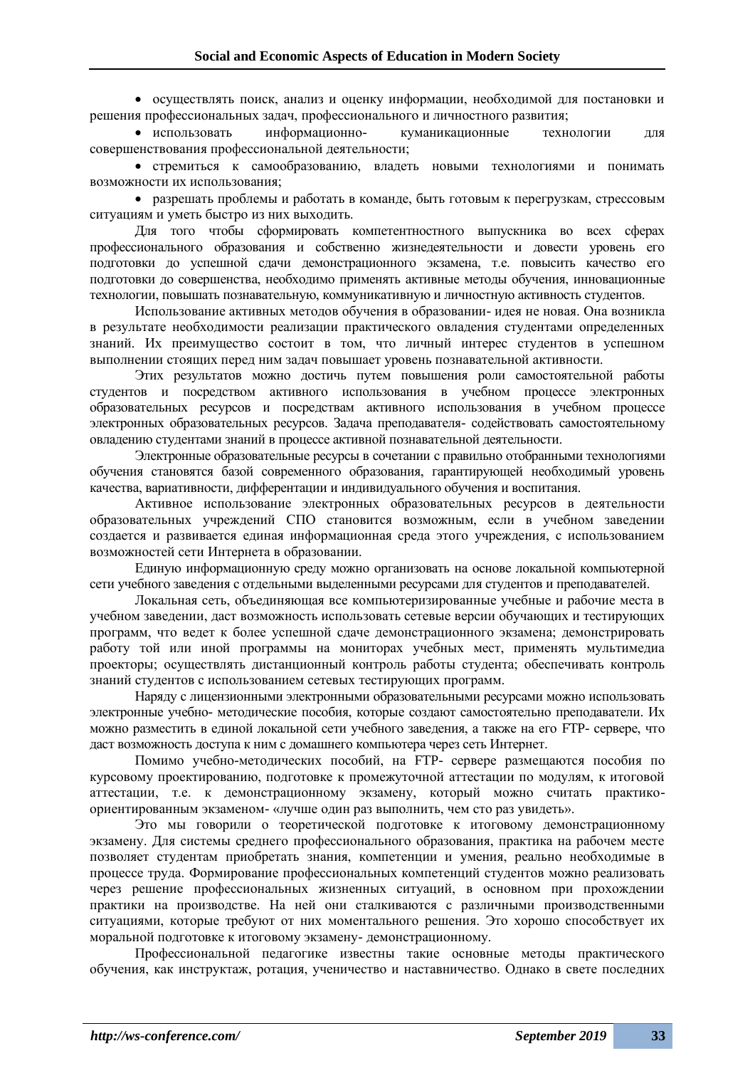- осуществлять поиск, анализ и оценку информации, необходимой для постановки и решения профессиональных задач, профессионального и личностного развития;
- использовать информационно- куманикационные технологии для совершенствования профессиональной деятельности;
- стремиться к самообразованию, владеть новыми технологиями и понимать возможности их использования;
- разрешать проблемы и работать в команде, быть готовым к перегрузкам, стрессовым ситуациям и уметь быстро из них выходить.

Для того чтобы сформировать компетентностного выпускника во всех сферах профессионального образования и собственно жизнедеятельности и довести уровень его подготовки до успешной сдачи демонстрационного экзамена, т.е. повысить качество его подготовки до совершенства, необходимо применять активные методы обучения, инновационные технологии, повышать познавательную, коммуникативную и личностную активность студентов.

Использование активных методов обучения в образовании- идея не новая. Она возникла в результате необходимости реализации практического овладения студентами определенных знаний. Их преимущество состоит в том, что личный интерес студентов в успешном выполнении стоящих перед ним задач повышает уровень познавательной активности.

Этих результатов можно достичь путем повышения роли самостоятельной работы студентов и посредством активного использования в учебном процессе электронных образовательных ресурсов и посредствам активного использования в учебном процессе электронных образовательных ресурсов. Задача преподавателя- содействовать самостоятельному овладению студентами знаний в процессе активной познавательной деятельности.

Электронные образовательные ресурсы в сочетании с правильно отобранными технологиями обучения становятся базой современного образования, гарантирующей необходимый уровень качества, вариативности, дифферентации и индивидуального обучения и воспитания.

Активное использование электронных образовательных ресурсов в деятельности образовательных учреждений СПО становится возможным, если в учебном заведении создается и развивается единая информационная среда этого учреждения, с использованием возможностей сети Интернета в образовании.

Единую информационную среду можно организовать на основе локальной компьютерной сети учебного заведения с отдельными выделенными ресурсами для студентов и преподавателей.

Локальная сеть, объединяющая все компьютеризированные учебные и рабочие места в учебном заведении, даст возможность использовать сетевые версии обучающих и тестирующих программ, что ведет к более успешной сдаче демонстрационного экзамена; демонстрировать работу той или иной программы на мониторах учебных мест, применять мультимедиа проекторы; осуществлять дистанционный контроль работы студента; обеспечивать контроль знаний студентов с использованием сетевых тестирующих программ.

Наряду с лицензионными электронными образовательными ресурсами можно использовать электронные учебно- методические пособия, которые создают самостоятельно преподаватели. Их можно разместить в единой локальной сети учебного заведения, а также на его FTP- сервере, что даст возможность доступа к ним с домашнего компьютера через сеть Интернет.

Помимо учебно-методических пособий, на FTP- сервере размещаются пособия по курсовому проектированию, подготовке к промежуточной аттестации по модулям, к итоговой аттестации, т.е. к демонстрационному экзамену, который можно считать практико-ориентированным экзаменом- «лучше один раз выполнить, чем сто раз увидеть».

Это мы говорили о теоретической подготовке к итоговому демонстрационному экзамену. Для системы среднего профессионального образования, практика на рабочем месте позволяет студентам приобретать знания, компетенции и умения, реально необходимые в процессе труда. Формирование профессиональных компетенций студентов можно реализовать через решение профессиональных жизненных ситуаций, в основном при прохождении практики на производстве. На ней они сталкиваются с различными производственными ситуациями, которые требуют от них моментального решения. Это хорошо способствует их моральной подготовке к итоговому экзамену- демонстрационному.

Профессиональной педагогике известны такие основные методы практического обучения, как инструктаж, ротация, ученичество и наставничество. Однако в свете последних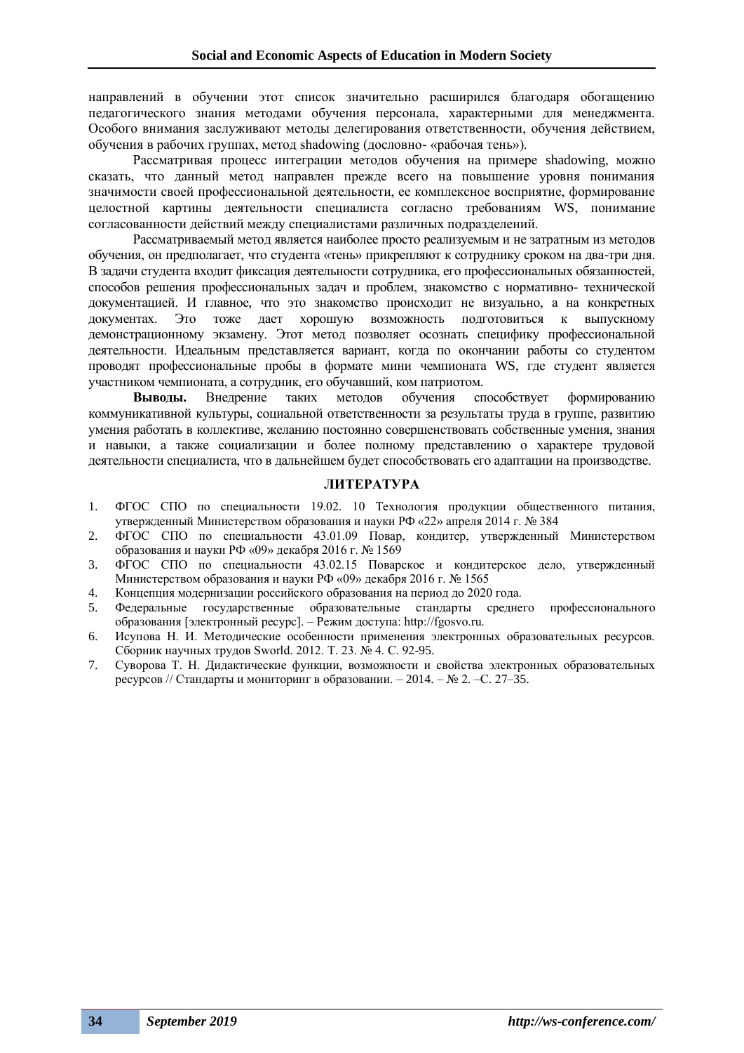направлений в обучении этот список значительно расширился благодаря обогащению педагогического знания методами обучения персонала, характерными для менеджмента. Особого внимания заслуживают методы делегирования ответственности, обучения действием, обучения в рабочих группах, метод shadowing (дословно- «рабочая тень»).

Рассматривая процесс интеграции методов обучения на примере shadowing, можно сказать, что данный метод направлен прежде всего на повышение уровня понимания значимости своей профессиональной деятельности, ее комплексное восприятие, формирование целостной картины деятельности специалиста согласно требованиям WS, понимание согласованности действий между специалистами различных подразделений.

Рассматриваемый метод является наиболее просто реализуемым и не затратным из методов обучения, он предполагает, что студента «тень» прикрепляют к сотруднику сроком на два-три дня. В задачи студента входит фиксация деятельности сотрудника, его профессиональных обязанностей, способов решения профессиональных задач и проблем, знакомство с нормативно- технической документацией. И главное, что это знакомство происходит не визуально, а на конкретных документах. Это тоже дает хорошую возможность подготовиться к выпускному демонстрационному экзамену. Этот метод позволяет осознать специфику профессиональной деятельности. Идеальным представляется вариант, когда по окончании работы со студентом проводят профессиональные пробы в формате мини чемпионата WS, где студент является участником чемпионата, а сотрудник, его обучавший, ком патриотом.

**Выводы.** Внедрение таких методов обучения способствует формированию коммуникативной культуры, социальной ответственности за результаты труда в группе, развитию умения работать в коллективе, желанию постоянно совершенствовать собственные умения, знания и навыки, а также социализации и более полному представлению о характере трудовой деятельности специалиста, что в дальнейшем будет способствовать его адаптации на производстве.

## ЛИТЕРАТУРА

1. ФГОС СПО по специальности 19.02. 10 Технология продукции общественного питания, утвержденный Министерством образования и науки РФ «22» апреля 2014 г. № 384
2. ФГОС СПО по специальности 43.01.09 Повар, кондитер, утвержденный Министерством образования и науки РФ «09» декабря 2016 г. № 1569
3. ФГОС СПО по специальности 43.02.15 Поварское и кондитерское дело, утвержденный Министерством образования и науки РФ «09» декабря 2016 г. № 1565
4. Концепция модернизации российского образования на период до 2020 года.
5. Федеральные государственные образовательные стандарты среднего профессионального образования [электронный ресурс]. – Режим доступа: http://fgosvo.ru.
6. Исупова Н. И. Методические особенности применения электронных образовательных ресурсов. Сборник научных трудов Sworld. 2012. Т. 23. № 4. С. 92-95.
7. Суворова Т. Н. Дидактические функции, возможности и свойства электронных образовательных ресурсов // Стандарты и мониторинг в образовании. – 2014. – № 2. –С. 27–35.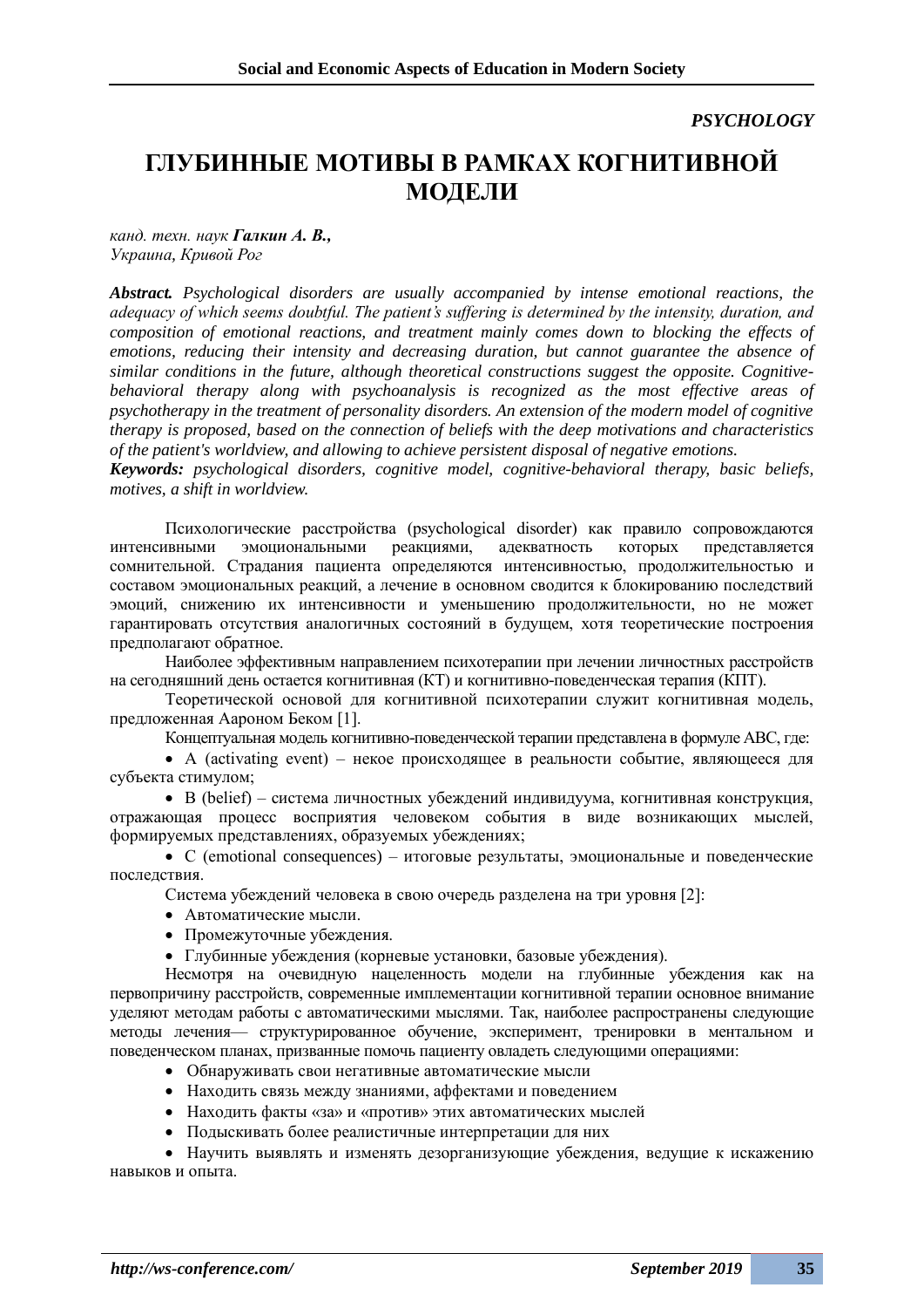*PSYCHOLOGY*

# ГЛУБИННЫЕ МОТИВЫ В РАМКАХ КОГНИТИВНОЙ МОДЕЛИ

*канд. техн. наук* ***Галкин А. В.,***
*Украина, Кривой Рог*

***Abstract.*** *Psychological disorders are usually accompanied by intense emotional reactions, the adequacy of which seems doubtful. The patient's suffering is determined by the intensity, duration, and composition of emotional reactions, and treatment mainly comes down to blocking the effects of emotions, reducing their intensity and decreasing duration, but cannot guarantee the absence of similar conditions in the future, although theoretical constructions suggest the opposite. Cognitive-behavioral therapy along with psychoanalysis is recognized as the most effective areas of psychotherapy in the treatment of personality disorders. An extension of the modern model of cognitive therapy is proposed, based on the connection of beliefs with the deep motivations and characteristics of the patient's worldview, and allowing to achieve persistent disposal of negative emotions.*

***Keywords:*** *psychological disorders, cognitive model, cognitive-behavioral therapy, basic beliefs, motives, a shift in worldview.*

Психологические расстройства (psychological disorder) как правило сопровождаются интенсивными эмоциональными реакциями, адекватность которых представляется сомнительной. Страдания пациента определяются интенсивностью, продолжительностью и составом эмоциональных реакций, а лечение в основном сводится к блокированию последствий эмоций, снижению их интенсивности и уменьшению продолжительности, но не может гарантировать отсутствия аналогичных состояний в будущем, хотя теоретические построения предполагают обратное.

Наиболее эффективным направлением психотерапии при лечении личностных расстройств на сегодняшний день остается когнитивная (КТ) и когнитивно-поведенческая терапия (КПТ).

Теоретической основой для когнитивной психотерапии служит когнитивная модель, предложенная Аароном Беком [1].

Концептуальная модель когнитивно-поведенческой терапии представлена в формуле ABC, где:

- A (activating event) – некое происходящее в реальности событие, являющееся для субъекта стимулом;
- B (belief) – система личностных убеждений индивидуума, когнитивная конструкция, отражающая процесс восприятия человеком события в виде возникающих мыслей, формируемых представлениях, образуемых убеждениях;
- C (emotional consequences) – итоговые результаты, эмоциональные и поведенческие последствия.

Система убеждений человека в свою очередь разделена на три уровня [2]:

- Автоматические мысли.
- Промежуточные убеждения.
- Глубинные убеждения (корневые установки, базовые убеждения).

Несмотря на очевидную нацеленность модели на глубинные убеждения как на первопричину расстройств, современные имплементации когнитивной терапии основное внимание уделяют методам работы с автоматическими мыслями. Так, наиболее распространены следующие методы лечения— структурированное обучение, эксперимент, тренировки в ментальном и поведенческом планах, призванные помочь пациенту овладеть следующими операциями:

- Обнаруживать свои негативные автоматические мысли
- Находить связь между знаниями, аффектами и поведением
- Находить факты «за» и «против» этих автоматических мыслей
- Подыскивать более реалистичные интерпретации для них
- Научить выявлять и изменять дезорганизующие убеждения, ведущие к искажению навыков и опыта.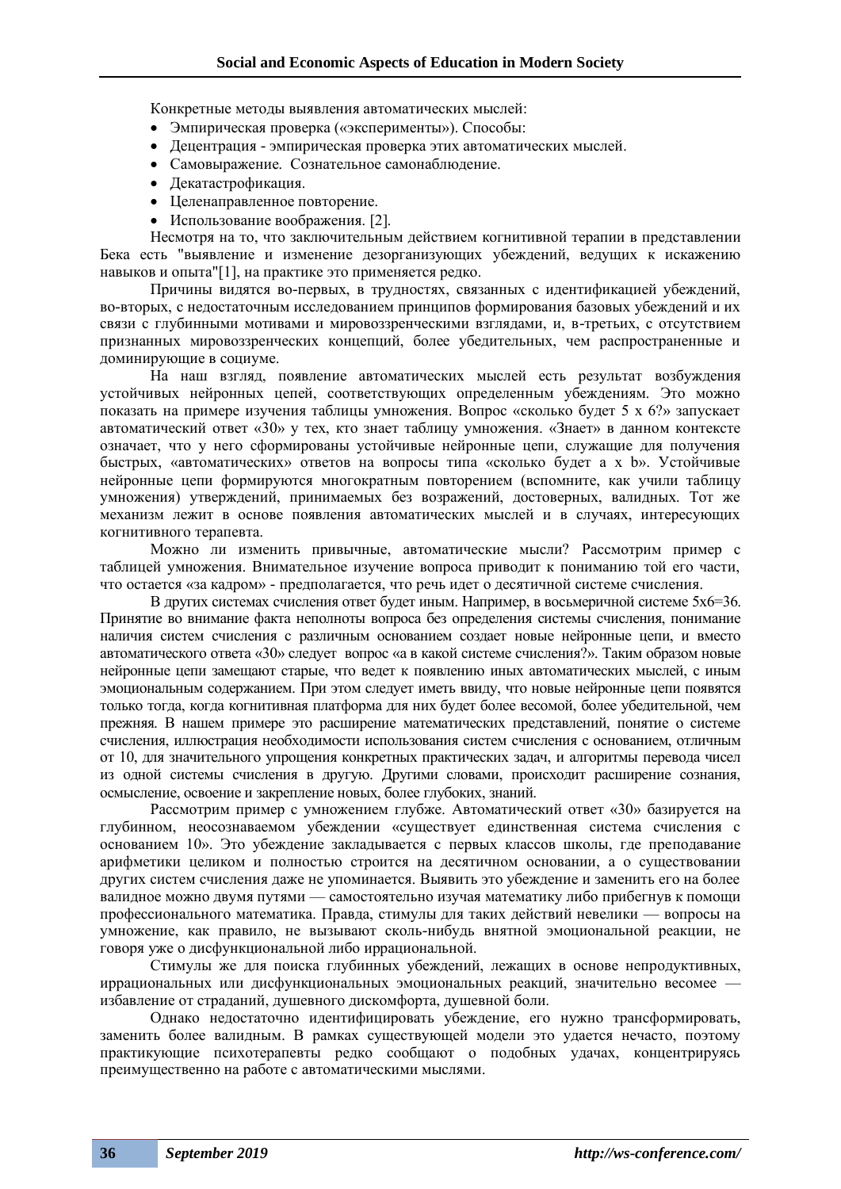Конкретные методы выявления автоматических мыслей:

- Эмпирическая проверка («эксперименты»). Способы:
- Децентрация - эмпирическая проверка этих автоматических мыслей.
- Самовыражение. Сознательное самонаблюдение.
- Декатастрофикация.
- Целенаправленное повторение.
- Использование воображения. [2].

Несмотря на то, что заключительным действием когнитивной терапии в представлении Бека есть "выявление и изменение дезорганизующих убеждений, ведущих к искажению навыков и опыта"[1], на практике это применяется редко.

Причины видятся во-первых, в трудностях, связанных с идентификацией убеждений, во-вторых, с недостаточным исследованием принципов формирования базовых убеждений и их связи с глубинными мотивами и мировоззренческими взглядами, и, в-третьих, с отсутствием признанных мировоззренческих концепций, более убедительных, чем распространенные и доминирующие в социуме.

На наш взгляд, появление автоматических мыслей есть результат возбуждения устойчивых нейронных цепей, соответствующих определенным убеждениям. Это можно показать на примере изучения таблицы умножения. Вопрос «сколько будет 5 x 6?» запускает автоматический ответ «30» у тех, кто знает таблицу умножения. «Знает» в данном контексте означает, что у него сформированы устойчивые нейронные цепи, служащие для получения быстрых, «автоматических» ответов на вопросы типа «сколько будет a x b». Устойчивые нейронные цепи формируются многократным повторением (вспомните, как учили таблицу умножения) утверждений, принимаемых без возражений, достоверных, валидных. Тот же механизм лежит в основе появления автоматических мыслей и в случаях, интересующих когнитивного терапевта.

Можно ли изменить привычные, автоматические мысли? Рассмотрим пример с таблицей умножения. Внимательное изучение вопроса приводит к пониманию той его части, что остается «за кадром» - предполагается, что речь идет о десятичной системе счисления.

В других системах счисления ответ будет иным. Например, в восьмеричной системе 5x6=36. Принятие во внимание факта неполноты вопроса без определения системы счисления, понимание наличия систем счисления с различным основанием создает новые нейронные цепи, и вместо автоматического ответа «30» следует вопрос «а в какой системе счисления?». Таким образом новые нейронные цепи замещают старые, что ведет к появлению иных автоматических мыслей, с иным эмоциональным содержанием. При этом следует иметь ввиду, что новые нейронные цепи появятся только тогда, когда когнитивная платформа для них будет более весомой, более убедительной, чем прежняя. В нашем примере это расширение математических представлений, понятие о системе счисления, иллюстрация необходимости использования систем счисления с основанием, отличным от 10, для значительного упрощения конкретных практических задач, и алгоритмы перевода чисел из одной системы счисления в другую. Другими словами, происходит расширение сознания, осмысление, освоение и закрепление новых, более глубоких, знаний.

Рассмотрим пример с умножением глубже. Автоматический ответ «30» базируется на глубинном, неосознаваемом убеждении «существует единственная система счисления с основанием 10». Это убеждение закладывается с первых классов школы, где преподавание арифметики целиком и полностью строится на десятичном основании, а о существовании других систем счисления даже не упоминается. Выявить это убеждение и заменить его на более валидное можно двумя путями — самостоятельно изучая математику либо прибегнув к помощи профессионального математика. Правда, стимулы для таких действий невелики — вопросы на умножение, как правило, не вызывают сколь-нибудь внятной эмоциональной реакции, не говоря уже о дисфункциональной либо иррациональной.

Стимулы же для поиска глубинных убеждений, лежащих в основе непродуктивных, иррациональных или дисфункциональных эмоциональных реакций, значительно весомее — избавление от страданий, душевного дискомфорта, душевной боли.

Однако недостаточно идентифицировать убеждение, его нужно трансформировать, заменить более валидным. В рамках существующей модели это удается нечасто, поэтому практикующие психотерапевты редко сообщают о подобных удачах, концентрируясь преимущественно на работе с автоматическими мыслями.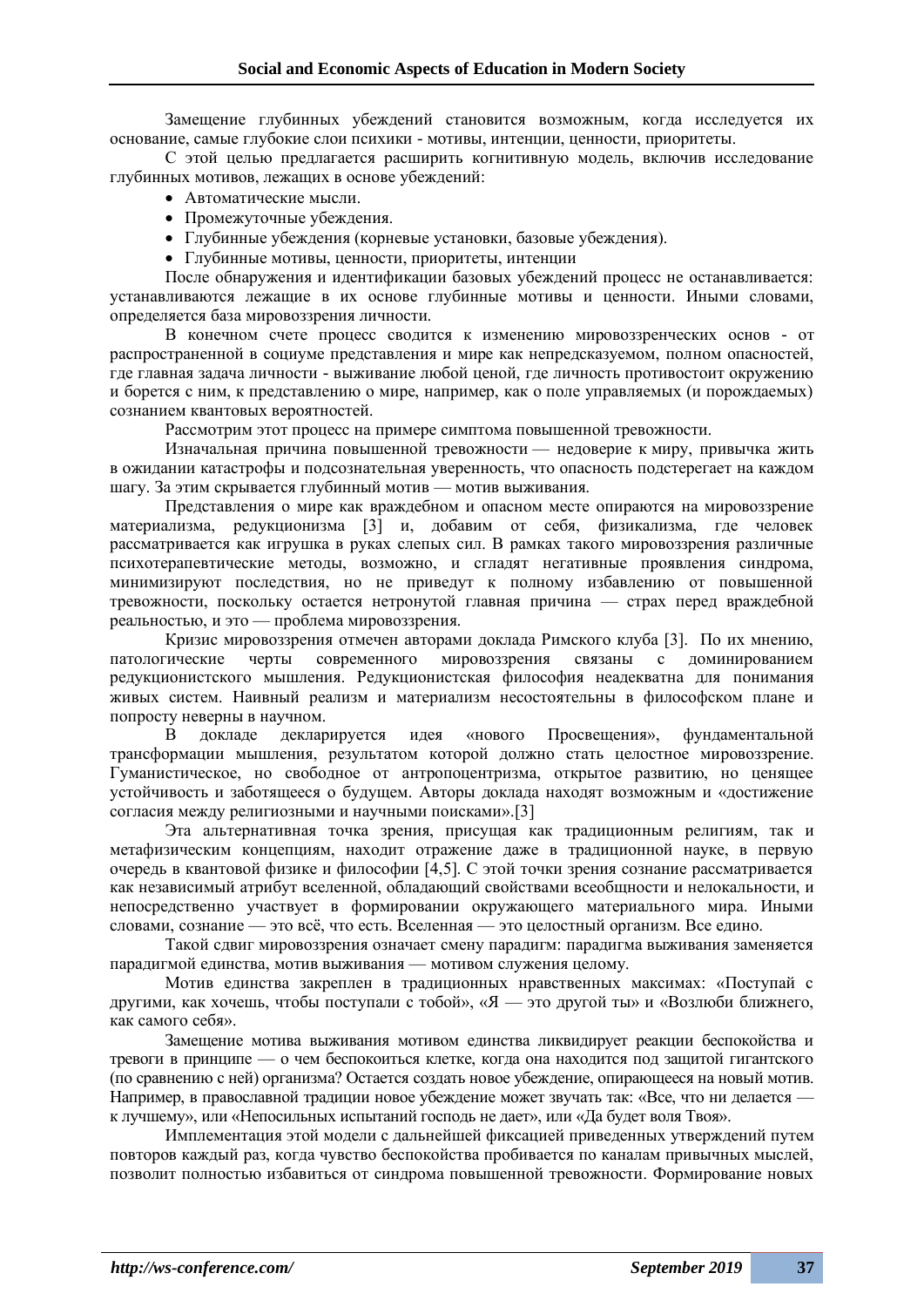Замещение глубинных убеждений становится возможным, когда исследуется их основание, самые глубокие слои психики - мотивы, интенции, ценности, приоритеты.

С этой целью предлагается расширить когнитивную модель, включив исследование глубинных мотивов, лежащих в основе убеждений:

- Автоматические мысли.
- Промежуточные убеждения.
- Глубинные убеждения (корневые установки, базовые убеждения).
- Глубинные мотивы, ценности, приоритеты, интенции

После обнаружения и идентификации базовых убеждений процесс не останавливается: устанавливаются лежащие в их основе глубинные мотивы и ценности. Иными словами, определяется база мировоззрения личности.

В конечном счете процесс сводится к изменению мировоззренческих основ - от распространенной в социуме представления и мире как непредсказуемом, полном опасностей, где главная задача личности - выживание любой ценой, где личность противостоит окружению и борется с ним, к представлению о мире, например, как о поле управляемых (и порождаемых) сознанием квантовых вероятностей.

Рассмотрим этот процесс на примере симптома повышенной тревожности.

Изначальная причина повышенной тревожности — недоверие к миру, привычка жить в ожидании катастрофы и подсознательная уверенность, что опасность подстерегает на каждом шагу. За этим скрывается глубинный мотив — мотив выживания.

Представления о мире как враждебном и опасном месте опираются на мировоззрение материализма, редукционизма [3] и, добавим от себя, физикализма, где человек рассматривается как игрушка в руках слепых сил. В рамках такого мировоззрения различные психотерапевтические методы, возможно, и сгладят негативные проявления синдрома, минимизируют последствия, но не приведут к полному избавлению от повышенной тревожности, поскольку остается нетронутой главная причина — страх перед враждебной реальностью, и это — проблема мировоззрения.

Кризис мировоззрения отмечен авторами доклада Римского клуба [3]. По их мнению, патологические черты современного мировоззрения связаны с доминированием редукционистского мышления. Редукционистская философия неадекватна для понимания живых систем. Наивный реализм и материализм несостоятельны в философском плане и попросту неверны в научном.

В докладе декларируется идея «нового Просвещения», фундаментальной трансформации мышления, результатом которой должно стать целостное мировоззрение. Гуманистическое, но свободное от антропоцентризма, открытое развитию, но ценящее устойчивость и заботящееся о будущем. Авторы доклада находят возможным и «достижение согласия между религиозными и научными поисками».[3]

Эта альтернативная точка зрения, присущая как традиционным религиям, так и метафизическим концепциям, находит отражение даже в традиционной науке, в первую очередь в квантовой физике и философии [4,5]. С этой точки зрения сознание рассматривается как независимый атрибут вселенной, обладающий свойствами всеобщности и нелокальности, и непосредственно участвует в формировании окружающего материального мира. Иными словами, сознание — это всё, что есть. Вселенная — это целостный организм. Все едино.

Такой сдвиг мировоззрения означает смену парадигм: парадигма выживания заменяется парадигмой единства, мотив выживания — мотивом служения целому.

Мотив единства закреплен в традиционных нравственных максимах: «Поступай с другими, как хочешь, чтобы поступали с тобой», «Я — это другой ты» и «Возлюби ближнего, как самого себя».

Замещение мотива выживания мотивом единства ликвидирует реакции беспокойства и тревоги в принципе — о чем беспокоиться клетке, когда она находится под защитой гигантского (по сравнению с ней) организма? Остается создать новое убеждение, опирающееся на новый мотив. Например, в православной традиции новое убеждение может звучать так: «Все, что ни делается — к лучшему», или «Непосильных испытаний господь не дает», или «Да будет воля Твоя».

Имплементация этой модели с дальнейшей фиксацией приведенных утверждений путем повторов каждый раз, когда чувство беспокойства пробивается по каналам привычных мыслей, позволит полностью избавиться от синдрома повышенной тревожности. Формирование новых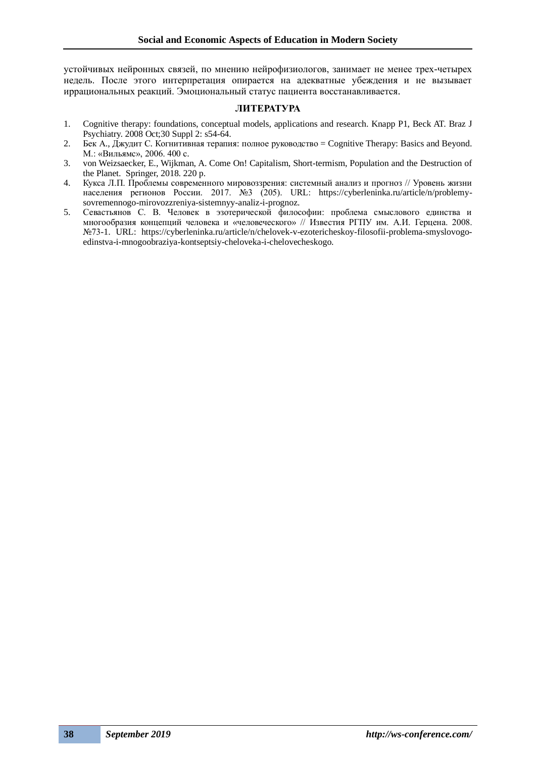устойчивых нейронных связей, по мнению нейрофизиологов, занимает не менее трех-четырех недель. После этого интерпретация опирается на адекватные убеждения и не вызывает иррациональных реакций. Эмоциональный статус пациента восстанавливается.

### ЛИТЕРАТУРА

1. Cognitive therapy: foundations, conceptual models, applications and research. Knapp P1, Beck AT. Braz J Psychiatry. 2008 Oct;30 Suppl 2: s54-64.
2. Бек А., Джудит С. Когнитивная терапия: полное руководство = Cognitive Therapy: Basics and Beyond. М.: «Вильямс», 2006. 400 с.
3. von Weizsaecker, E., Wijkman, A. Come On! Capitalism, Short-termism, Population and the Destruction of the Planet. Springer, 2018. 220 p.
4. Кукса Л.П. Проблемы современного мировоззрения: системный анализ и прогноз // Уровень жизни населения регионов России. 2017. №3 (205). URL: https://cyberleninka.ru/article/n/problemy-sovremennogo-mirovozzreniya-sistemnyy-analiz-i-prognoz.
5. Севастьянов С. В. Человек в эзотерической философии: проблема смыслового единства и многообразия концепций человека и «человеческого» // Известия РГПУ им. А.И. Герцена. 2008. №73-1. URL: https://cyberleninka.ru/article/n/chelovek-v-ezotericheskoy-filosofii-problema-smyslovogo-edinstva-i-mnogoobraziya-kontseptsiy-cheloveka-i-chelovecheskogo.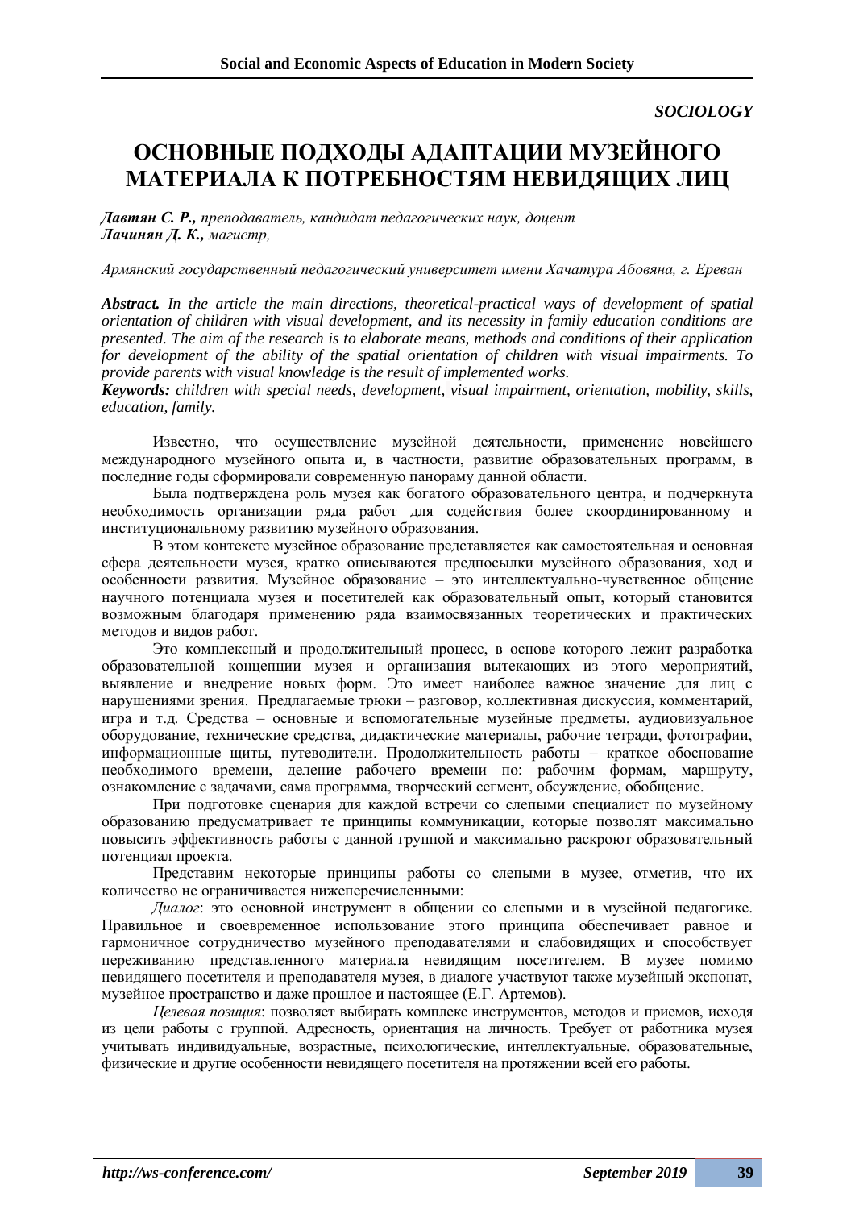*SOCIOLOGY*

# ОСНОВНЫЕ ПОДХОДЫ АДАПТАЦИИ МУЗЕЙНОГО МАТЕРИАЛА К ПОТРЕБНОСТЯМ НЕВИДЯЩИХ ЛИЦ

***Давтян С. Р.,*** *преподаватель, кандидат педагогических наук, доцент*
***Лачинян Д. К.,*** *магистр,*

*Армянский государственный педагогический университет имени Хачатура Абовяна, г. Ереван*

***Abstract.*** *In the article the main directions, theoretical-practical ways of development of spatial orientation of children with visual development, and its necessity in family education conditions are presented. The aim of the research is to elaborate means, methods and conditions of their application for development of the ability of the spatial orientation of children with visual impairments. To provide parents with visual knowledge is the result of implemented works.*

***Keywords:*** *children with special needs, development, visual impairment, orientation, mobility, skills, education, family.*

Известно, что осуществление музейной деятельности, применение новейшего международного музейного опыта и, в частности, развитие образовательных программ, в последние годы сформировали современную панораму данной области.

Была подтверждена роль музея как богатого образовательного центра, и подчеркнута необходимость организации ряда работ для содействия более скоординированному и институциональному развитию музейного образования.

В этом контексте музейное образование представляется как самостоятельная и основная сфера деятельности музея, кратко описываются предпосылки музейного образования, ход и особенности развития. Музейное образование – это интеллектуально-чувственное общение научного потенциала музея и посетителей как образовательный опыт, который становится возможным благодаря применению ряда взаимосвязанных теоретических и практических методов и видов работ.

Это комплексный и продолжительный процесс, в основе которого лежит разработка образовательной концепции музея и организация вытекающих из этого мероприятий, выявление и внедрение новых форм. Это имеет наиболее важное значение для лиц с нарушениями зрения. Предлагаемые трюки – разговор, коллективная дискуссия, комментарий, игра и т.д. Средства – основные и вспомогательные музейные предметы, аудиовизуальное оборудование, технические средства, дидактические материалы, рабочие тетради, фотографии, информационные щиты, путеводители. Продолжительность работы – краткое обоснование необходимого времени, деление рабочего времени по: рабочим формам, маршруту, ознакомление с задачами, сама программа, творческий сегмент, обсуждение, обобщение.

При подготовке сценария для каждой встречи со слепыми специалист по музейному образованию предусматривает те принципы коммуникации, которые позволят максимально повысить эффективность работы с данной группой и максимально раскроют образовательный потенциал проекта.

Представим некоторые принципы работы со слепыми в музее, отметив, что их количество не ограничивается нижеперечисленными:

*Диалог*: это основной инструмент в общении со слепыми и в музейной педагогике. Правильное и своевременное использование этого принципа обеспечивает равное и гармоничное сотрудничество музейного преподавателями и слабовидящих и способствует переживанию представленного материала невидящим посетителем. В музее помимо невидящего посетителя и преподавателя музея, в диалоге участвуют также музейный экспонат, музейное пространство и даже прошлое и настоящее (Е.Г. Артемов).

*Целевая позиция*: позволяет выбирать комплекс инструментов, методов и приемов, исходя из цели работы с группой. Адресность, ориентация на личность. Требует от работника музея учитывать индивидуальные, возрастные, психологические, интеллектуальные, образовательные, физические и другие особенности невидящего посетителя на протяжении всей его работы.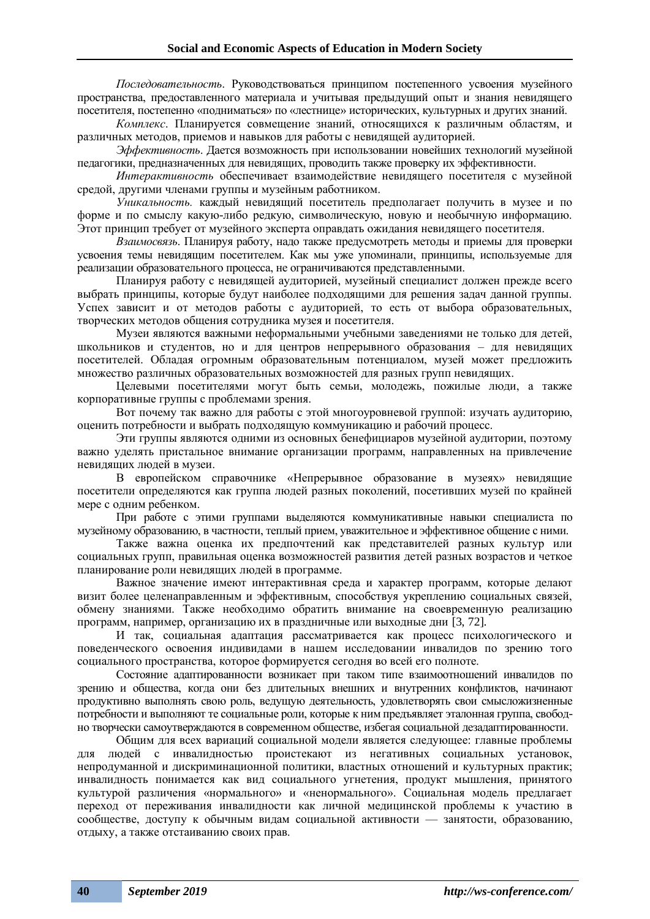*Последовательность*. Руководствоваться принципом постепенного усвоения музейного пространства, предоставленного материала и учитывая предыдущий опыт и знания невидящего посетителя, постепенно «подниматься» по «лестнице» исторических, культурных и других знаний.

*Комплекс*. Планируется совмещение знаний, относящихся к различным областям, и различных методов, приемов и навыков для работы с невидящей аудиторией.

*Эффективность*. Дается возможность при использовании новейших технологий музейной педагогики, предназначенных для невидящих, проводить также проверку их эффективности.

*Интерактивность* обеспечивает взаимодействие невидящего посетителя с музейной средой, другими членами группы и музейным работником.

*Уникальность.* каждый невидящий посетитель предполагает получить в музее и по форме и по смыслу какую-либо редкую, символическую, новую и необычную информацию. Этот принцип требует от музейного эксперта оправдать ожидания невидящего посетителя.

*Взаимосвязь*. Планируя работу, надо также предусмотреть методы и приемы для проверки усвоения темы невидящим посетителем. Как мы уже упоминали, принципы, используемые для реализации образовательного процесса, не ограничиваются представленными.

Планируя работу с невидящей аудиторией, музейный специалист должен прежде всего выбрать принципы, которые будут наиболее подходящими для решения задач данной группы. Успех зависит и от методов работы с аудиторией, то есть от выбора образовательных, творческих методов общения сотрудника музея и посетителя.

Музеи являются важными неформальными учебными заведениями не только для детей, школьников и студентов, но и для центров непрерывного образования – для невидящих посетителей. Обладая огромным образовательным потенциалом, музей может предложить множество различных образовательных возможностей для разных групп невидящих.

Целевыми посетителями могут быть семьи, молодежь, пожилые люди, а также корпоративные группы с проблемами зрения.

Вот почему так важно для работы с этой многоуровневой группой: изучать аудиторию, оценить потребности и выбрать подходящую коммуникацию и рабочий процесс.

Эти группы являются одними из основных бенефициаров музейной аудитории, поэтому важно уделять пристальное внимание организации программ, направленных на привлечение невидящих людей в музеи.

В европейском справочнике «Непрерывное образование в музеях» невидящие посетители определяются как группа людей разных поколений, посетивших музей по крайней мере с одним ребенком.

При работе с этими группами выделяются коммуникативные навыки специалиста по музейному образованию, в частности, теплый прием, уважительное и эффективное общение с ними.

Также важна оценка их предпочтений как представителей разных культур или социальных групп, правильная оценка возможностей развития детей разных возрастов и четкое планирование роли невидящих людей в программе.

Важное значение имеют интерактивная среда и характер программ, которые делают визит более целенаправленным и эффективным, способствуя укреплению социальных связей, обмену знаниями. Также необходимо обратить внимание на своевременную реализацию программ, например, организацию их в праздничные или выходные дни [3, 72].

И так, социальная адаптация рассматривается как процесс психологического и поведенческого освоения индивидами в нашем исследовании инвалидов по зрению того социального пространства, которое формируется сегодня во всей его полноте.

Состояние адаптированности возникает при таком типе взаимоотношений инвалидов по зрению и общества, когда они без длительных внешних и внутренних конфликтов, начинают продуктивно выполнять свою роль, ведущую деятельность, удовлетворять свои смысложизненные потребности и выполняют те социальные роли, которые к ним предъявляет эталонная группа, свободно творчески самоутверждаются в современном обществе, избегая социальной дезадаптированности.

Общим для всех вариаций социальной модели является следующее: главные проблемы для людей с инвалидностью проистекают из негативных социальных установок, непродуманной и дискриминационной политики, властных отношений и культурных практик; инвалидность понимается как вид социального угнетения, продукт мышления, принятого культурой различения «нормального» и «ненормального». Социальная модель предлагает переход от переживания инвалидности как личной медицинской проблемы к участию в сообществе, доступу к обычным видам социальной активности — занятости, образованию, отдыху, а также отстаиванию своих прав.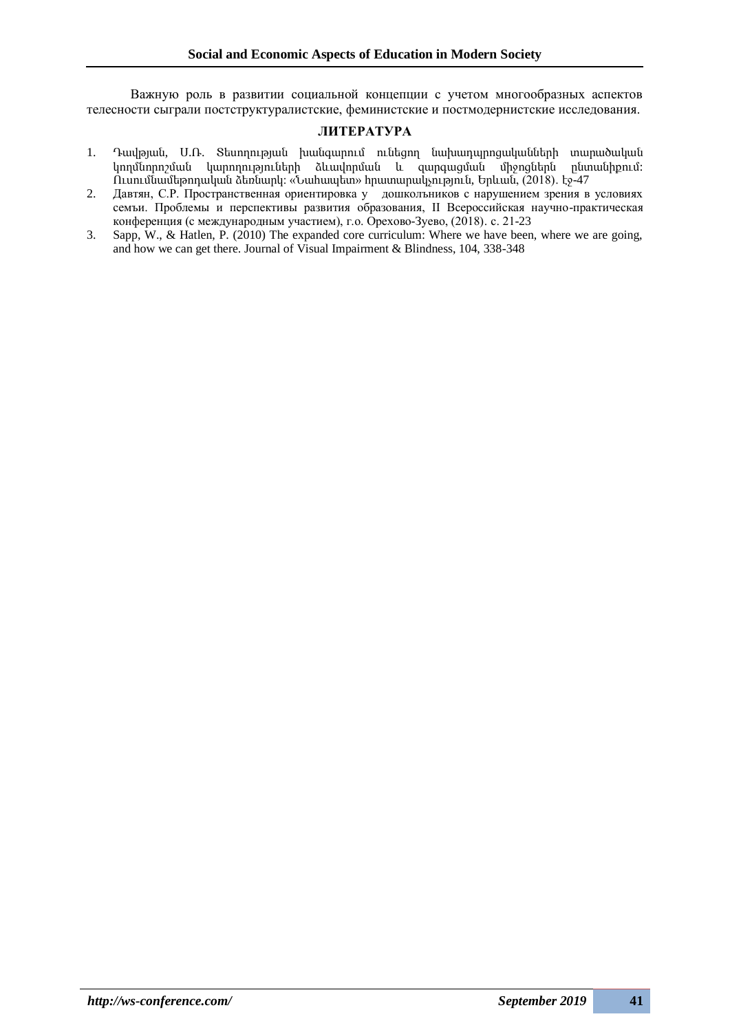Важную роль в развитии социальной концепции с учетом многообразных аспектов телесности сыграли постструктуралистские, феминистские и постмодернистские исследования.

### ЛИТЕРАТУРА

1. Դավթյան, Ս.Ռ. Տեսողության խանգարում ունեցող նախադպրոցականների տարածական կողմնորոշման կարողությունների ձևավորման և զարգացման միջոցներն ընտանիքում: Ուսումնամեթոդական ձեռնարկ: «Նահապետ» հրատարակչություն, Երևան, (2018). էջ-47
2. Давтян, С.Р. Пространственная ориентировка у дошкольников с нарушением зрения в условиях семьи. Проблемы и перспективы развития образования, II Всероссийская научно-практическая конференция (с международным участием), г.о. Орехово-Зуево, (2018). с. 21-23
3. Sapp, W., & Hatlen, P. (2010) The expanded core curriculum: Where we have been, where we are going, and how we can get there. Journal of Visual Impairment & Blindness, 104, 338-348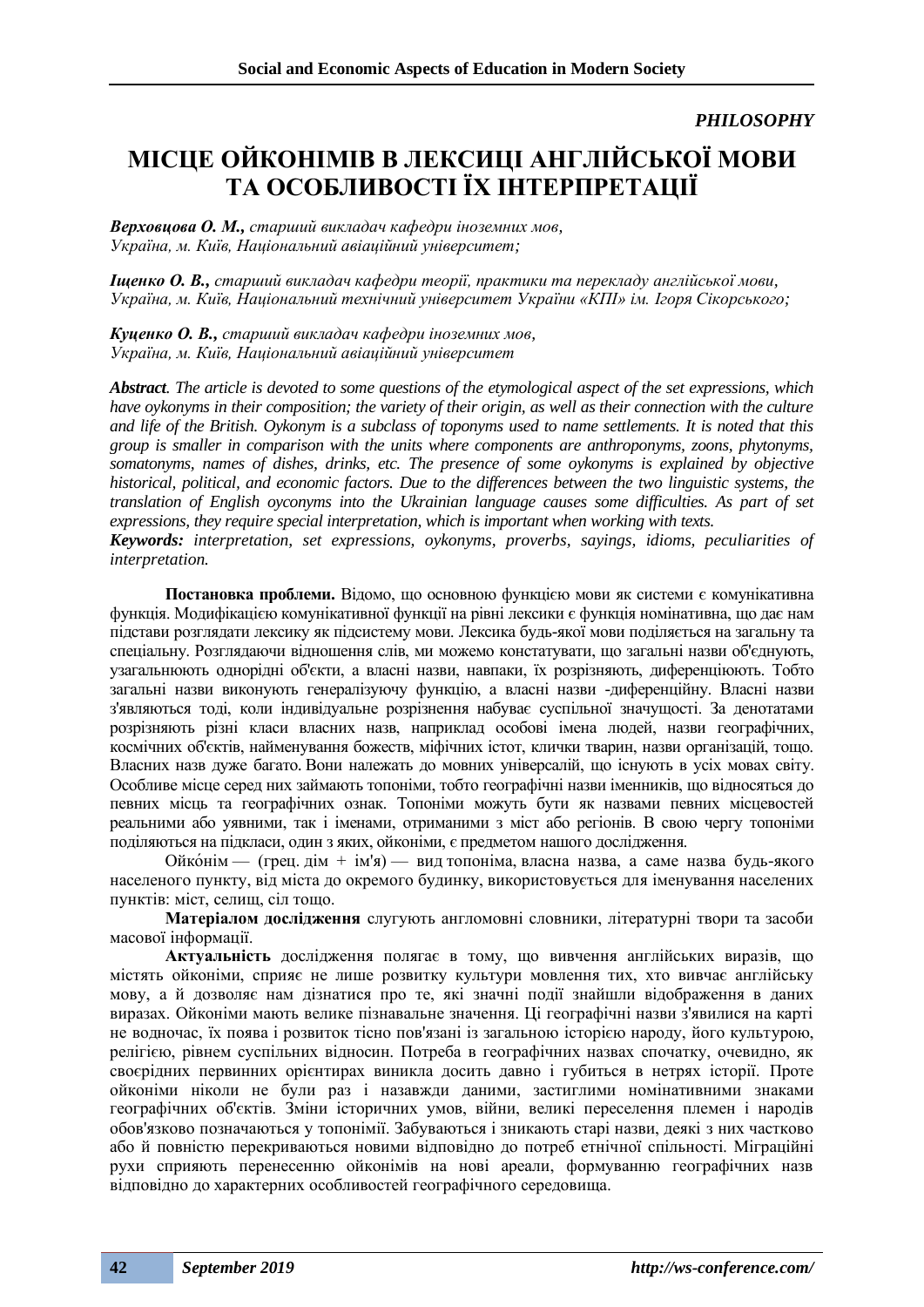*PHILOSOPHY*

# МІСЦЕ ОЙКОНІМІВ В ЛЕКСИЦІ АНГЛІЙСЬКОЇ МОВИ ТА ОСОБЛИВОСТІ ЇХ ІНТЕРПРЕТАЦІЇ

***Верховцова О. М.**, старший викладач кафедри іноземних мов, Україна, м. Київ, Національний авіаційний університет;*

***Іщенко О. В.**, старший викладач кафедри теорії, практики та перекладу англійської мови, Україна, м. Київ, Національний технічний університет України «КПІ» ім. Ігоря Сікорського;*

***Куценко О. В.**, старший викладач кафедри іноземних мов, Україна, м. Київ, Національний авіаційний університет*

***Abstract**. The article is devoted to some questions of the etymological aspect of the set expressions, which have oykonyms in their composition; the variety of their origin, as well as their connection with the culture and life of the British. Oykonym is a subclass of toponyms used to name settlements. It is noted that this group is smaller in comparison with the units where components are anthroponyms, zoons, phytonyms, somatonyms, names of dishes, drinks, etc. The presence of some oykonyms is explained by objective historical, political, and economic factors. Due to the differences between the two linguistic systems, the translation of English oyconyms into the Ukrainian language causes some difficulties. As part of set expressions, they require special interpretation, which is important when working with texts.*

***Keywords:** interpretation, set expressions, oykonyms, proverbs, sayings, idioms, peculiarities of interpretation.*

**Постановка проблеми.** Відомо, що основною функцією мови як системи є комунікативна функція. Модифікацією комунікативної функції на рівні лексики є функція номінативна, що дає нам підстави розглядати лексику як підсистему мови. Лексика будь-якої мови поділяється на загальну та спеціальну. Розглядаючи відношення слів, ми можемо констатувати, що загальні назви об'єднують, узагальнюють однорідні об'єкти, а власні назви, навпаки, їх розрізняють, диференціюють. Тобто загальні назви виконують генералізуючу функцію, а власні назви -диференційну. Власні назви з'являються тоді, коли індивідуальне розрізнення набуває суспільної значущості. За денотатами розрізняють різні класи власних назв, наприклад особові імена людей, назви географічних, космічних об'єктів, найменування божеств, міфічних істот, клички тварин, назви організацій, тощо. Власних назв дуже багато. Вони належать до мовних універсалій, що існують в усіх мовах світу. Особливе місце серед них займають топоніми, тобто географічні назви іменників, що відносяться до певних місць та географічних ознак. Топоніми можуть бути як назвами певних місцевостей реальними або уявними, так і іменами, отриманими з міст або регіонів. В свою чергу топоніми поділяються на підкласи, один з яких, ойконіми, є предметом нашого дослідження.

Ойко́нім — (грец. дім + ім'я) — вид топоніма, власна назва, а саме назва будь-якого населеного пункту, від міста до окремого будинку, використовується для іменування населених пунктів: міст, селищ, сіл тощо.

**Матеріалом дослідження** слугують англомовні словники, літературні твори та засоби масової інформації.

**Актуальність** дослідження полягає в тому, що вивчення англійських виразів, що містять ойконіми, сприяє не лише розвитку культури мовлення тих, хто вивчає англійську мову, а й дозволяє нам дізнатися про те, які значні події знайшли відображення в даних виразах. Ойконіми мають велике пізнавальне значення. Ці географічні назви з'явилися на карті не водночас, їх поява і розвиток тісно пов'язані із загальною історією народу, його культурою, релігією, рівнем суспільних відносин. Потреба в географічних назвах спочатку, очевидно, як своєрідних первинних орієнтирах виникла досить давно і губиться в нетрях історії. Проте ойконіми ніколи не були раз і назавжди даними, застиглими номінативними знаками географічних об'єктів. Зміни історичних умов, війни, великі переселення племен і народів обов'язково позначаються у топонімії. Забуваються і зникають старі назви, деякі з них частково або й повністю перекриваються новими відповідно до потреб етнічної спільності. Міграційні рухи сприяють перенесенню ойконімів на нові ареали, формуванню географічних назв відповідно до характерних особливостей географічного середовища.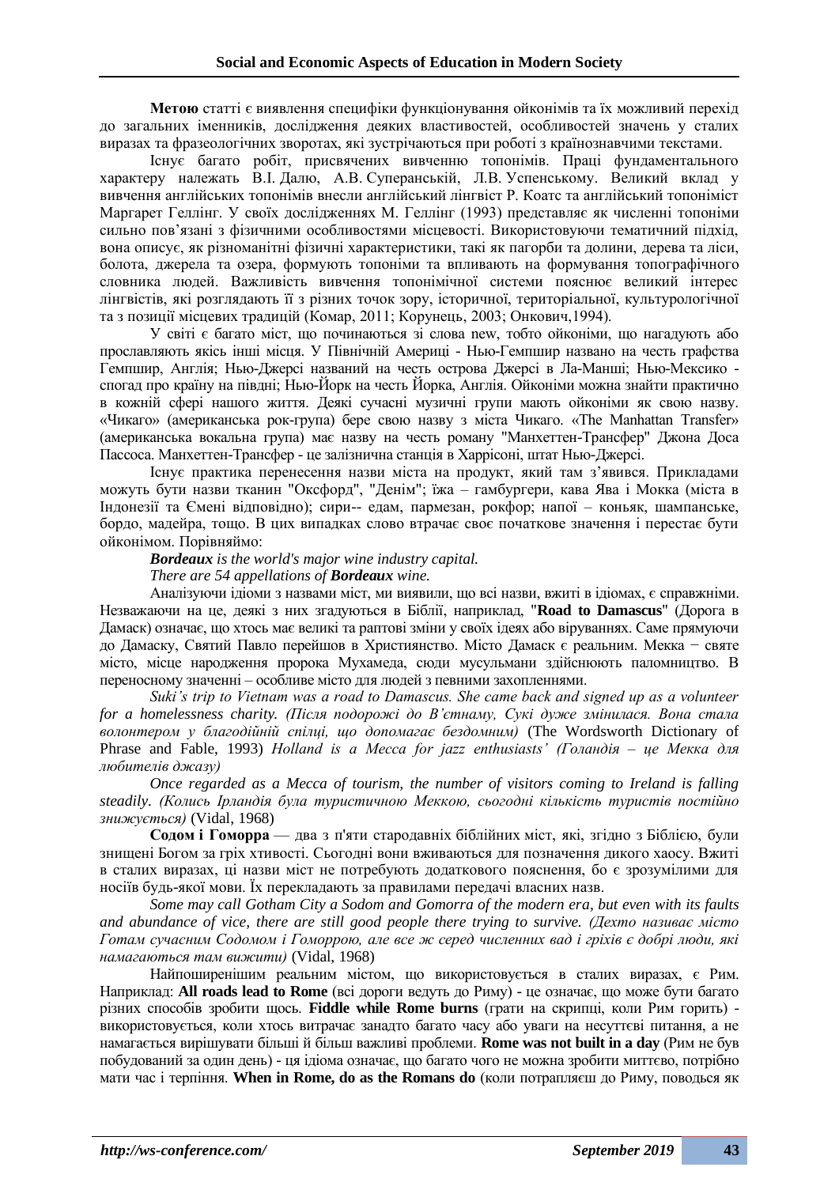**Метою** статті є виявлення специфіки функціонування ойконімів та їх можливий перехід до загальних іменників, дослідження деяких властивостей, особливостей значень у сталих виразах та фразеологічних зворотах, які зустрічаються при роботі з країнознавчими текстами.

Існує багато робіт, присвячених вивченню топонімів. Праці фундаментального характеру належать В.І. Далю, А.В. Суперанській, Л.В. Успенському. Великий вклад у вивчення англійських топонімів внесли англійський лінгвіст Р. Коатс та англійський топоніміст Маргарет Геллінг. У своїх дослідженнях М. Геллінг (1993) представляє як численні топоніми сильно пов'язані з фізичними особливостями місцевості. Використовуючи тематичний підхід, вона описує, як різноманітні фізичні характеристики, такі як пагорби та долини, дерева та ліси, болота, джерела та озера, формують топоніми та впливають на формування топографічного словника людей. Важливість вивчення топонімічної системи пояснює великий інтерес лінгвістів, які розглядають її з різних точок зору, історичної, територіальної, культурологічної та з позиції місцевих традицій (Комар, 2011; Корунець, 2003; Онкович,1994).

У світі є багато міст, що починаються зі слова new, тобто ойконіми, що нагадують або прославляють якість інші місця. У Північній Америці - Нью-Гемпшир названо на честь графства Гемпшир, Англія; Нью-Джерсі названий на честь острова Джерсі в Ла-Манші; Нью-Мексико - спогад про країну на півдні; Нью-Йорк на честь Йорка, Англія. Ойконіми можна знайти практично в кожній сфері нашого життя. Деякі сучасні музичні групи мають ойконіми як свою назву. «Чикаго» (американська рок-група) бере свою назву з міста Чикаго. «The Manhattan Transfer» (американська вокальна група) має назву на честь роману "Манхеттен-Трансфер" Джона Доса Пассоса. Манхеттен-Трансфер - це залізнична станція в Харрісоні, штат Нью-Джерсі.

Існує практика перенесення назви міста на продукт, який там з'явився. Прикладами можуть бути назви тканин "Оксфорд", "Денім"; їжа – гамбургери, кава Ява і Мокка (міста в Індонезії та Ємені відповідно); сири-- едам, пармезан, рокфор; напої – коньяк, шампанське, бордо, мадейра, тощо. В цих випадках слово втрачає своє початкове значення і перестає бути ойконімом. Порівняймо:

***Bordeaux** is the world's major wine industry capital.*

*There are 54 appellations of **Bordeaux** wine.*

Аналізуючи ідіоми з назвами міст, ми виявили, що всі назви, вжиті в ідіомах, є справжніми. Незважаючи на це, деякі з них згадуються в Біблії, наприклад, "**Road to Damascus**" (Дорога в Дамаск) означає, що хтось має великі та раптові зміни у своїх ідеях або віруваннях. Саме прямуючи до Дамаску, Святий Павло перейшов в Християнство. Місто Дамаск є реальним. Мекка − святе місто, місце народження пророка Мухамеда, сюди мусульмани здійснюють паломництво. В переносному значенні – особливе місто для людей з певними захопленнями.

*Suki's trip to Vietnam was a road to Damascus. She came back and signed up as a volunteer for a homelessness charity. (Після подорожі до В'єтнаму, Сукі дуже змінилася. Вона стала волонтером у благодійній спілці, що допомагає бездомним)* (The Wordsworth Dictionary of Phrase and Fable, 1993) *Holland is a Mecca for jazz enthusiasts' (Голандія – це Мекка для любителів джазу)*

*Once regarded as a Mecca of tourism, the number of visitors coming to Ireland is falling steadily. (Колись Ірландія була туристичною Меккою, сьогодні кількість туристів постійно знижується)* (Vidal, 1968)

**Содом і Гоморра** — два з п'яти стародавніх біблійних міст, які, згідно з Біблією, були знищені Богом за гріх хтивості. Сьогодні вони вживаються для позначення дикого хаосу. Вжиті в сталих виразах, ці назви міст не потребують додаткового пояснення, бо є зрозумілими для носіїв будь-якої мови. Їх перекладають за правилами передачі власних назв.

*Some may call Gotham City a Sodom and Gomorra of the modern era, but even with its faults and abundance of vice, there are still good people there trying to survive. (Дехто називає місто Готам сучасним Содомом і Гоморрою, але все ж серед численних вад і гріхів є добрі люди, які намагаються там вижити)* (Vidal, 1968)

Найпоширенішим реальним містом, що використовується в сталих виразах, є Рим. Наприклад: **All roads lead to Rome** (всі дороги ведуть до Риму) - це означає, що може бути багато різних способів зробити щось. **Fiddle while Rome burns** (грати на скрипці, коли Рим горить) - використовується, коли хтось витрачає занадто багато часу або уваги на несуттєві питання, а не намагається вирішувати більші й більш важливі проблеми. **Rome was not built in a day** (Рим не був побудований за один день) - ця ідіома означає, що багато чого не можна зробити миттєво, потрібно мати час і терпіння. **When in Rome, do as the Romans do** (коли потрапляєш до Риму, поводься як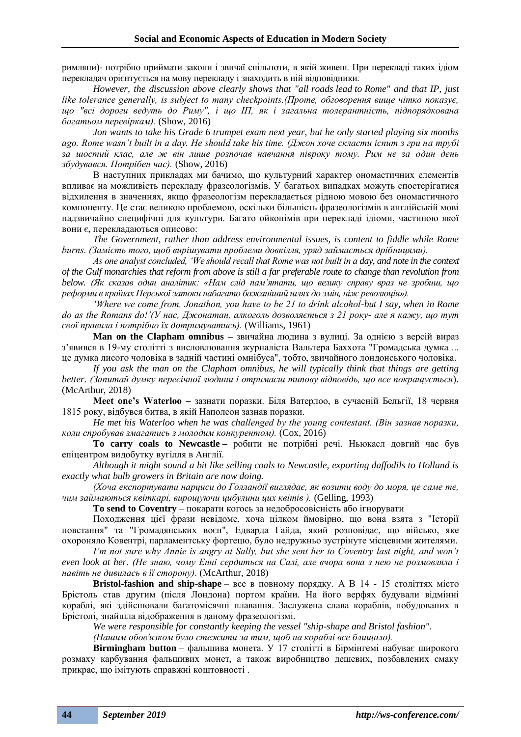римляни)- потрібно приймати закони і звичаї спільноти, в якій живеш. При перекладі таких ідіом перекладач орієнтується на мову перекладу і знаходить в ній відповідники.

*However, the discussion above clearly shows that "all roads lead to Rome" and that IP, just like tolerance generally, is subject to many checkpoints.(Проте, обговорення вище чітко показує, що "всі дороги ведуть до Риму", і що ІП, як і загальна толерантність, підпорядкована багатьом перевіркам).* (Show, 2016)

*Jon wants to take his Grade 6 trumpet exam next year, but he only started playing six months ago. Rome wasn't built in a day. He should take his time. (Джон хоче скласти іспит з гри на трубі за шостий клас, але ж він лише розпочав навчання півроку тому. Рим не за один день збудувався. Потрібен час).* (Show, 2016)

В наступних прикладах ми бачимо, що культурний характер ономастичних елементів впливає на можливість перекладу фразеологізмів. У багатьох випадках можуть спостерігатися відхилення в значеннях, якщо фразеологізм перекладається рідною мовою без ономастичного компоненту. Це стає великою проблемою, оскільки більшість фразеологізмів в англійській мові надзвичайно специфічні для культури. Багато ойконімів при перекладі ідіоми, частиною якої вони є, перекладаються описово:

*The Government, rather than address environmental issues, is content to fiddle while Rome burns. (Замість того, щоб вирішувати проблеми довкілля, уряд займається дрібницями).*

*As one analyst concluded, 'We should recall that Rome was not built in a day, and note in the context of the Gulf monarchies that reform from above is still a far preferable route to change than revolution from below. (Як сказав один аналітик: «Нам слід пам'ятати, що велику справу враз не зробиш, що реформи в країнах Перської затоки набагато бажаніший шлях до змін, ніж революція»).*

*'Where we come from, Jonathon, you have to be 21 to drink alcohol-but I say, when in Rome do as the Romans do!'(У нас, Джонатан, алкоголь дозволяється з 21 року- але я кажу, що тут свої правила і потрібно їх дотримуватись).* (Williams, 1961)

**Man on the Clapham omnibus –** звичайна людина з вулиці. За однією з версій вираз з'явився в 19-му столітті з висловлювання журналіста Вальтера Баххота "Громадська думка ... це думка лисого чоловіка в задній частині омнібуса", тобто, звичайного лондонського чоловіка.

*If you ask the man on the Clapham omnibus, he will typically think that things are getting better. (Запитай думку пересічної людини і отримаєш типову відповідь, що все покращується*). (McArthur, 2018)

**Meet one's Waterloo –** зазнати поразки. Біля Ватерлоо, в сучасній Бельгії, 18 червня 1815 року, відбувся битва, в якій Наполеон зазнав поразки.

*He met his Waterloo when he was challenged by the young contestant. (Він зазнав поразки, коли спробував змагатись з молодим конкурентом).* (Cox, 2016)

**To carry coals to Newcastle –** робити не потрібні речі. Ньюкасл довгий час був епіцентром видобутку вугілля в Англії.

*Although it might sound a bit like selling coals to Newcastle, exporting daffodils to Holland is exactly what bulb growers in Britain are now doing.*

*(Хоча експортувати нарциси до Голландії виглядає, як возити воду до моря, це саме те, чим займаються квіткарі, вирощуючи цибулини цих квітів ).* (Gelling, 1993)

**To send to Coventry** – покарати когось за недобросовісність або ігнорувати

Походження цієї фрази невідоме, хоча цілком ймовірно, що вона взята з "Історії повстання" та "Громадянських воєн", Едварда Гайда, який розповідає, що військо, яке охороняло Ковентрі, парламентську фортецю, було недружньо зустрінуте місцевими жителями.

*I'm not sure why Annie is angry at Sally, but she sent her to Coventry last night, and won't even look at her. (Не знаю, чому Енні сердиться на Салі, але вчора вона з нею не розмовляла і навіть не дивилась в її сторону).* (McArthur, 2018)

**Bristol-fashion and ship-shape** – все в повному порядку. А В 14 - 15 століттях місто Брістоль став другим (після Лондона) портом країни. На його верфях будували відмінні кораблі, які здійснювали багатомісячні плавання. Заслужена слава кораблів, побудованих в Брістолі, знайшла відображення в даному фразеологізмі.

*We were responsible for constantly keeping the vessel "ship-shape and Bristol fashion".*

*(Нашим обов'язком було стежити за тим, щоб на кораблі все блищало).*

**Birmingham button** – фальшива монета. У 17 столітті в Бірмінгемі набуває широкого розмаху карбування фальшивих монет, а також виробництво дешевих, позбавлених смаку прикрас, що імітують справжні коштовності .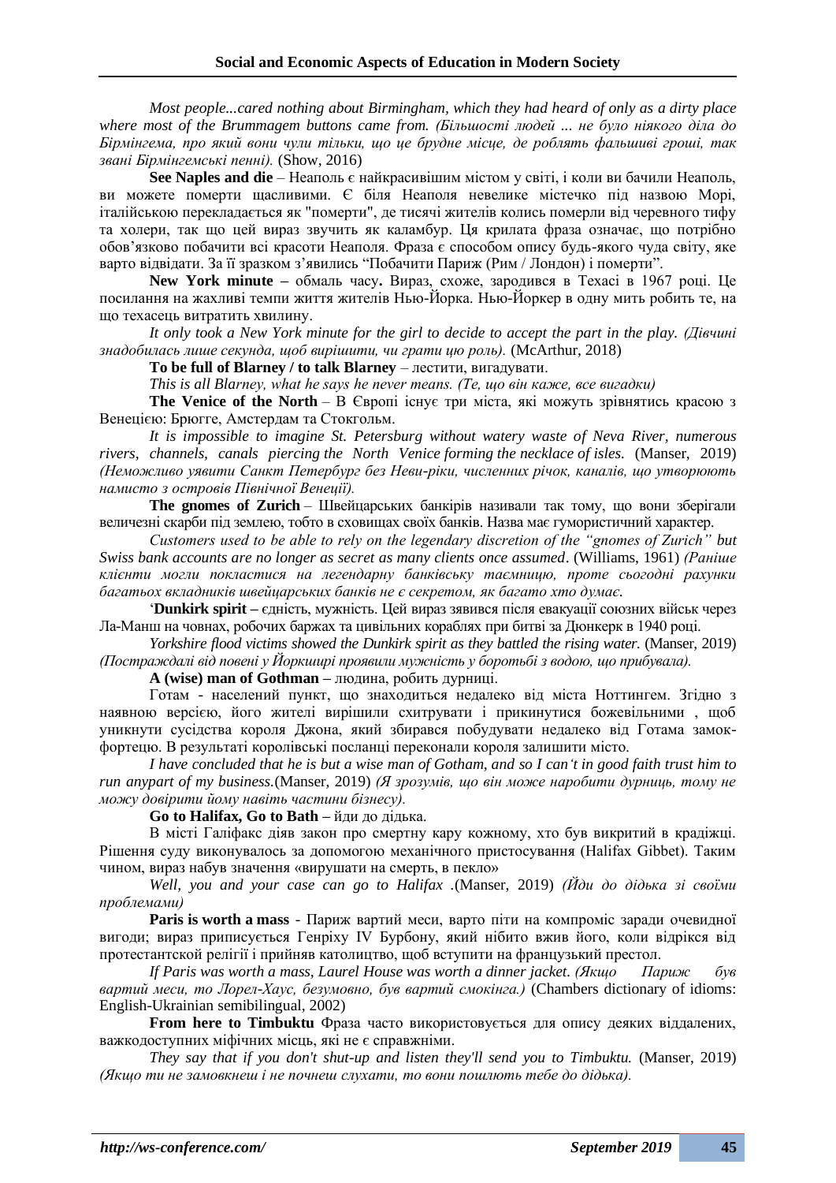*Most people...cared nothing about Birmingham, which they had heard of only as a dirty place where most of the Brummagem buttons came from. (Більшості людей ... не було ніякого діла до Бірмінгема, про який вони чули тільки, що це брудне місце, де роблять фальшиві гроші, так звані Бірмінгемські пенні).* (Show, 2016)

**See Naples and die** – Неаполь є найкрасивішим містом у світі, і коли ви бачили Неаполь, ви можете померти щасливими. Є біля Неаполя невелике містечко під назвою Морі, італійською перекладається як "померти", де тисячі жителів колись померли від черевного тифу та холери, так що цей вираз звучить як каламбур. Ця крилата фраза означає, що потрібно обов'язково побачити всі красоти Неаполя. Фраза є способом опису будь-якого чуда світу, яке варто відвідати. За її зразком з'явились "Побачити Париж (Рим / Лондон) і померти".

**New York minute –** обмаль часу**.** Вираз, схоже, зародився в Техасі в 1967 році. Це посилання на жахливі темпи життя жителів Нью-Йорка. Нью-Йоркер в одну мить робить те, на що техасець витратить хвилину.

*It only took a New York minute for the girl to decide to accept the part in the play. (Дівчині знадобилась лише секунда, щоб вирішити, чи грати цю роль).* (McArthur, 2018)

**To be full of Blarney / to talk Blarney** – лестити, вигадувати.

*This is all Blarney, what he says he never means. (Те, що він каже, все вигадки)*

**The Venice of the North** – В Європі існує три міста, які можуть зрівнятись красою з Венецією: Брюгге, Амстердам та Стокгольм.

*It is impossible to imagine St. Petersburg without watery waste of Neva River, numerous rivers, channels, canals piercing the North Venice forming the necklace of isles.* (Manser, 2019) *(Неможливо уявити Санкт Петербург без Неви-ріки, численних річок, каналів, що утворюють намисто з островів Північної Венеції).*

**The gnomes of Zurich** – Швейцарських банкірів називали так тому, що вони зберігали величезні скарби під землею, тобто в сховищах своїх банків. Назва має гумористичний характер.

*Customers used to be able to rely on the legendary discretion of the "gnomes of Zurich" but Swiss bank accounts are no longer as secret as many clients once assumed*. (Williams, 1961) *(Раніше клієнти могли покластися на легендарну банківську таємницю, проте сьогодні рахунки багатьох вкладників швейцарських банків не є секретом, як багато хто думає.*

'**Dunkirk spirit –** єдність, мужність. Цей вираз зявився після евакуації союзних військ через Ла-Манш на човнах, робочих баржах та цивільних кораблях при битві за Дюнкерк в 1940 році.

*Yorkshire flood victims showed the Dunkirk spirit as they battled the rising water.* (Manser, 2019) *(Постраждалі від повені у Йоркширі проявили мужність у боротьбі з водою, що прибувала).*

**A (wise) man of Gothman –** людина, робить дурниці.

Готам - населений пункт, що знаходиться недалеко від міста Ноттингем. Згідно з наявною версією, його жителі вирішили схитрувати і прикинутися божевільними , щоб уникнути сусідства короля Джона, який збирався побудувати недалеко від Готама замок-фортецю. В результаті королівські посланці переконали короля залишити місто.

*I have concluded that he is but a wise man of Gotham, and so I can't in good faith trust him to run anypart of my business.*(Manser, 2019) *(Я зрозумів, що він може наробити дурниць, тому не можу довірити йому навіть частини бізнесу).*

**Go to Halifax, Go to Bath –** йди до дідька.

В місті Галіфакс діяв закон про смертну кару кожному, хто був викритий в крадіжці. Рішення суду виконувалось за допомогою механічного пристосування (Halifax Gibbet). Таким чином, вираз набув значення «вирушати на смерть, в пекло»

*Well, you and your case can go to Halifax* .(Manser, 2019) *(Йди до дідька зі своїми проблемами)*

**Paris is worth a mass** - Париж вартий меси, варто піти на компроміс заради очевидної вигоди; вираз приписується Генріху IV Бурбону, який нібито вжив його, коли відрікся від протестантской релігії і прийняв католицтво, щоб вступити на французький престол.

*If Paris was worth a mass, Laurel House was worth a dinner jacket. (Якщо Париж був вартий меси, то Лорел-Хаус, безумовно, був вартий смокінга.)* (Chambers dictionary of idioms: English-Ukrainian semibilingual, 2002)

**From here to Timbuktu** Фраза часто використовується для опису деяких віддалених, важкодоступних міфічних місць, які не є справжніми.

*They say that if you don't shut-up and listen they'll send you to Timbuktu.* (Manser, 2019) *(Якщо ти не замовкнеш і не почнеш слухати, то вони пошлють тебе до дідька).*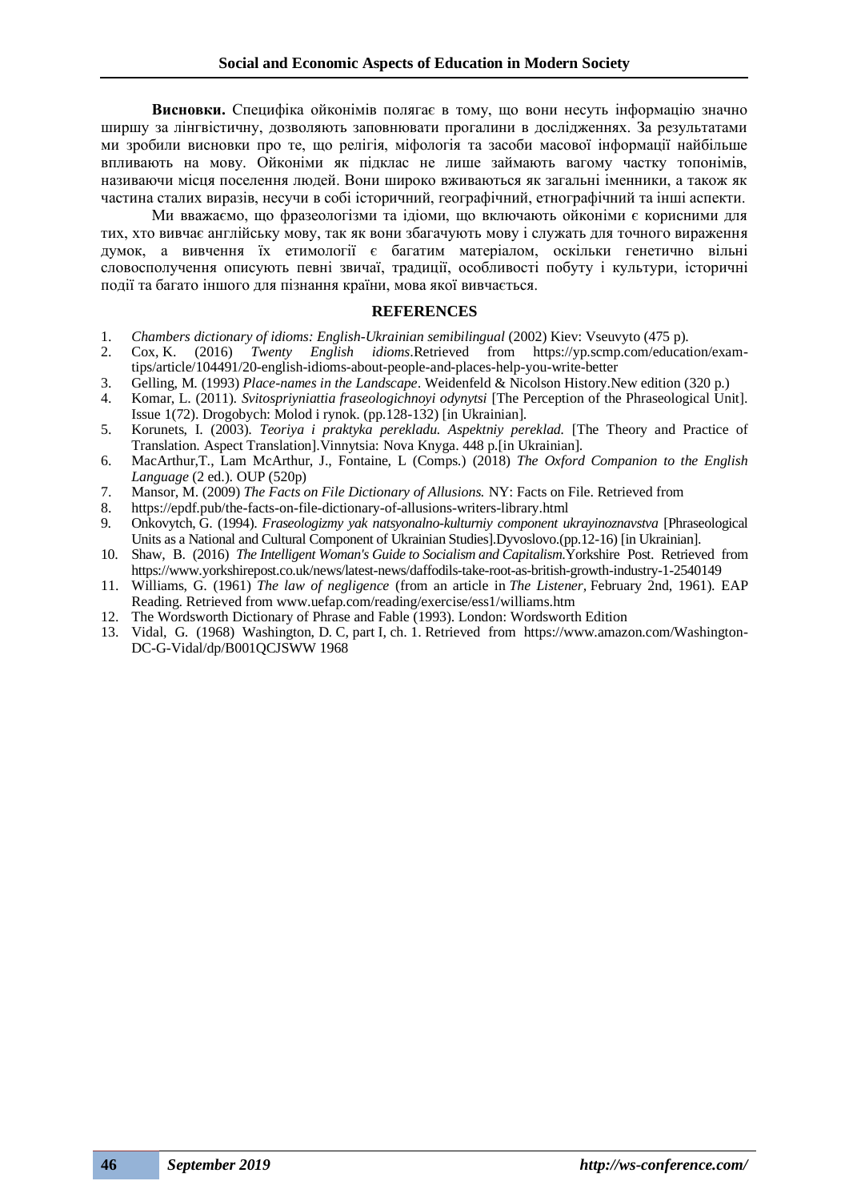**Висновки.** Специфіка ойконімів полягає в тому, що вони несуть інформацію значно ширшу за лінгвістичну, дозволяють заповнювати прогалини в дослідженнях. За результатами ми зробили висновки про те, що релігія, міфологія та засоби масової інформації найбільше впливають на мову. Ойконіми як підклас не лише займають вагому частку топонімів, називаючи місця поселення людей. Вони широко вживаються як загальні іменники, а також як частина сталих виразів, несучи в собі історичний, географічний, етнографічний та інші аспекти.

Ми вважаємо, що фразеологізми та ідіоми, що включають ойконіми є корисними для тих, хто вивчає англійську мову, так як вони збагачують мову і служать для точного вираження думок, а вивчення їх етимології є багатим матеріалом, оскільки генетично вільні словосполучення описують певні звичаї, традиції, особливості побуту і культури, історичні події та багато іншого для пізнання країни, мова якої вивчається.

## REFERENCES

1. *Chambers dictionary of idioms: English-Ukrainian semibilingual* (2002) Kiev: Vseuvyto (475 p).
2. Cox, K. (2016) *Twenty English idioms*.Retrieved from https://yp.scmp.com/education/exam-tips/article/104491/20-english-idioms-about-people-and-places-help-you-write-better
3. Gelling, M. (1993) *Place-names in the Landscape*. Weidenfeld & Nicolson History.New edition (320 p.)
4. Komar, L. (2011). *Svitospriyniattia fraseologichnoyi odynytsi* [The Perception of the Phraseological Unit]. Issue 1(72). Drogobych: Molod i rynok. (pp.128-132) [in Ukrainian].
5. Korunets, I. (2003). *Teoriya i praktyka perekladu. Aspektniy pereklad.* [The Theory and Practice of Translation. Aspect Translation].Vinnytsia: Nova Knyga. 448 p.[in Ukrainian].
6. MacArthur,T., Lam McArthur, J., Fontaine, L (Comps.) (2018) *The Oxford Companion to the English Language* (2 ed.). OUP (520p)
7. Mansor, M. (2009) *The Facts on File Dictionary of Allusions.* NY: Facts on File. Retrieved from
8. https://epdf.pub/the-facts-on-file-dictionary-of-allusions-writers-library.html
9. Onkovytch, G. (1994). *Fraseologizmy yak natsyonalno-kulturniy component ukrayinoznavstva* [Phraseological Units as a National and Cultural Component of Ukrainian Studies].Dyvoslovo.(pp.12-16) [in Ukrainian].
10. Shaw, B. (2016) *The Intelligent Woman's Guide to Socialism and Capitalism.*Yorkshire Post. Retrieved from https://www.yorkshirepost.co.uk/news/latest-news/daffodils-take-root-as-british-growth-industry-1-2540149
11. Williams, G. (1961) *The law of negligence* (from an article in *The Listener,* February 2nd, 1961). EAP Reading. Retrieved from www.uefap.com/reading/exercise/ess1/williams.htm
12. The Wordsworth Dictionary of Phrase and Fable (1993). London: Wordsworth Edition
13. Vidal, G. (1968) Washington, D. C, part I, ch. 1. Retrieved from https://www.amazon.com/Washington-DC-G-Vidal/dp/B001QCJSWW 1968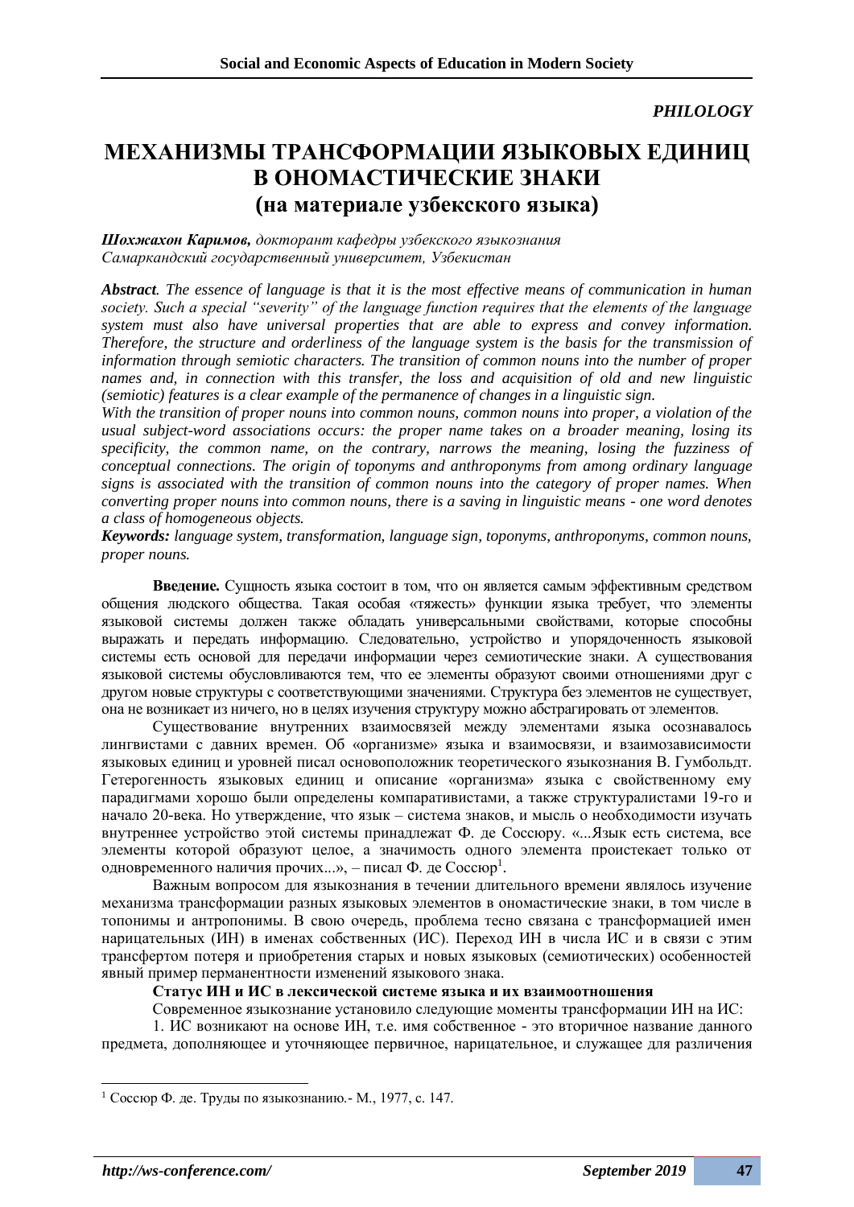*PHILOLOGY*

# МЕХАНИЗМЫ ТРАНСФОРМАЦИИ ЯЗЫКОВЫХ ЕДИНИЦ В ОНОМАСТИЧЕСКИЕ ЗНАКИ (на материале узбекского языка)

***Шохжахон Каримов,*** *докторант кафедры узбекского языкознания Самаркандский государственный университет, Узбекистан*

***Abstract****. The essence of language is that it is the most effective means of communication in human society. Such a special "severity" of the language function requires that the elements of the language system must also have universal properties that are able to express and convey information. Therefore, the structure and orderliness of the language system is the basis for the transmission of information through semiotic characters. The transition of common nouns into the number of proper names and, in connection with this transfer, the loss and acquisition of old and new linguistic (semiotic) features is a clear example of the permanence of changes in a linguistic sign.*

*With the transition of proper nouns into common nouns, common nouns into proper, a violation of the usual subject-word associations occurs: the proper name takes on a broader meaning, losing its specificity, the common name, on the contrary, narrows the meaning, losing the fuzziness of conceptual connections. The origin of toponyms and anthroponyms from among ordinary language signs is associated with the transition of common nouns into the category of proper names. When converting proper nouns into common nouns, there is a saving in linguistic means - one word denotes a class of homogeneous objects.*

***Keywords:*** *language system, transformation, language sign, toponyms, anthroponyms, common nouns, proper nouns.*

**Введение.** Сущность языка состоит в том, что он является самым эффективным средством общения людского общества. Такая особая «тяжесть» функции языка требует, что элементы языковой системы должен также обладать универсальными свойствами, которые способны выражать и передать информацию. Следовательно, устройство и упорядоченность языковой системы есть основой для передачи информации через семиотические знаки. А существования языковой системы обусловливаются тем, что ее элементы образуют своими отношениями друг с другом новые структуры с соответствующими значениями. Структура без элементов не существует, она не возникает из ничего, но в целях изучения структуру можно абстрагировать от элементов.

Существование внутренних взаимосвязей между элементами языка осознавалось лингвистами с давних времен. Об «организме» языка и взаимосвязи, и взаимозависимости языковых единиц и уровней писал основоположник теоретического языкознания В. Гумбольдт. Гетерогенность языковых единиц и описание «организма» языка с свойственному ему парадигмами хорошо были определены компаративистами, а также структуралистами 19-го и начало 20-века. Но утверждение, что язык – система знаков, и мысль о необходимости изучать внутреннее устройство этой системы принадлежат Ф. де Соссюру. «...Язык есть система, все элементы которой образуют целое, а значимость одного элемента проистекает только от одновременного наличия прочих...», – писал Ф. де Соссюр[1].

Важным вопросом для языкознания в течении длительного времени являлось изучение механизма трансформации разных языковых элементов в ономастические знаки, в том числе в топонимы и антропонимы. В свою очередь, проблема тесно связана с трансформацией имен нарицательных (ИН) в именах собственных (ИС). Переход ИН в числа ИС и в связи с этим трансфертом потеря и приобретения старых и новых языковых (семиотических) особенностей явный пример перманентности изменений языкового знака.

**Статус ИН и ИС в лексической системе языка и их взаимоотношения**

Современное языкознание установило следующие моменты трансформации ИН на ИС:

1. ИС возникают на основе ИН, т.е. имя собственное - это вторичное название данного предмета, дополняющее и уточняющее первичное, нарицательное, и служащее для различения

---

[1] Соссюр Ф. де. Труды по языкознанию.- М., 1977, с. 147.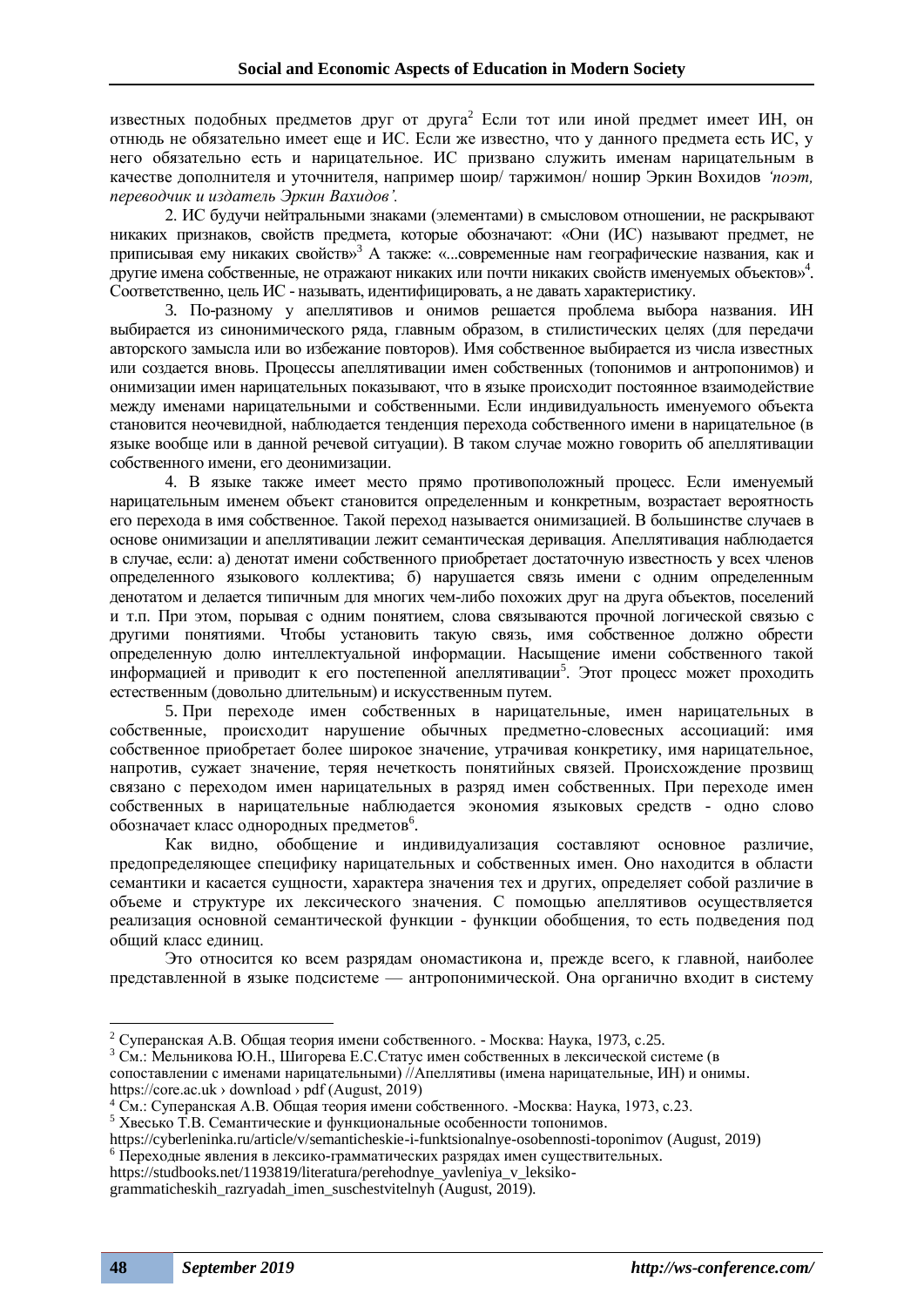известных подобных предметов друг от друга[2] Если тот или иной предмет имеет ИН, он отнюдь не обязательно имеет еще и ИС. Если же известно, что у данного предмета есть ИС, у него обязательно есть и нарицательное. ИС призвано служить именам нарицательным в качестве дополнителя и уточнителя, например шоир/ таржимон/ ношир Эркин Вохидов *'поэт, переводчик и издатель Эркин Вахидов'.*

2. ИС будучи нейтральными знаками (элементами) в смысловом отношении, не раскрывают никаких признаков, свойств предмета, которые обозначают: «Они (ИС) называют предмет, не приписывая ему никаких свойств»[3] А также: «...современные нам географические названия, как и другие имена собственные, не отражают никаких или почти никаких свойств именуемых объектов»[4]. Соответственно, цель ИС - называть, идентифицировать, а не давать характеристику.

3. По-разному у апеллятивов и онимов решается проблема выбора названия. ИН выбирается из синонимического ряда, главным образом, в стилистических целях (для передачи авторского замысла или во избежание повторов). Имя собственное выбирается из числа известных или создается вновь. Процессы апеллятивации имен собственных (топонимов и антропонимов) и онимизации имен нарицательных показывают, что в языке происходит постоянное взаимодействие между именами нарицательными и собственными. Если индивидуальность именуемого объекта становится неочевидной, наблюдается тенденция перехода собственного имени в нарицательное (в языке вообще или в данной речевой ситуации). В таком случае можно говорить об апеллятивации собственного имени, его деонимизации.

4. В языке также имеет место прямо противоположный процесс. Если именуемый нарицательным именем объект становится определенным и конкретным, возрастает вероятность его перехода в имя собственное. Такой переход называется онимизацией. В большинстве случаев в основе онимизации и апеллятивации лежит семантическая деривация. Апеллятивация наблюдается в случае, если: а) денотат имени собственного приобретает достаточную известность у всех членов определенного языкового коллектива; б) нарушается связь имени с одним определенным денотатом и делается типичным для многих чем-либо похожих друг на друга объектов, поселений и т.п. При этом, порывая с одним понятием, слова связываются прочной логической связью с другими понятиями. Чтобы установить такую связь, имя собственное должно обрести определенную долю интеллектуальной информации. Насыщение имени собственного такой информацией и приводит к его постепенной апеллятивации[5]. Этот процесс может проходить естественным (довольно длительным) и искусственным путем.

5. При переходе имен собственных в нарицательные, имен нарицательных в собственные, происходит нарушение обычных предметно-словесных ассоциаций: имя собственное приобретает более широкое значение, утрачивая конкретику, имя нарицательное, напротив, сужает значение, теряя нечеткость понятийных связей. Происхождение прозвищ связано с переходом имен нарицательных в разряд имен собственных. При переходе имен собственных в нарицательные наблюдается экономия языковых средств - одно слово обозначает класс однородных предметов[6].

Как видно, обобщение и индивидуализация составляют основное различие, предопределяющее специфику нарицательных и собственных имен. Оно находится в области семантики и касается сущности, характера значения тех и других, определяет собой различие в объеме и структуре их лексического значения. С помощью апеллятивов осуществляется реализация основной семантической функции - функции обобщения, то есть подведения под общий класс единиц.

Это относится ко всем разрядам ономастикона и, прежде всего, к главной, наиболее представленной в языке подсистеме — антропонимической. Она органично входит в систему

---

[2] Суперанская А.В. Общая теория имени собственного. - Москва: Наука, 1973, с.25.
[3] См.: Мельникова Ю.Н., Шигорева Е.С.Статус имен собственных в лексической системе (в сопоставлении с именами нарицательными) //Апеллятивы (имена нарицательные, ИН) и онимы. https://core.ac.uk › download › pdf (August, 2019)
[4] См.: Суперанская А.В. Общая теория имени собственного. -Москва: Наука, 1973, с.23.
[5] Хвесько Т.В. Семантические и функциональные особенности топонимов. https://cyberleninka.ru/article/v/semanticheskie-i-funktsionalnye-osobennosti-toponimov (August, 2019)
[6] Переходные явления в лексико-грамматических разрядах имен существительных. https://studbooks.net/1193819/literatura/perehodnye_yavleniya_v_leksiko-grammaticheskih_razryadah_imen_suschestvitelnyh (August, 2019).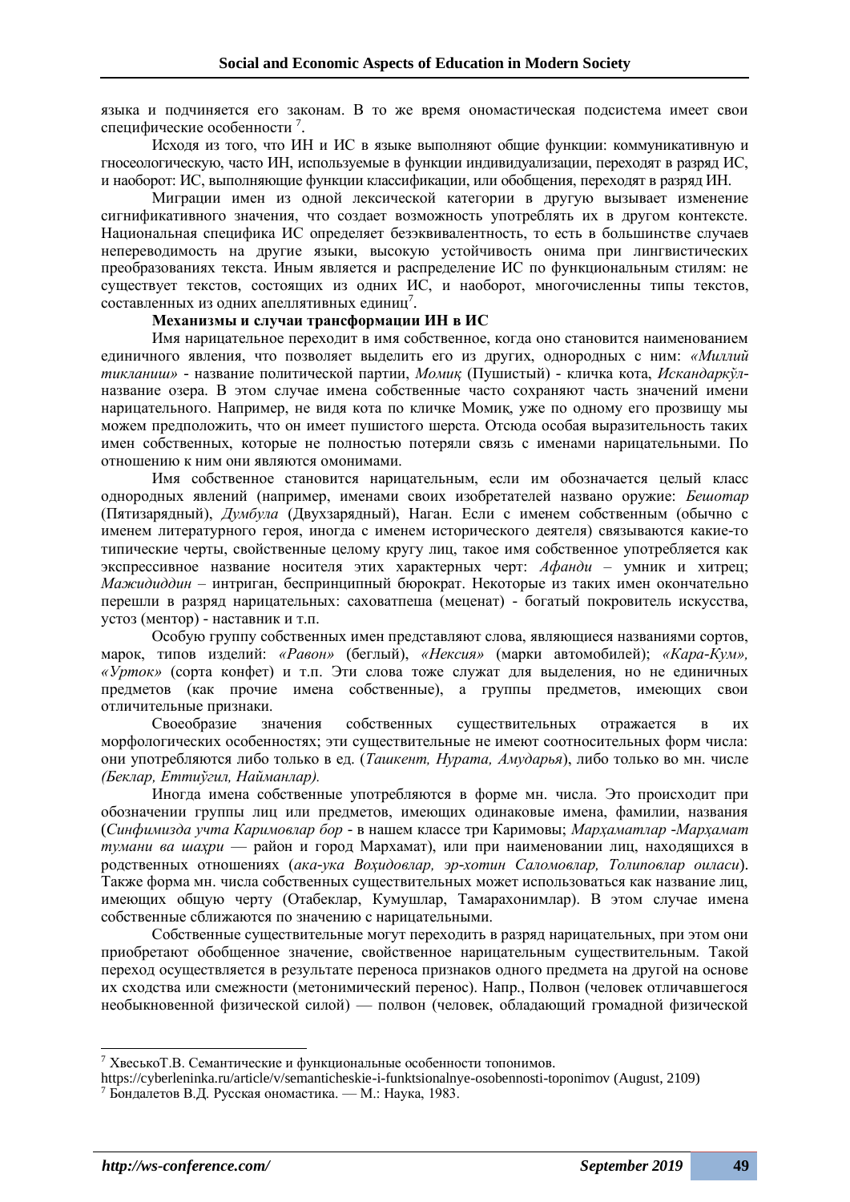языка и подчиняется его законам. В то же время ономастическая подсистема имеет свои специфические особенности [7].

Исходя из того, что ИН и ИС в языке выполняют общие функции: коммуникативную и гносеологическую, часто ИН, используемые в функции индивидуализации, переходят в разряд ИС, и наоборот: ИС, выполняющие функции классификации, или обобщения, переходят в разряд ИН.

Миграции имен из одной лексической категории в другую вызывает изменение сигнификативного значения, что создает возможность употреблять их в другом контексте. Национальная специфика ИС определяет безэквивалентность, то есть в большинстве случаев непереводимость на другие языки, высокую устойчивость онима при лингвистических преобразованиях текста. Иным является и распределение ИС по функциональным стилям: не существует текстов, состоящих из одних ИС, и наоборот, многочисленны типы текстов, составленных из одних апеллятивных единиц[7].

**Механизмы и случаи трансформации ИН в ИС**

Имя нарицательное переходит в имя собственное, когда оно становится наименованием единичного явления, что позволяет выделить его из других, однородных с ним: *«Миллий тикланиш»* - название политической партии, *Момиқ* (Пушистый) - кличка кота, *Искандаркўл*- название озера. В этом случае имена собственные часто сохраняют часть значений имени нарицательного. Например, не видя кота по кличке Момиқ, уже по одному его прозвищу мы можем предположить, что он имеет пушистого шерста. Отсюда особая выразительность таких имен собственных, которые не полностью потеряли связь с именами нарицательными. По отношению к ним они являются омонимами.

Имя собственное становится нарицательным, если им обозначается целый класс однородных явлений (например, именами своих изобретателей названо оружие: *Бешотар* (Пятизарядный), *Думбула* (Двухзарядный), Наган. Если с именем собственным (обычно с именем литературного героя, иногда с именем исторического деятеля) связываются какие-то типические черты, свойственные целому кругу лиц, такое имя собственное употребляется как экспрессивное название носителя этих характерных черт: *Афанди* – умник и хитрец; *Мажидиддин* – интриган, беспринципный бюрократ. Некоторые из таких имен окончательно перешли в разряд нарицательных: саховатпеша (меценат) - богатый покровитель искусства, устоз (ментор) - наставник и т.п.

Особую группу собственных имен представляют слова, являющиеся названиями сортов, марок, типов изделий: *«Равон»* (беглый), *«Нексия»* (марки автомобилей); *«Кара-Кум», «Урток»* (сорта конфет) и т.п. Эти слова тоже служат для выделения, но не единичных предметов (как прочие имена собственные), а группы предметов, имеющих свои отличительные признаки.

Своеобразие значения собственных существительных отражается в их морфологических особенностях; эти существительные не имеют соотносительных форм числа: они употребляются либо только в ед. (*Ташкент, Нурата, Амударья*), либо только во мн. числе *(Беклар, Еттиўгил, Найманлар).*

Иногда имена собственные употребляются в форме мн. числа. Это происходит при обозначении группы лиц или предметов, имеющих одинаковые имена, фамилии, названия (*Синфимизда учта Каримовлар бор* - в нашем классе три Каримовы; *Марҳаматлар -Марҳамат тумани ва шаҳри* — район и город Мархамат), или при наименовании лиц, находящихся в родственных отношениях (*ака-ука Воҳидовлар, эр-хотин Саломовлар, Толиповлар оиласи*). Также форма мн. числа собственных существительных может использоваться как название лиц, имеющих общую черту (Отабеклар, Кумушлар, Тамарахонимлар). В этом случае имена собственные сближаются по значению с нарицательными.

Собственные существительные могут переходить в разряд нарицательных, при этом они приобретают обобщенное значение, свойственное нарицательным существительным. Такой переход осуществляется в результате переноса признаков одного предмета на другой на основе их сходства или смежности (метонимический перенос). Напр., Полвон (человек отличавшегося необыкновенной физической силой) — полвон (человек, обладающий громадной физической

---

[7] ХвеськоТ.В. Семантические и функциональные особенности топонимов. https://cyberleninka.ru/article/v/semanticheskie-i-funktsionalnye-osobennosti-toponimov (August, 2109)

[7] Бондалетов В.Д. Русская ономастика. — М.: Наука, 1983.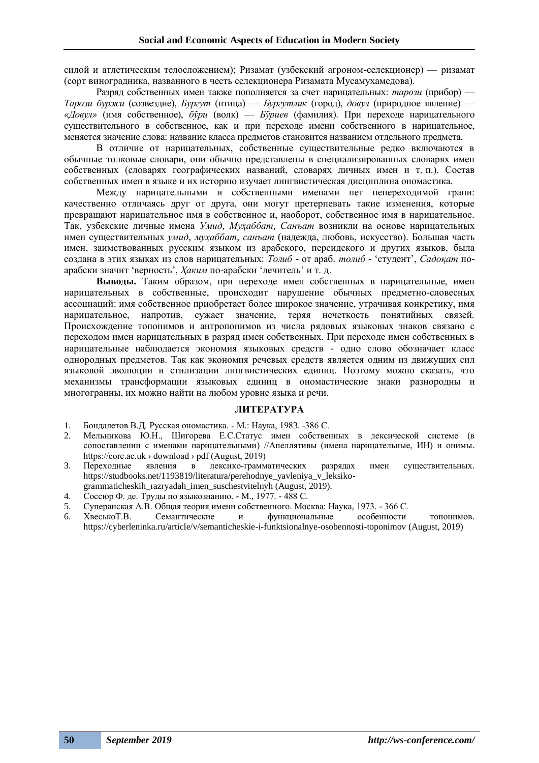силой и атлетическим телосложением); Ризамат (узбекский агроном-селекционер) — ризамат (сорт виноградника, названного в честь селекционера Ризамата Мусамухамедова).

Разряд собственных имен также пополняется за счет нарицательных: *тарози* (прибор) — *Тарози буржи* (созвездие), *Бургут* (птица) — *Бургутлик* (город), *довул* (природное явление) — *«Довул»* (имя собственное), *бўри* (волк) — *Бўриев* (фамилия). При переходе нарицательного существительного в собственное, как и при переходе имени собственного в нарицательное, меняется значение слова: название класса предметов становится названием отдельного предмета.

В отличие от нарицательных, собственные существительные редко включаются в обычные толковые словари, они обычно представлены в специализированных словарях имен собственных (словарях географических названий, словарях личных имен и т. п.). Состав собственных имен в языке и их историю изучает лингвистическая дисциплина ономастика.

Между нарицательными и собственными именами нет непереходимой грани: качественно отличаясь друг от друга, они могут претерпевать такие изменения, которые превращают нарицательное имя в собственное и, наоборот, собственное имя в нарицательное. Так, узбекские личные имена *Умид, Муҳаббат, Санъат* возникли на основе нарицательных имен существительных *умид, муҳаббат, санъат* (надежда, любовь, искусство). Большая часть имен, заимствованных русским языком из арабского, персидского и других языков, была создана в этих языках из слов нарицательных: *Толиб* - от араб. *толиб* - ‘студент’, *Садоқат* по-арабски значит ‘верность’, *Ҳаким* по-арабски ‘лечитель’ и т. д.

**Выводы.** Таким образом, при переходе имен собственных в нарицательные, имен нарицательных в собственные, происходит нарушение обычных предметно-словесных ассоциаций: имя собственное приобретает более широкое значение, утрачивая конкретику, имя нарицательное, напротив, сужает значение, теряя нечеткость понятийных связей. Происхождение топонимов и антропонимов из числа рядовых языковых знаков связано с переходом имен нарицательных в разряд имен собственных. При переходе имен собственных в нарицательные наблюдается экономия языковых средств - одно слово обозначает класс однородных предметов. Так как экономия речевых средств является одним из движущих сил языковой эволюции и стилизации лингвистических единиц. Поэтому можно сказать, что механизмы трансформации языковых единиц в ономастические знаки разнородны и многогранны, их можно найти на любом уровне языка и речи.

## ЛИТЕРАТУРА

1. Бондалетов В.Д. Русская ономастика. - М.: Наука, 1983. -386 С.
2. Мельникова Ю.Н., Шигорева Е.С.Статус имен собственных в лексической системе (в сопоставлении с именами нарицательными) //Апеллятивы (имена нарицательные, ИН) и онимы. https://core.ac.uk › download › pdf (August, 2019)
3. Переходные явления в лексико-грамматических разрядах имен существительных. https://studbooks.net/1193819/literatura/perehodnye_yavleniya_v_leksiko-grammaticheskih_razryadah_imen_suschestvitelnyh (August, 2019).
4. Соссюр Ф. де. Труды по языкознанию. - М., 1977. - 488 С.
5. Суперанская А.В. Общая теория имени собственного. Москва: Наука, 1973. - 366 С.
6. ХвеськоТ.В. Семантические и функциональные особенности топонимов. https://cyberleninka.ru/article/v/semanticheskie-i-funktsionalnye-osobennosti-toponimov (August, 2019)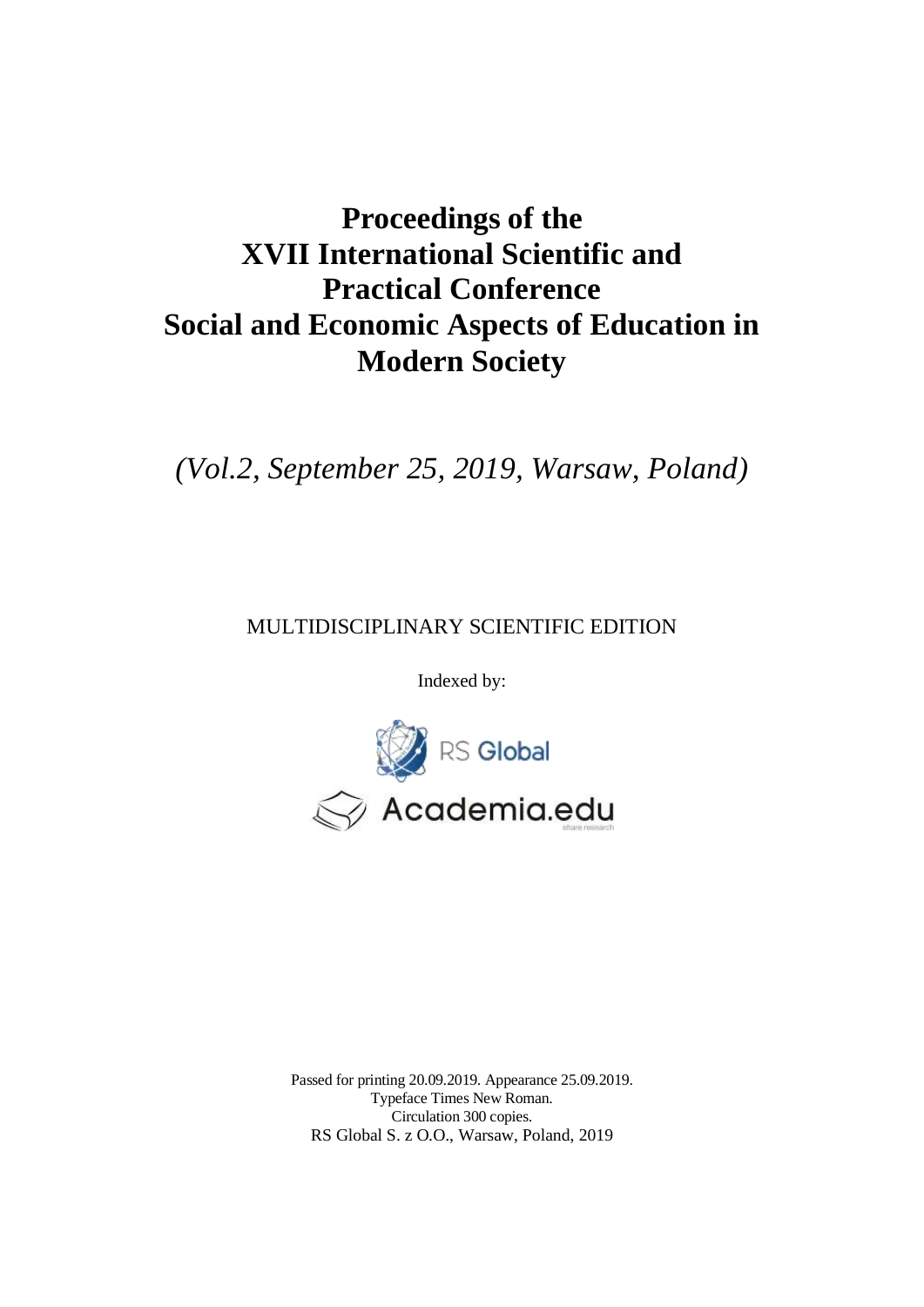# Proceedings of the XVII International Scientific and Practical Conference Social and Economic Aspects of Education in Modern Society

*(Vol.2, September 25, 2019, Warsaw, Poland)*

MULTIDISCIPLINARY SCIENTIFIC EDITION

Indexed by:

RS Global

Academia.edu

Passed for printing 20.09.2019. Appearance 25.09.2019.
Typeface Times New Roman.
Circulation 300 copies.
RS Global S. z O.O., Warsaw, Poland, 2019